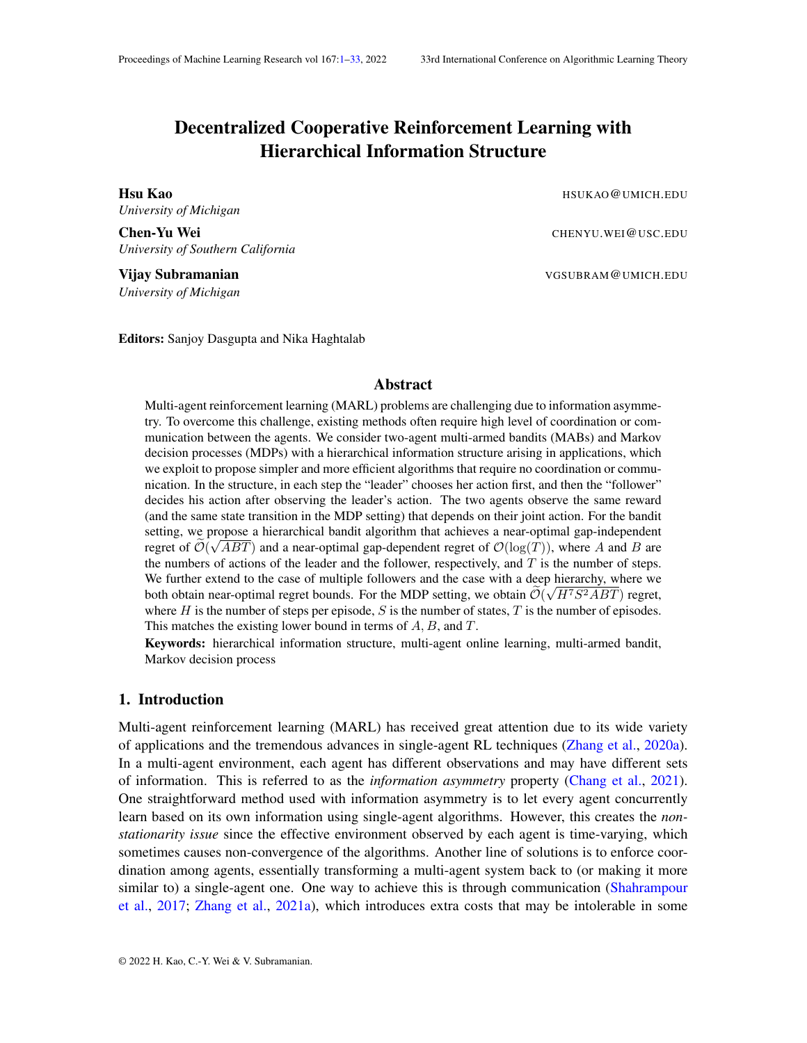# Decentralized Cooperative Reinforcement Learning with Hierarchical Information Structure

**Hsu Kao** HSUKAO@UMICH.EDU
*University of Michigan*

**Chen-Yu Wei** CHENYU.WEI@USC.EDU
*University of Southern California*

**Vijay Subramanian** VGSUBRAM@UMICH.EDU
*University of Michigan*

**Editors:** Sanjoy Dasgupta and Nika Haghtalab

## Abstract

Multi-agent reinforcement learning (MARL) problems are challenging due to information asymmetry. To overcome this challenge, existing methods often require high level of coordination or communication between the agents. We consider two-agent multi-armed bandits (MABs) and Markov decision processes (MDPs) with a hierarchical information structure arising in applications, which we exploit to propose simpler and more efficient algorithms that require no coordination or communication. In the structure, in each step the "leader" chooses her action first, and then the "follower" decides his action after observing the leader's action. The two agents observe the same reward (and the same state transition in the MDP setting) that depends on their joint action. For the bandit setting, we propose a hierarchical bandit algorithm that achieves a near-optimal gap-independent regret of $\widetilde{\mathcal{O}}(\sqrt{ABT})$ and a near-optimal gap-dependent regret of $\mathcal{O}(\log(T))$, where $A$ and $B$ are the numbers of actions of the leader and the follower, respectively, and $T$ is the number of steps. We further extend to the case of multiple followers and the case with a deep hierarchy, where we both obtain near-optimal regret bounds. For the MDP setting, we obtain $\widetilde{\mathcal{O}}(\sqrt{H^7S^2ABT})$ regret, where $H$ is the number of steps per episode, $S$ is the number of states, $T$ is the number of episodes. This matches the existing lower bound in terms of $A$, $B$, and $T$.

**Keywords:** hierarchical information structure, multi-agent online learning, multi-armed bandit, Markov decision process

## 1. Introduction

Multi-agent reinforcement learning (MARL) has received great attention due to its wide variety of applications and the tremendous advances in single-agent RL techniques (Zhang et al., 2020a). In a multi-agent environment, each agent has different observations and may have different sets of information. This is referred to as the *information asymmetry* property (Chang et al., 2021). One straightforward method used with information asymmetry is to let every agent concurrently learn based on its own information using single-agent algorithms. However, this creates the *non-stationarity issue* since the effective environment observed by each agent is time-varying, which sometimes causes non-convergence of the algorithms. Another line of solutions is to enforce coordination among agents, essentially transforming a multi-agent system back to (or making it more similar to) a single-agent one. One way to achieve this is through communication (Shahrampour et al., 2017; Zhang et al., 2021a), which introduces extra costs that may be intolerable in some

© 2022 H. Kao, C.-Y. Wei & V. Subramanian.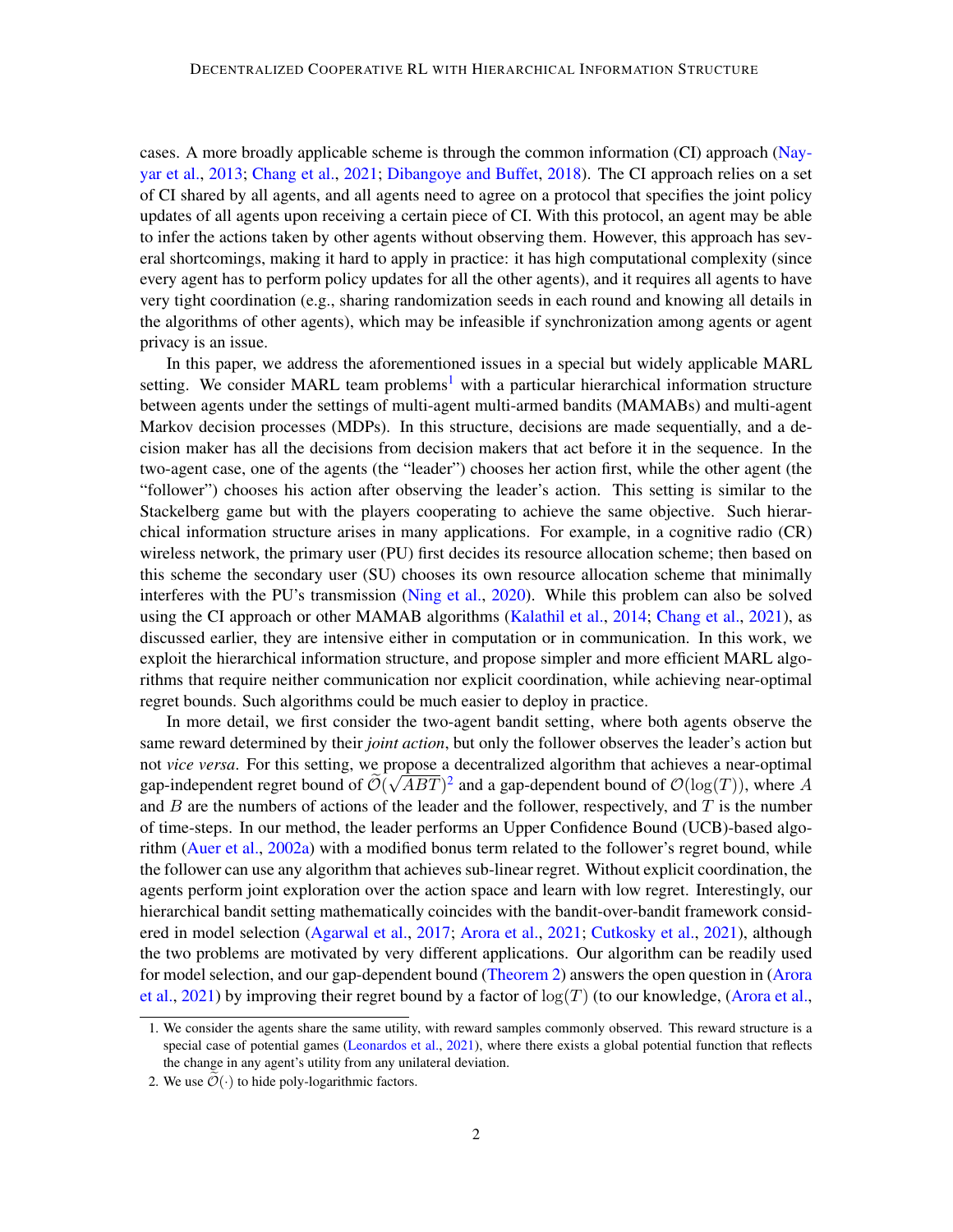cases. A more broadly applicable scheme is through the common information (CI) approach (Nayyar et al., 2013; Chang et al., 2021; Dibangoye and Buffet, 2018). The CI approach relies on a set of CI shared by all agents, and all agents need to agree on a protocol that specifies the joint policy updates of all agents upon receiving a certain piece of CI. With this protocol, an agent may be able to infer the actions taken by other agents without observing them. However, this approach has several shortcomings, making it hard to apply in practice: it has high computational complexity (since every agent has to perform policy updates for all the other agents), and it requires all agents to have very tight coordination (e.g., sharing randomization seeds in each round and knowing all details in the algorithms of other agents), which may be infeasible if synchronization among agents or agent privacy is an issue.

In this paper, we address the aforementioned issues in a special but widely applicable MARL setting. We consider MARL team problems[1] with a particular hierarchical information structure between agents under the settings of multi-agent multi-armed bandits (MAMABs) and multi-agent Markov decision processes (MDPs). In this structure, decisions are made sequentially, and a decision maker has all the decisions from decision makers that act before it in the sequence. In the two-agent case, one of the agents (the "leader") chooses her action first, while the other agent (the "follower") chooses his action after observing the leader's action. This setting is similar to the Stackelberg game but with the players cooperating to achieve the same objective. Such hierarchical information structure arises in many applications. For example, in a cognitive radio (CR) wireless network, the primary user (PU) first decides its resource allocation scheme; then based on this scheme the secondary user (SU) chooses its own resource allocation scheme that minimally interferes with the PU's transmission (Ning et al., 2020). While this problem can also be solved using the CI approach or other MAMAB algorithms (Kalathil et al., 2014; Chang et al., 2021), as discussed earlier, they are intensive either in computation or in communication. In this work, we exploit the hierarchical information structure, and propose simpler and more efficient MARL algorithms that require neither communication nor explicit coordination, while achieving near-optimal regret bounds. Such algorithms could be much easier to deploy in practice.

In more detail, we first consider the two-agent bandit setting, where both agents observe the same reward determined by their *joint action*, but only the follower observes the leader's action but not *vice versa*. For this setting, we propose a decentralized algorithm that achieves a near-optimal gap-independent regret bound of $\widetilde{\mathcal{O}}(\sqrt{ABT})$[2] and a gap-dependent bound of $\mathcal{O}(\log(T))$, where $A$ and $B$ are the numbers of actions of the leader and the follower, respectively, and $T$ is the number of time-steps. In our method, the leader performs an Upper Confidence Bound (UCB)-based algorithm (Auer et al., 2002a) with a modified bonus term related to the follower's regret bound, while the follower can use any algorithm that achieves sub-linear regret. Without explicit coordination, the agents perform joint exploration over the action space and learn with low regret. Interestingly, our hierarchical bandit setting mathematically coincides with the bandit-over-bandit framework considered in model selection (Agarwal et al., 2017; Arora et al., 2021; Cutkosky et al., 2021), although the two problems are motivated by very different applications. Our algorithm can be readily used for model selection, and our gap-dependent bound (Theorem 2) answers the open question in (Arora et al., 2021) by improving their regret bound by a factor of $\log(T)$ (to our knowledge, (Arora et al.,

1. We consider the agents share the same utility, with reward samples commonly observed. This reward structure is a special case of potential games (Leonardos et al., 2021), where there exists a global potential function that reflects the change in any agent's utility from any unilateral deviation.

2. We use $\widetilde{\mathcal{O}}(\cdot)$ to hide poly-logarithmic factors.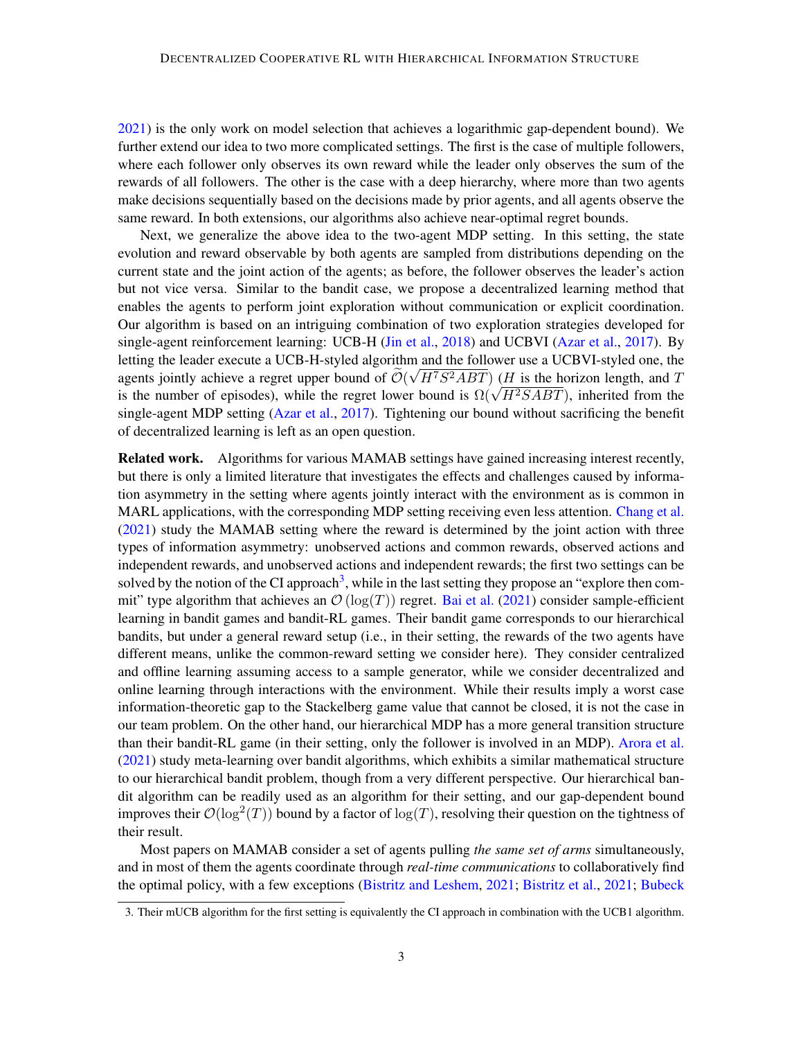2021) is the only work on model selection that achieves a logarithmic gap-dependent bound). We further extend our idea to two more complicated settings. The first is the case of multiple followers, where each follower only observes its own reward while the leader only observes the sum of the rewards of all followers. The other is the case with a deep hierarchy, where more than two agents make decisions sequentially based on the decisions made by prior agents, and all agents observe the same reward. In both extensions, our algorithms also achieve near-optimal regret bounds.

Next, we generalize the above idea to the two-agent MDP setting. In this setting, the state evolution and reward observable by both agents are sampled from distributions depending on the current state and the joint action of the agents; as before, the follower observes the leader's action but not vice versa. Similar to the bandit case, we propose a decentralized learning method that enables the agents to perform joint exploration without communication or explicit coordination. Our algorithm is based on an intriguing combination of two exploration strategies developed for single-agent reinforcement learning: UCB-H (Jin et al., 2018) and UCBVI (Azar et al., 2017). By letting the leader execute a UCB-H-styled algorithm and the follower use a UCBVI-styled one, the agents jointly achieve a regret upper bound of $\widetilde{\mathcal{O}}(\sqrt{H^7S^2ABT})$ ($H$ is the horizon length, and $T$ is the number of episodes), while the regret lower bound is $\Omega(\sqrt{H^2SABT})$, inherited from the single-agent MDP setting (Azar et al., 2017). Tightening our bound without sacrificing the benefit of decentralized learning is left as an open question.

**Related work.** Algorithms for various MAMAB settings have gained increasing interest recently, but there is only a limited literature that investigates the effects and challenges caused by information asymmetry in the setting where agents jointly interact with the environment as is common in MARL applications, with the corresponding MDP setting receiving even less attention. Chang et al. (2021) study the MAMAB setting where the reward is determined by the joint action with three types of information asymmetry: unobserved actions and common rewards, observed actions and independent rewards, and unobserved actions and independent rewards; the first two settings can be solved by the notion of the CI approach[3], while in the last setting they propose an "explore then commit" type algorithm that achieves an $\mathcal{O}(\log(T))$ regret. Bai et al. (2021) consider sample-efficient learning in bandit games and bandit-RL games. Their bandit game corresponds to our hierarchical bandits, but under a general reward setup (i.e., in their setting, the rewards of the two agents have different means, unlike the common-reward setting we consider here). They consider centralized and offline learning assuming access to a sample generator, while we consider decentralized and online learning through interactions with the environment. While their results imply a worst case information-theoretic gap to the Stackelberg game value that cannot be closed, it is not the case in our team problem. On the other hand, our hierarchical MDP has a more general transition structure than their bandit-RL game (in their setting, only the follower is involved in an MDP). Arora et al. (2021) study meta-learning over bandit algorithms, which exhibits a similar mathematical structure to our hierarchical bandit problem, though from a very different perspective. Our hierarchical bandit algorithm can be readily used as an algorithm for their setting, and our gap-dependent bound improves their $\mathcal{O}(\log^2(T))$ bound by a factor of $\log(T)$, resolving their question on the tightness of their result.

Most papers on MAMAB consider a set of agents pulling *the same set of arms* simultaneously, and in most of them the agents coordinate through *real-time communications* to collaboratively find the optimal policy, with a few exceptions (Bistritz and Leshem, 2021; Bistritz et al., 2021; Bubeck

3. Their mUCB algorithm for the first setting is equivalently the CI approach in combination with the UCB1 algorithm.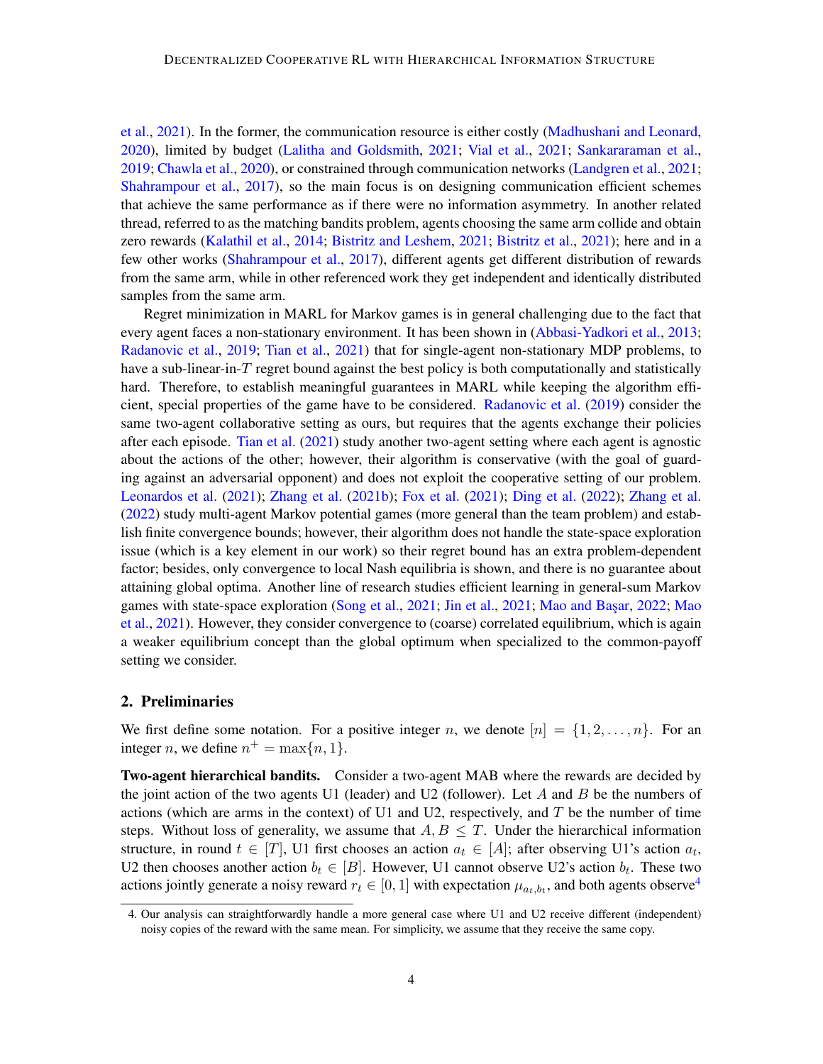et al., 2021). In the former, the communication resource is either costly (Madhushani and Leonard, 2020), limited by budget (Lalitha and Goldsmith, 2021; Vial et al., 2021; Sankararaman et al., 2019; Chawla et al., 2020), or constrained through communication networks (Landgren et al., 2021; Shahrampour et al., 2017), so the main focus is on designing communication efficient schemes that achieve the same performance as if there were no information asymmetry. In another related thread, referred to as the matching bandits problem, agents choosing the same arm collide and obtain zero rewards (Kalathil et al., 2014; Bistritz and Leshem, 2021; Bistritz et al., 2021); here and in a few other works (Shahrampour et al., 2017), different agents get different distribution of rewards from the same arm, while in other referenced work they get independent and identically distributed samples from the same arm.

Regret minimization in MARL for Markov games is in general challenging due to the fact that every agent faces a non-stationary environment. It has been shown in (Abbasi-Yadkori et al., 2013; Radanovic et al., 2019; Tian et al., 2021) that for single-agent non-stationary MDP problems, to have a sub-linear-in-$T$ regret bound against the best policy is both computationally and statistically hard. Therefore, to establish meaningful guarantees in MARL while keeping the algorithm efficient, special properties of the game have to be considered. Radanovic et al. (2019) consider the same two-agent collaborative setting as ours, but requires that the agents exchange their policies after each episode. Tian et al. (2021) study another two-agent setting where each agent is agnostic about the actions of the other; however, their algorithm is conservative (with the goal of guarding against an adversarial opponent) and does not exploit the cooperative setting of our problem. Leonardos et al. (2021); Zhang et al. (2021b); Fox et al. (2021); Ding et al. (2022); Zhang et al. (2022) study multi-agent Markov potential games (more general than the team problem) and establish finite convergence bounds; however, their algorithm does not handle the state-space exploration issue (which is a key element in our work) so their regret bound has an extra problem-dependent factor; besides, only convergence to local Nash equilibria is shown, and there is no guarantee about attaining global optima. Another line of research studies efficient learning in general-sum Markov games with state-space exploration (Song et al., 2021; Jin et al., 2021; Mao and Başar, 2022; Mao et al., 2021). However, they consider convergence to (coarse) correlated equilibrium, which is again a weaker equilibrium concept than the global optimum when specialized to the common-payoff setting we consider.

## 2. Preliminaries

We first define some notation. For a positive integer $n$, we denote $[n] = \{1, 2, \ldots, n\}$. For an integer $n$, we define $n^+ = \max\{n, 1\}$.

**Two-agent hierarchical bandits.** Consider a two-agent MAB where the rewards are decided by the joint action of the two agents U1 (leader) and U2 (follower). Let $A$ and $B$ be the numbers of actions (which are arms in the context) of U1 and U2, respectively, and $T$ be the number of time steps. Without loss of generality, we assume that $A, B \leq T$. Under the hierarchical information structure, in round $t \in [T]$, U1 first chooses an action $a_t \in [A]$; after observing U1's action $a_t$, U2 then chooses another action $b_t \in [B]$. However, U1 cannot observe U2's action $b_t$. These two actions jointly generate a noisy reward $r_t \in [0, 1]$ with expectation $\mu_{a_t, b_t}$, and both agents observe[4]

4. Our analysis can straightforwardly handle a more general case where U1 and U2 receive different (independent) noisy copies of the reward with the same mean. For simplicity, we assume that they receive the same copy.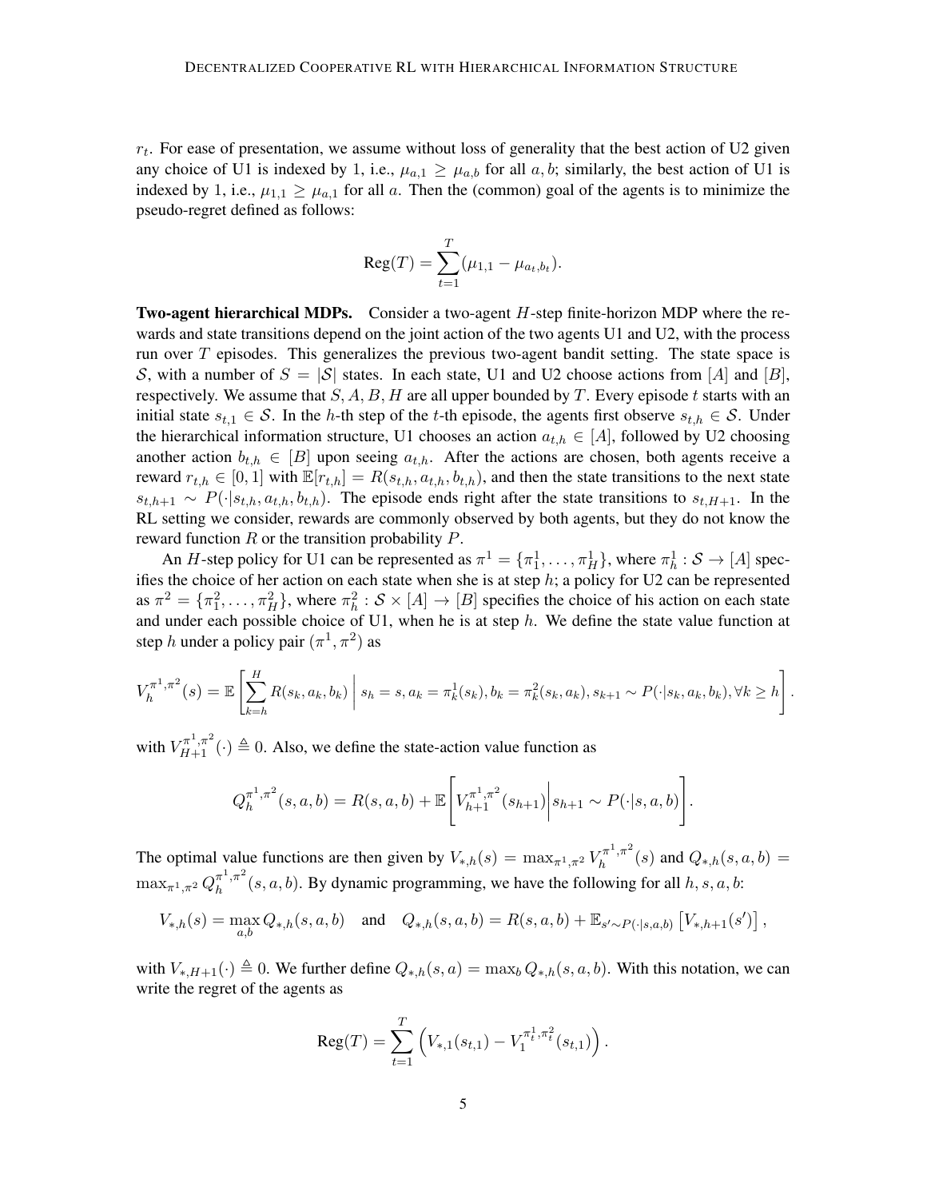$r_t$. For ease of presentation, we assume without loss of generality that the best action of U2 given any choice of U1 is indexed by 1, i.e., $\mu_{a,1} \geq \mu_{a,b}$ for all $a, b$; similarly, the best action of U1 is indexed by 1, i.e., $\mu_{1,1} \geq \mu_{a,1}$ for all $a$. Then the (common) goal of the agents is to minimize the pseudo-regret defined as follows:

$$\text{Reg}(T) = \sum_{t=1}^{T} (\mu_{1,1} - \mu_{a_t,b_t}).$$

**Two-agent hierarchical MDPs.** Consider a two-agent $H$-step finite-horizon MDP where the rewards and state transitions depend on the joint action of the two agents U1 and U2, with the process run over $T$ episodes. This generalizes the previous two-agent bandit setting. The state space is $\mathcal{S}$, with a number of $S = |\mathcal{S}|$ states. In each state, U1 and U2 choose actions from $[A]$ and $[B]$, respectively. We assume that $S, A, B, H$ are all upper bounded by $T$. Every episode $t$ starts with an initial state $s_{t,1} \in \mathcal{S}$. In the $h$-th step of the $t$-th episode, the agents first observe $s_{t,h} \in \mathcal{S}$. Under the hierarchical information structure, U1 chooses an action $a_{t,h} \in [A]$, followed by U2 choosing another action $b_{t,h} \in [B]$ upon seeing $a_{t,h}$. After the actions are chosen, both agents receive a reward $r_{t,h} \in [0,1]$ with $\mathbb{E}[r_{t,h}] = R(s_{t,h}, a_{t,h}, b_{t,h})$, and then the state transitions to the next state $s_{t,h+1} \sim P(\cdot|s_{t,h}, a_{t,h}, b_{t,h})$. The episode ends right after the state transitions to $s_{t,H+1}$. In the RL setting we consider, rewards are commonly observed by both agents, but they do not know the reward function $R$ or the transition probability $P$.

An $H$-step policy for U1 can be represented as $\pi^1 = \{\pi^1_1, \ldots, \pi^1_H\}$, where $\pi^1_h : \mathcal{S} \to [A]$ specifies the choice of her action on each state when she is at step $h$; a policy for U2 can be represented as $\pi^2 = \{\pi^2_1, \ldots, \pi^2_H\}$, where $\pi^2_h : \mathcal{S} \times [A] \to [B]$ specifies the choice of his action on each state and under each possible choice of U1, when he is at step $h$. We define the state value function at step $h$ under a policy pair $(\pi^1, \pi^2)$ as

$$V_h^{\pi^1,\pi^2}(s) = \mathbb{E}\left[\sum_{k=h}^{H} R(s_k, a_k, b_k) \,\middle|\, s_h = s, a_k = \pi^1_k(s_k), b_k = \pi^2_k(s_k, a_k), s_{k+1} \sim P(\cdot|s_k, a_k, b_k), \forall k \geq h\right].$$

with $V_{H+1}^{\pi^1,\pi^2}(\cdot) \triangleq 0$. Also, we define the state-action value function as

$$Q_h^{\pi^1,\pi^2}(s, a, b) = R(s, a, b) + \mathbb{E}\left[V_{h+1}^{\pi^1,\pi^2}(s_{h+1}) \middle| s_{h+1} \sim P(\cdot|s, a, b)\right].$$

The optimal value functions are then given by $V_{*,h}(s) = \max_{\pi^1,\pi^2} V_h^{\pi^1,\pi^2}(s)$ and $Q_{*,h}(s, a, b) = \max_{\pi^1,\pi^2} Q_h^{\pi^1,\pi^2}(s, a, b)$. By dynamic programming, we have the following for all $h, s, a, b$:

$$V_{*,h}(s) = \max_{a,b} Q_{*,h}(s, a, b) \quad \text{and} \quad Q_{*,h}(s, a, b) = R(s, a, b) + \mathbb{E}_{s' \sim P(\cdot|s,a,b)}\left[V_{*,h+1}(s')\right],$$

with $V_{*,H+1}(\cdot) \triangleq 0$. We further define $Q_{*,h}(s, a) = \max_b Q_{*,h}(s, a, b)$. With this notation, we can write the regret of the agents as

$$\text{Reg}(T) = \sum_{t=1}^{T} \left(V_{*,1}(s_{t,1}) - V_1^{\pi^1_t,\pi^2_t}(s_{t,1})\right).$$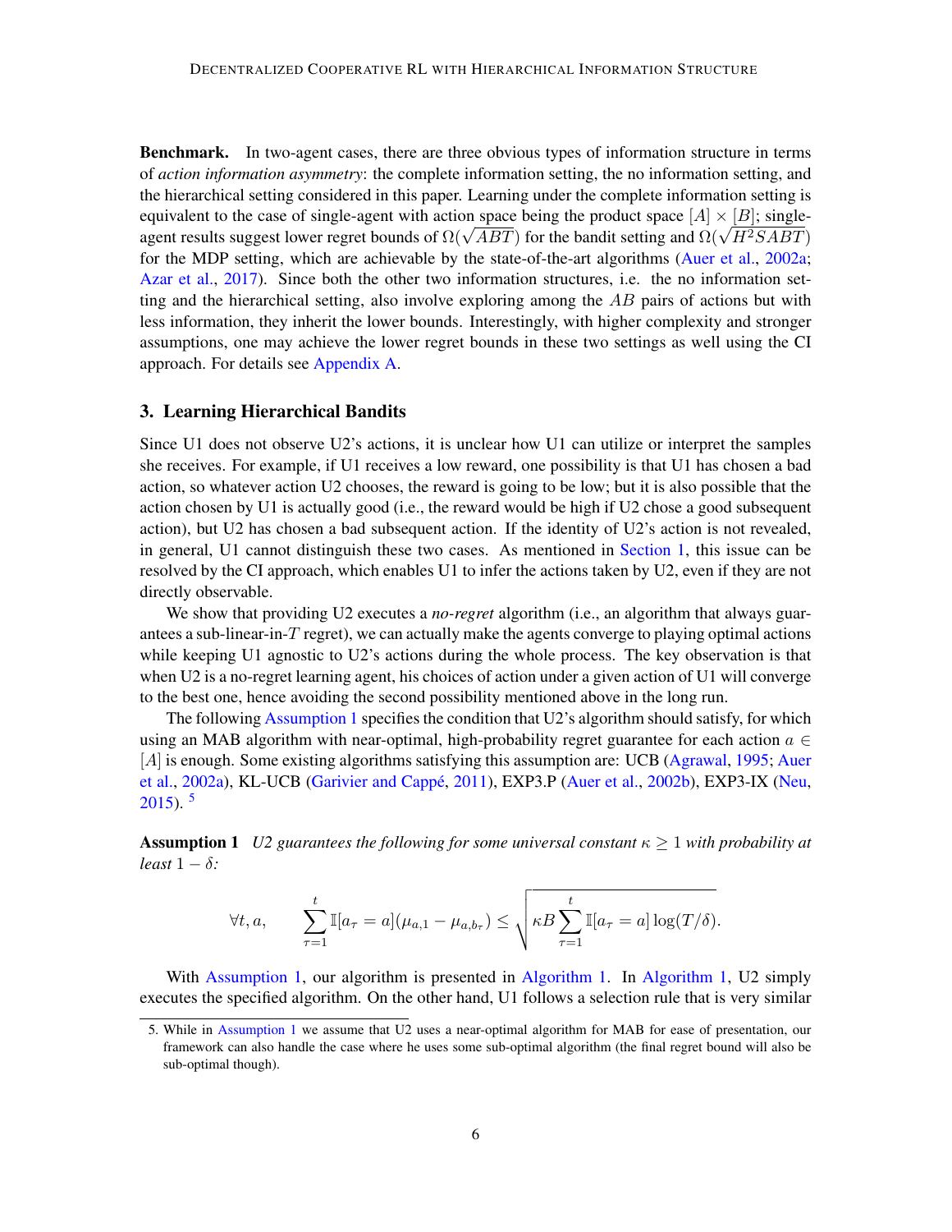**Benchmark.** In two-agent cases, there are three obvious types of information structure in terms of *action information asymmetry*: the complete information setting, the no information setting, and the hierarchical setting considered in this paper. Learning under the complete information setting is equivalent to the case of single-agent with action space being the product space $[A] \times [B]$; single-agent results suggest lower regret bounds of $\Omega(\sqrt{ABT})$ for the bandit setting and $\Omega(\sqrt{H^2SABT})$ for the MDP setting, which are achievable by the state-of-the-art algorithms (Auer et al., 2002a; Azar et al., 2017). Since both the other two information structures, i.e. the no information setting and the hierarchical setting, also involve exploring among the $AB$ pairs of actions but with less information, they inherit the lower bounds. Interestingly, with higher complexity and stronger assumptions, one may achieve the lower regret bounds in these two settings as well using the CI approach. For details see Appendix A.

## 3. Learning Hierarchical Bandits

Since U1 does not observe U2's actions, it is unclear how U1 can utilize or interpret the samples she receives. For example, if U1 receives a low reward, one possibility is that U1 has chosen a bad action, so whatever action U2 chooses, the reward is going to be low; but it is also possible that the action chosen by U1 is actually good (i.e., the reward would be high if U2 chose a good subsequent action), but U2 has chosen a bad subsequent action. If the identity of U2's action is not revealed, in general, U1 cannot distinguish these two cases. As mentioned in Section 1, this issue can be resolved by the CI approach, which enables U1 to infer the actions taken by U2, even if they are not directly observable.

We show that providing U2 executes a *no-regret* algorithm (i.e., an algorithm that always guarantees a sub-linear-in-$T$ regret), we can actually make the agents converge to playing optimal actions while keeping U1 agnostic to U2's actions during the whole process. The key observation is that when U2 is a no-regret learning agent, his choices of action under a given action of U1 will converge to the best one, hence avoiding the second possibility mentioned above in the long run.

The following Assumption 1 specifies the condition that U2's algorithm should satisfy, for which using an MAB algorithm with near-optimal, high-probability regret guarantee for each action $a \in [A]$ is enough. Some existing algorithms satisfying this assumption are: UCB (Agrawal, 1995; Auer et al., 2002a), KL-UCB (Garivier and Cappé, 2011), EXP3.P (Auer et al., 2002b), EXP3-IX (Neu, 2015). [5]

**Assumption 1** *U2 guarantees the following for some universal constant $\kappa \geq 1$ with probability at least $1 - \delta$:*

$$\forall t, a, \qquad \sum_{\tau=1}^{t} \mathbb{I}[a_\tau = a](\mu_{a,1} - \mu_{a,b_\tau}) \leq \sqrt{\kappa B \sum_{\tau=1}^{t} \mathbb{I}[a_\tau = a] \log(T/\delta)}.$$

With Assumption 1, our algorithm is presented in Algorithm 1. In Algorithm 1, U2 simply executes the specified algorithm. On the other hand, U1 follows a selection rule that is very similar

5. While in Assumption 1 we assume that U2 uses a near-optimal algorithm for MAB for ease of presentation, our framework can also handle the case where he uses some sub-optimal algorithm (the final regret bound will also be sub-optimal though).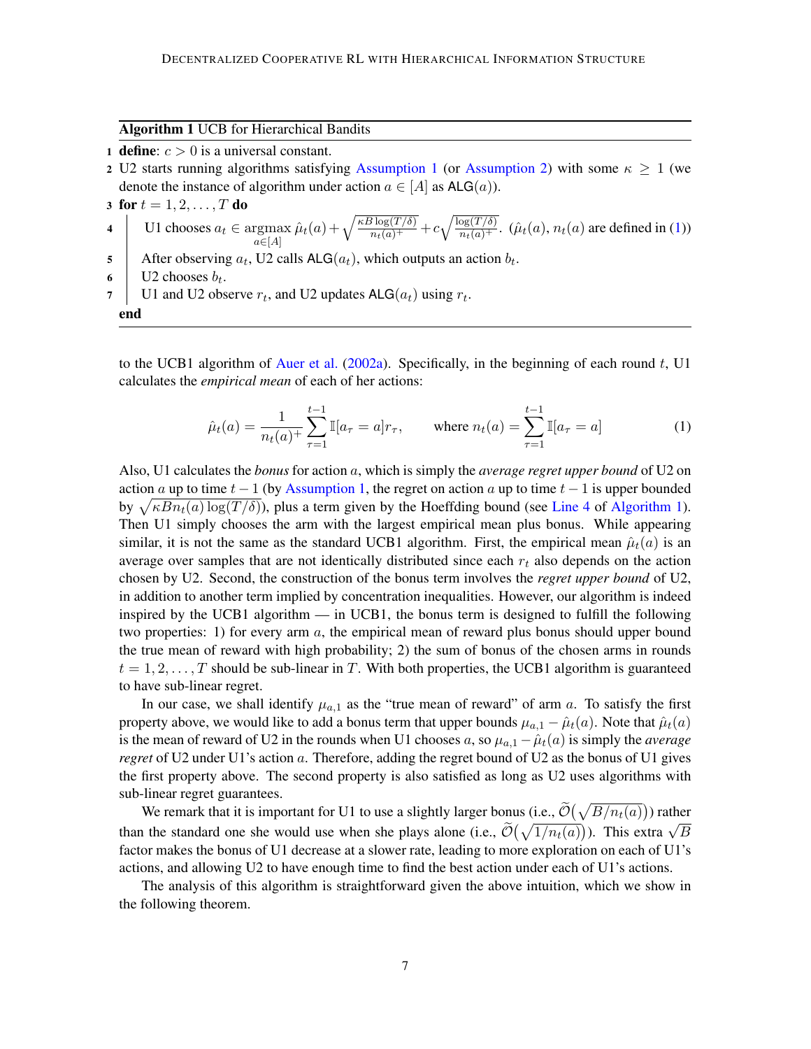**Algorithm 1** UCB for Hierarchical Bandits

1. **define**: $c > 0$ is a universal constant.
2. U2 starts running algorithms satisfying Assumption 1 (or Assumption 2) with some $\kappa \geq 1$ (we denote the instance of algorithm under action $a \in [A]$ as $\mathsf{ALG}(a)$).
3. **for** $t = 1, 2, \ldots, T$ **do**
4. U1 chooses $a_t \in \operatorname{argmax}_{a \in [A]} \hat{\mu}_t(a) + \sqrt{\frac{\kappa B \log(T/\delta)}{n_t(a)^+}} + c\sqrt{\frac{\log(T/\delta)}{n_t(a)^+}}$. ($\hat{\mu}_t(a)$, $n_t(a)$ are defined in (1))
5. After observing $a_t$, U2 calls $\mathsf{ALG}(a_t)$, which outputs an action $b_t$.
6. U2 chooses $b_t$.
7. U1 and U2 observe $r_t$, and U2 updates $\mathsf{ALG}(a_t)$ using $r_t$.

**end**

to the UCB1 algorithm of Auer et al. (2002a). Specifically, in the beginning of each round $t$, U1 calculates the *empirical* mean of each of her actions:

$$\hat{\mu}_t(a) = \frac{1}{n_t(a)^+} \sum_{\tau=1}^{t-1} \mathbb{I}[a_\tau = a] r_\tau, \qquad \text{where } n_t(a) = \sum_{\tau=1}^{t-1} \mathbb{I}[a_\tau = a] \tag{1}$$

Also, U1 calculates the *bonus* for action $a$, which is simply the *average regret upper bound* of U2 on action $a$ up to time $t-1$ (by Assumption 1, the regret on action $a$ up to time $t-1$ is upper bounded by $\sqrt{\kappa B n_t(a) \log(T/\delta)}$), plus a term given by the Hoeffding bound (see Line 4 of Algorithm 1). Then U1 simply chooses the arm with the largest empirical mean plus bonus. While appearing similar, it is not the same as the standard UCB1 algorithm. First, the empirical mean $\hat{\mu}_t(a)$ is an average over samples that are not identically distributed since each $r_t$ also depends on the action chosen by U2. Second, the construction of the bonus term involves the *regret upper bound* of U2, in addition to another term implied by concentration inequalities. However, our algorithm is indeed inspired by the UCB1 algorithm — in UCB1, the bonus term is designed to fulfill the following two properties: 1) for every arm $a$, the empirical mean of reward plus bonus should upper bound the true mean of reward with high probability; 2) the sum of bonus of the chosen arms in rounds $t = 1, 2, \ldots, T$ should be sub-linear in $T$. With both properties, the UCB1 algorithm is guaranteed to have sub-linear regret.

In our case, we shall identify $\mu_{a,1}$ as the "true mean of reward" of arm $a$. To satisfy the first property above, we would like to add a bonus term that upper bounds $\mu_{a,1} - \hat{\mu}_t(a)$. Note that $\hat{\mu}_t(a)$ is the mean of reward of U2 in the rounds when U1 chooses $a$, so $\mu_{a,1} - \hat{\mu}_t(a)$ is simply the *average regret* of U2 under U1's action $a$. Therefore, adding the regret bound of U2 as the bonus of U1 gives the first property above. The second property is also satisfied as long as U2 uses algorithms with sub-linear regret guarantees.

We remark that it is important for U1 to use a slightly larger bonus (i.e., $\widetilde{\mathcal{O}}\big(\sqrt{B/n_t(a)}\big)$) rather than the standard one she would use when she plays alone (i.e., $\widetilde{\mathcal{O}}\big(\sqrt{1/n_t(a)}\big)$). This extra $\sqrt{B}$ factor makes the bonus of U1 decrease at a slower rate, leading to more exploration on each of U1's actions, and allowing U2 to have enough time to find the best action under each of U1's actions.

The analysis of this algorithm is straightforward given the above intuition, which we show in the following theorem.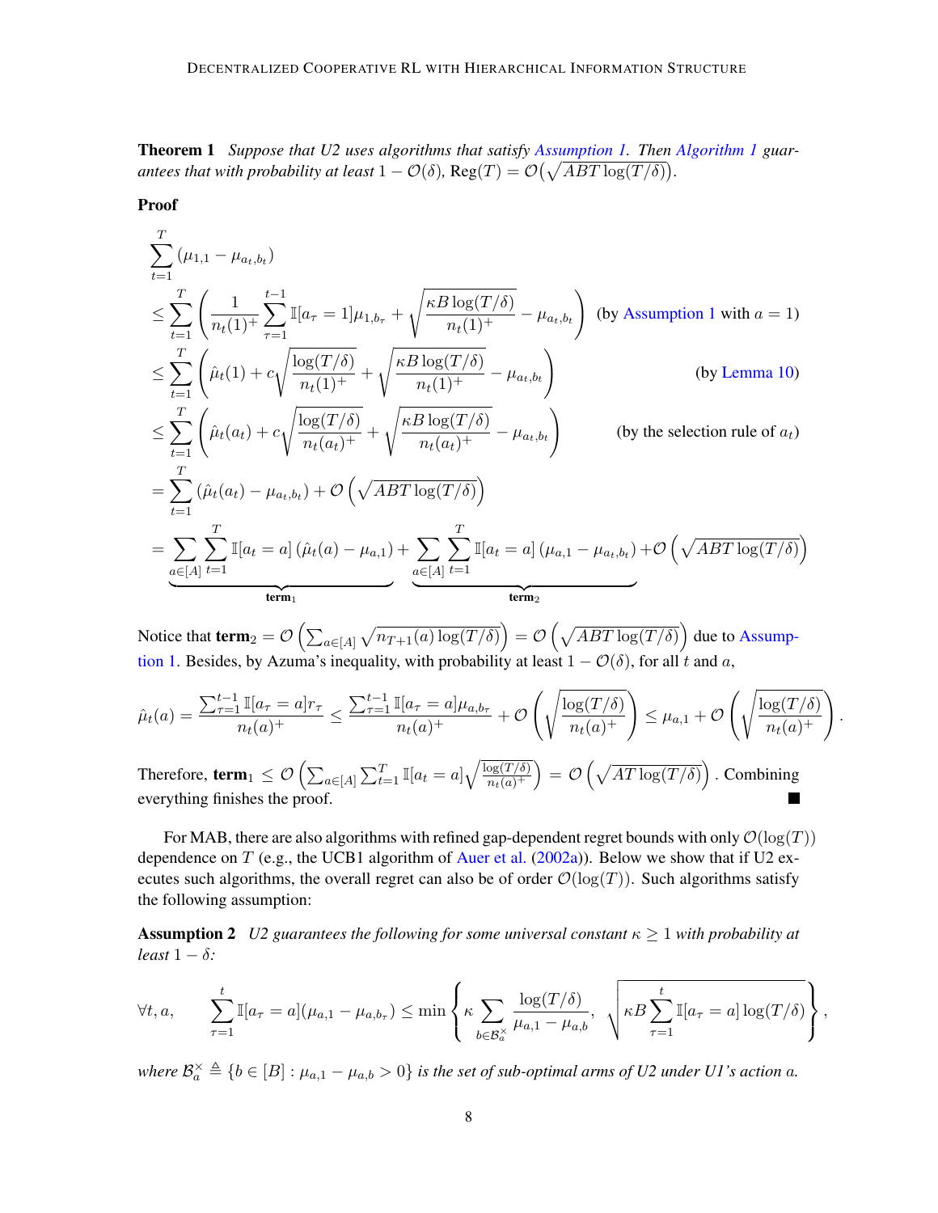**Theorem 1** *Suppose that U2 uses algorithms that satisfy Assumption 1. Then Algorithm 1 guarantees that with probability at least $1 - \mathcal{O}(\delta)$, $\text{Reg}(T) = \mathcal{O}\big(\sqrt{ABT\log(T/\delta)}\big)$.*

**Proof**

$$
\begin{aligned}
&\sum_{t=1}^{T}(\mu_{1,1} - \mu_{a_t,b_t}) \\
&\leq \sum_{t=1}^{T}\left(\frac{1}{n_t(1)^+}\sum_{\tau=1}^{t-1}\mathbb{I}[a_\tau = 1]\mu_{1,b_\tau} + \sqrt{\frac{\kappa B\log(T/\delta)}{n_t(1)^+}} - \mu_{a_t,b_t}\right) \quad \text{(by Assumption 1 with } a = 1\text{)} \\
&\leq \sum_{t=1}^{T}\left(\hat{\mu}_t(1) + c\sqrt{\frac{\log(T/\delta)}{n_t(1)^+}} + \sqrt{\frac{\kappa B\log(T/\delta)}{n_t(1)^+}} - \mu_{a_t,b_t}\right) \quad \text{(by Lemma 10)} \\
&\leq \sum_{t=1}^{T}\left(\hat{\mu}_t(a_t) + c\sqrt{\frac{\log(T/\delta)}{n_t(a_t)^+}} + \sqrt{\frac{\kappa B\log(T/\delta)}{n_t(a_t)^+}} - \mu_{a_t,b_t}\right) \quad \text{(by the selection rule of } a_t\text{)} \\
&= \sum_{t=1}^{T}(\hat{\mu}_t(a_t) - \mu_{a_t,b_t}) + \mathcal{O}\left(\sqrt{ABT\log(T/\delta)}\right) \\
&= \underbrace{\sum_{a\in[A]}\sum_{t=1}^{T}\mathbb{I}[a_t = a]\left(\hat{\mu}_t(a) - \mu_{a,1}\right)}_{\textbf{term}_1} + \underbrace{\sum_{a\in[A]}\sum_{t=1}^{T}\mathbb{I}[a_t = a]\left(\mu_{a,1} - \mu_{a_t,b_t}\right)}_{\textbf{term}_2} + \mathcal{O}\left(\sqrt{ABT\log(T/\delta)}\right)
\end{aligned}
$$

Notice that $\textbf{term}_2 = \mathcal{O}\left(\sum_{a\in[A]}\sqrt{n_{T+1}(a)\log(T/\delta)}\right) = \mathcal{O}\left(\sqrt{ABT\log(T/\delta)}\right)$ due to Assumption 1. Besides, by Azuma's inequality, with probability at least $1 - \mathcal{O}(\delta)$, for all $t$ and $a$,

$$
\hat{\mu}_t(a) = \frac{\sum_{\tau=1}^{t-1}\mathbb{I}[a_\tau = a]r_\tau}{n_t(a)^+} \leq \frac{\sum_{\tau=1}^{t-1}\mathbb{I}[a_\tau = a]\mu_{a,b_\tau}}{n_t(a)^+} + \mathcal{O}\left(\sqrt{\frac{\log(T/\delta)}{n_t(a)^+}}\right) \leq \mu_{a,1} + \mathcal{O}\left(\sqrt{\frac{\log(T/\delta)}{n_t(a)^+}}\right).
$$

Therefore, $\textbf{term}_1 \leq \mathcal{O}\left(\sum_{a\in[A]}\sum_{t=1}^{T}\mathbb{I}[a_t = a]\sqrt{\frac{\log(T/\delta)}{n_t(a)^+}}\right) = \mathcal{O}\left(\sqrt{AT\log(T/\delta)}\right)$. Combining everything finishes the proof. ∎

For MAB, there are also algorithms with refined gap-dependent regret bounds with only $\mathcal{O}(\log(T))$ dependence on $T$ (e.g., the UCB1 algorithm of Auer et al. (2002a)). Below we show that if U2 executes such algorithms, the overall regret can also be of order $\mathcal{O}(\log(T))$. Such algorithms satisfy the following assumption:

**Assumption 2** *U2 guarantees the following for some universal constant $\kappa \geq 1$ with probability at least $1 - \delta$:*

$$
\forall t, a, \qquad \sum_{\tau=1}^{t}\mathbb{I}[a_\tau = a](\mu_{a,1} - \mu_{a,b_\tau}) \leq \min\left\{\kappa\sum_{b\in\mathcal{B}_a^\times}\frac{\log(T/\delta)}{\mu_{a,1} - \mu_{a,b}},\ \sqrt{\kappa B\sum_{\tau=1}^{t}\mathbb{I}[a_\tau = a]\log(T/\delta)}\right\},
$$

*where $\mathcal{B}_a^\times \triangleq \{b \in [B] : \mu_{a,1} - \mu_{a,b} > 0\}$ is the set of sub-optimal arms of U2 under U1's action $a$.*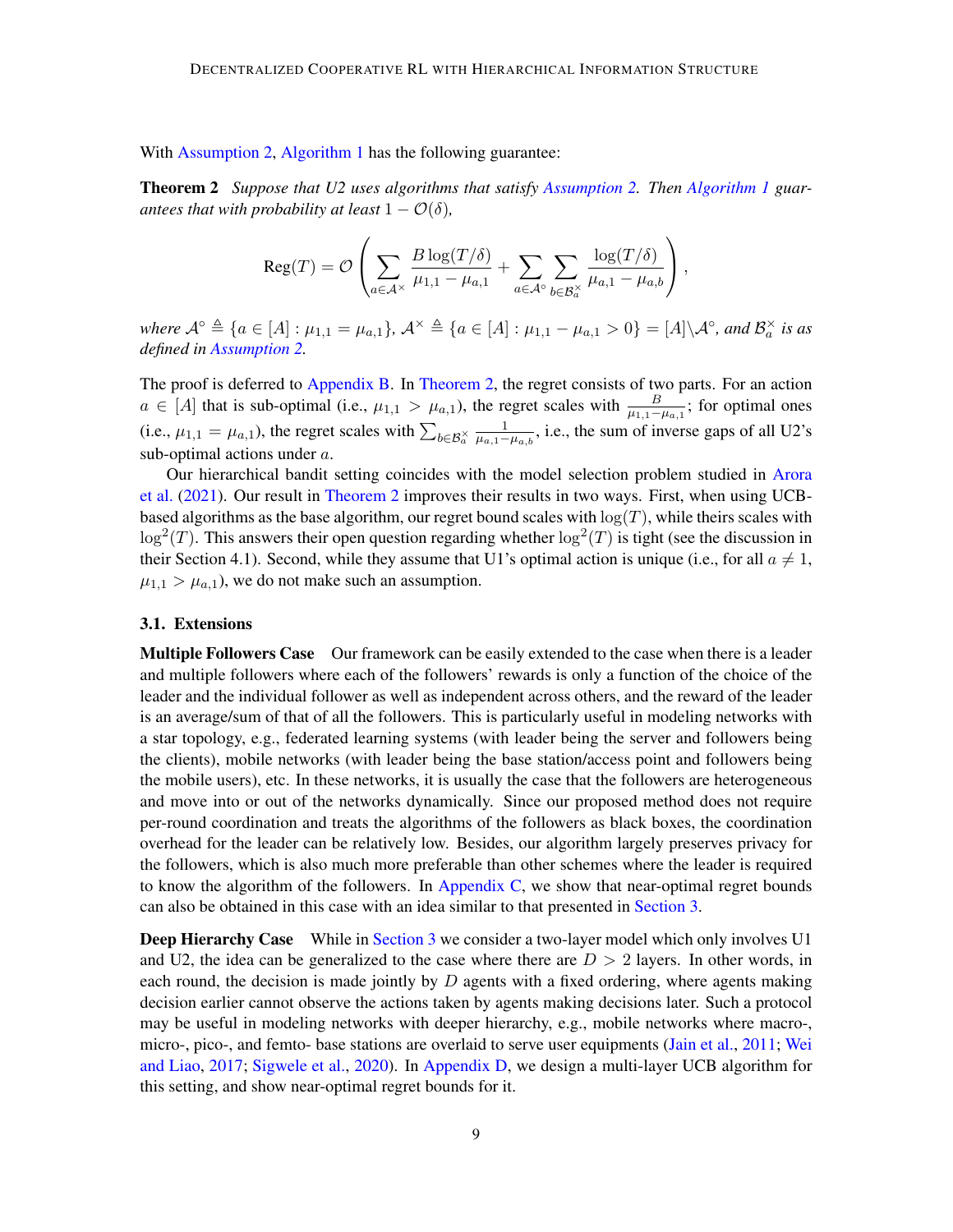With Assumption 2, Algorithm 1 has the following guarantee:

**Theorem 2** *Suppose that U2 uses algorithms that satisfy Assumption 2. Then Algorithm 1 guarantees that with probability at least $1 - \mathcal{O}(\delta)$,*

$$
\mathrm{Reg}(T) = \mathcal{O}\left( \sum_{a \in \mathcal{A}^\times} \frac{B \log(T/\delta)}{\mu_{1,1} - \mu_{a,1}} + \sum_{a \in \mathcal{A}^\circ} \sum_{b \in \mathcal{B}_a^\times} \frac{\log(T/\delta)}{\mu_{a,1} - \mu_{a,b}} \right),
$$

*where $\mathcal{A}^\circ \triangleq \{a \in [A] : \mu_{1,1} = \mu_{a,1}\}$, $\mathcal{A}^\times \triangleq \{a \in [A] : \mu_{1,1} - \mu_{a,1} > 0\} = [A] \backslash \mathcal{A}^\circ$, and $\mathcal{B}_a^\times$ is as defined in Assumption 2.*

The proof is deferred to Appendix B. In Theorem 2, the regret consists of two parts. For an action $a \in [A]$ that is sub-optimal (i.e., $\mu_{1,1} > \mu_{a,1}$), the regret scales with $\frac{B}{\mu_{1,1} - \mu_{a,1}}$; for optimal ones (i.e., $\mu_{1,1} = \mu_{a,1}$), the regret scales with $\sum_{b \in \mathcal{B}_a^\times} \frac{1}{\mu_{a,1} - \mu_{a,b}}$, i.e., the sum of inverse gaps of all U2's sub-optimal actions under $a$.

Our hierarchical bandit setting coincides with the model selection problem studied in Arora et al. (2021). Our result in Theorem 2 improves their results in two ways. First, when using UCB-based algorithms as the base algorithm, our regret bound scales with $\log(T)$, while theirs scales with $\log^2(T)$. This answers their open question regarding whether $\log^2(T)$ is tight (see the discussion in their Section 4.1). Second, while they assume that U1's optimal action is unique (i.e., for all $a \neq 1$, $\mu_{1,1} > \mu_{a,1}$), we do not make such an assumption.

## 3.1. Extensions

**Multiple Followers Case** Our framework can be easily extended to the case when there is a leader and multiple followers where each of the followers' rewards is only a function of the choice of the leader and the individual follower as well as independent across others, and the reward of the leader is an average/sum of that of all the followers. This is particularly useful in modeling networks with a star topology, e.g., federated learning systems (with leader being the server and followers being the clients), mobile networks (with leader being the base station/access point and followers being the mobile users), etc. In these networks, it is usually the case that the followers are heterogeneous and move into or out of the networks dynamically. Since our proposed method does not require per-round coordination and treats the algorithms of the followers as black boxes, the coordination overhead for the leader can be relatively low. Besides, our algorithm largely preserves privacy for the followers, which is also much more preferable than other schemes where the leader is required to know the algorithm of the followers. In Appendix C, we show that near-optimal regret bounds can also be obtained in this case with an idea similar to that presented in Section 3.

**Deep Hierarchy Case** While in Section 3 we consider a two-layer model which only involves U1 and U2, the idea can be generalized to the case where there are $D > 2$ layers. In other words, in each round, the decision is made jointly by $D$ agents with a fixed ordering, where agents making decision earlier cannot observe the actions taken by agents making decisions later. Such a protocol may be useful in modeling networks with deeper hierarchy, e.g., mobile networks where macro-, micro-, pico-, and femto- base stations are overlaid to serve user equipments (Jain et al., 2011; Wei and Liao, 2017; Sigwele et al., 2020). In Appendix D, we design a multi-layer UCB algorithm for this setting, and show near-optimal regret bounds for it.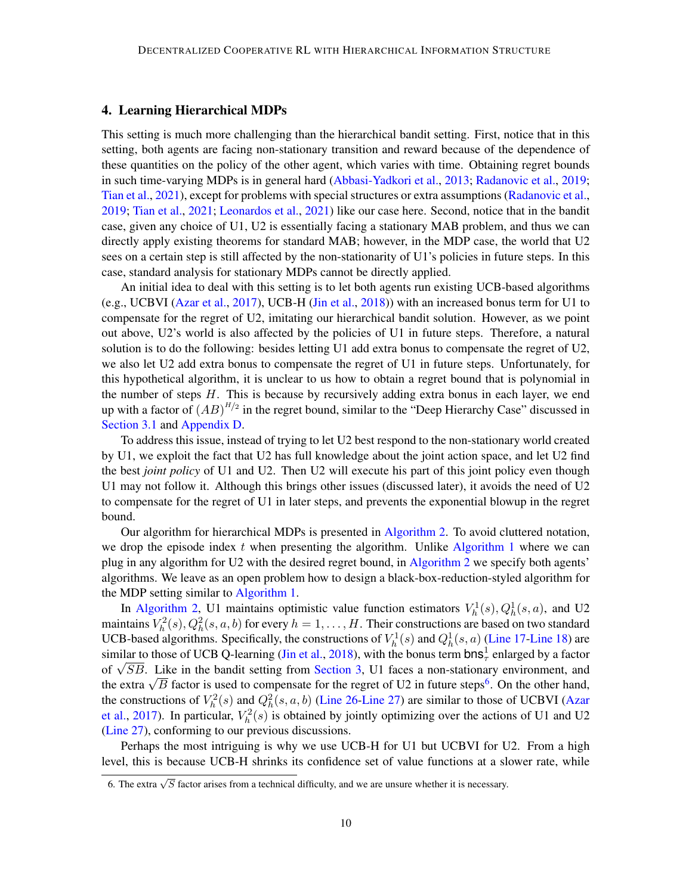## 4. Learning Hierarchical MDPs

This setting is much more challenging than the hierarchical bandit setting. First, notice that in this setting, both agents are facing non-stationary transition and reward because of the dependence of these quantities on the policy of the other agent, which varies with time. Obtaining regret bounds in such time-varying MDPs is in general hard (Abbasi-Yadkori et al., 2013; Radanovic et al., 2019; Tian et al., 2021), except for problems with special structures or extra assumptions (Radanovic et al., 2019; Tian et al., 2021; Leonardos et al., 2021) like our case here. Second, notice that in the bandit case, given any choice of U1, U2 is essentially facing a stationary MAB problem, and thus we can directly apply existing theorems for standard MAB; however, in the MDP case, the world that U2 sees on a certain step is still affected by the non-stationarity of U1's policies in future steps. In this case, standard analysis for stationary MDPs cannot be directly applied.

An initial idea to deal with this setting is to let both agents run existing UCB-based algorithms (e.g., UCBVI (Azar et al., 2017), UCB-H (Jin et al., 2018)) with an increased bonus term for U1 to compensate for the regret of U2, imitating our hierarchical bandit solution. However, as we point out above, U2's world is also affected by the policies of U1 in future steps. Therefore, a natural solution is to do the following: besides letting U1 add extra bonus to compensate the regret of U2, we also let U2 add extra bonus to compensate the regret of U1 in future steps. Unfortunately, for this hypothetical algorithm, it is unclear to us how to obtain a regret bound that is polynomial in the number of steps $H$. This is because by recursively adding extra bonus in each layer, we end up with a factor of $(AB)^{H/2}$ in the regret bound, similar to the "Deep Hierarchy Case" discussed in Section 3.1 and Appendix D.

To address this issue, instead of trying to let U2 best respond to the non-stationary world created by U1, we exploit the fact that U2 has full knowledge about the joint action space, and let U2 find the best *joint policy* of U1 and U2. Then U2 will execute his part of this joint policy even though U1 may not follow it. Although this brings other issues (discussed later), it avoids the need of U2 to compensate for the regret of U1 in later steps, and prevents the exponential blowup in the regret bound.

Our algorithm for hierarchical MDPs is presented in Algorithm 2. To avoid cluttered notation, we drop the episode index $t$ when presenting the algorithm. Unlike Algorithm 1 where we can plug in any algorithm for U2 with the desired regret bound, in Algorithm 2 we specify both agents' algorithms. We leave as an open problem how to design a black-box-reduction-styled algorithm for the MDP setting similar to Algorithm 1.

In Algorithm 2, U1 maintains optimistic value function estimators $V_h^1(s), Q_h^1(s,a)$, and U2 maintains $V_h^2(s), Q_h^2(s,a,b)$ for every $h = 1, \ldots, H$. Their constructions are based on two standard UCB-based algorithms. Specifically, the constructions of $V_h^1(s)$ and $Q_h^1(s,a)$ (Line 17-Line 18) are similar to those of UCB Q-learning (Jin et al., 2018), with the bonus term $\mathsf{bns}_\tau^1$ enlarged by a factor of $\sqrt{SB}$. Like in the bandit setting from Section 3, U1 faces a non-stationary environment, and the extra $\sqrt{B}$ factor is used to compensate for the regret of U2 in future steps[6]. On the other hand, the constructions of $V_h^2(s)$ and $Q_h^2(s,a,b)$ (Line 26-Line 27) are similar to those of UCBVI (Azar et al., 2017). In particular, $V_h^2(s)$ is obtained by jointly optimizing over the actions of U1 and U2 (Line 27), conforming to our previous discussions.

Perhaps the most intriguing is why we use UCB-H for U1 but UCBVI for U2. From a high level, this is because UCB-H shrinks its confidence set of value functions at a slower rate, while

6. The extra $\sqrt{S}$ factor arises from a technical difficulty, and we are unsure whether it is necessary.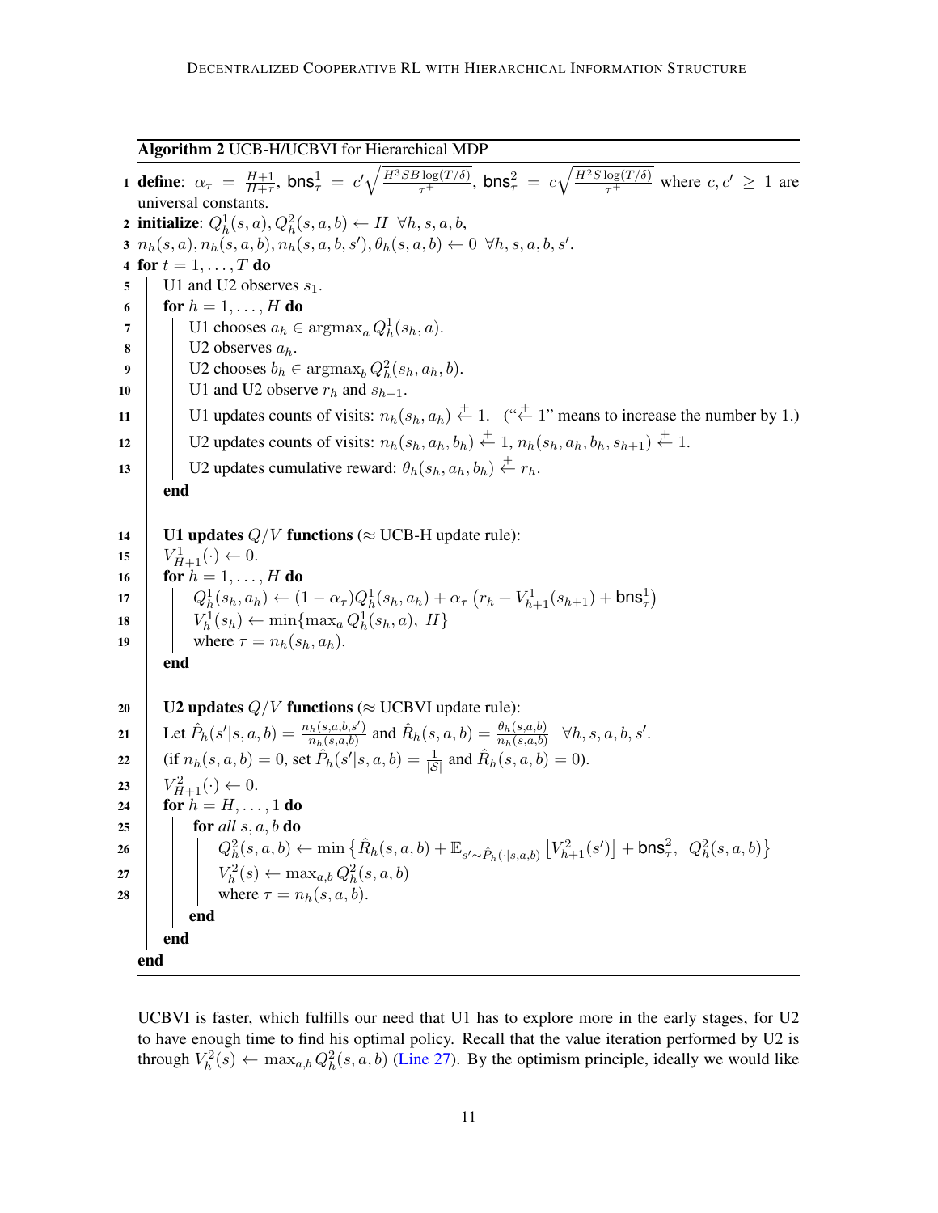**Algorithm 2** UCB-H/UCBVI for Hierarchical MDP

```
1  define: α_τ = (H+1)/(H+τ), bns¹_τ = c' sqrt(H³SB log(T/δ) / τ⁺), bns²_τ = c sqrt(H²S log(T/δ) / τ⁺) where c, c' ≥ 1 are universal constants.
2  initialize: Q¹_h(s,a), Q²_h(s,a,b) ← H  ∀h,s,a,b,
3  n_h(s,a), n_h(s,a,b), n_h(s,a,b,s'), θ_h(s,a,b) ← 0  ∀h,s,a,b,s'.
4  for t = 1,...,T do
5      U1 and U2 observes s_1.
6      for h = 1,...,H do
7          U1 chooses a_h ∈ argmax_a Q¹_h(s_h, a).
8          U2 observes a_h.
9          U2 chooses b_h ∈ argmax_b Q²_h(s_h, a_h, b).
10         U1 and U2 observe r_h and s_{h+1}.
11         U1 updates counts of visits: n_h(s_h, a_h) +← 1.  ("+← 1" means to increase the number by 1.)
12         U2 updates counts of visits: n_h(s_h, a_h, b_h) +← 1, n_h(s_h, a_h, b_h, s_{h+1}) +← 1.
13         U2 updates cumulative reward: θ_h(s_h, a_h, b_h) +← r_h.
       end
14     U1 updates Q/V functions (≈ UCB-H update rule):
15     V¹_{H+1}(·) ← 0.
16     for h = 1,...,H do
17         Q¹_h(s_h, a_h) ← (1 − α_τ) Q¹_h(s_h, a_h) + α_τ (r_h + V¹_{h+1}(s_{h+1}) + bns¹_τ)
18         V¹_h(s_h) ← min{max_a Q¹_h(s_h, a), H}
19         where τ = n_h(s_h, a_h).
       end
20     U2 updates Q/V functions (≈ UCBVI update rule):
21     Let P̂_h(s'|s,a,b) = n_h(s,a,b,s') / n_h(s,a,b) and R̂_h(s,a,b) = θ_h(s,a,b) / n_h(s,a,b)  ∀h,s,a,b,s'.
22     (if n_h(s,a,b) = 0, set P̂_h(s'|s,a,b) = 1/|S| and R̂_h(s,a,b) = 0).
23     V²_{H+1}(·) ← 0.
24     for h = H,...,1 do
25         for all s,a,b do
26             Q²_h(s,a,b) ← min{ R̂_h(s,a,b) + E_{s'~P̂_h(·|s,a,b)} [V²_{h+1}(s')] + bns²_τ,  Q²_h(s,a,b) }
27             V²_h(s) ← max_{a,b} Q²_h(s,a,b)
28             where τ = n_h(s,a,b).
           end
       end
   end
```

Where the definitions are:
$$\alpha_\tau = \frac{H+1}{H+\tau}, \quad \mathsf{bns}^1_\tau = c'\sqrt{\frac{H^3SB\log(T/\delta)}{\tau^+}}, \quad \mathsf{bns}^2_\tau = c\sqrt{\frac{H^2S\log(T/\delta)}{\tau^+}}$$

Line 17: $Q^1_h(s_h,a_h) \leftarrow (1-\alpha_\tau)Q^1_h(s_h,a_h) + \alpha_\tau\left(r_h + V^1_{h+1}(s_{h+1}) + \mathsf{bns}^1_\tau\right)$

Line 21: $\hat{P}_h(s'|s,a,b) = \frac{n_h(s,a,b,s')}{n_h(s,a,b)}$ and $\hat{R}_h(s,a,b) = \frac{\theta_h(s,a,b)}{n_h(s,a,b)}$ $\forall h,s,a,b,s'$.

Line 26: $Q^2_h(s,a,b) \leftarrow \min\left\{\hat{R}_h(s,a,b) + \mathbb{E}_{s'\sim\hat{P}_h(\cdot|s,a,b)}\left[V^2_{h+1}(s')\right] + \mathsf{bns}^2_\tau,\ Q^2_h(s,a,b)\right\}$

UCBVI is faster, which fulfills our need that U1 has to explore more in the early stages, for U2 to have enough time to find his optimal policy. Recall that the value iteration performed by U2 is through $V^2_h(s) \leftarrow \max_{a,b} Q^2_h(s,a,b)$ (Line 27). By the optimism principle, ideally we would like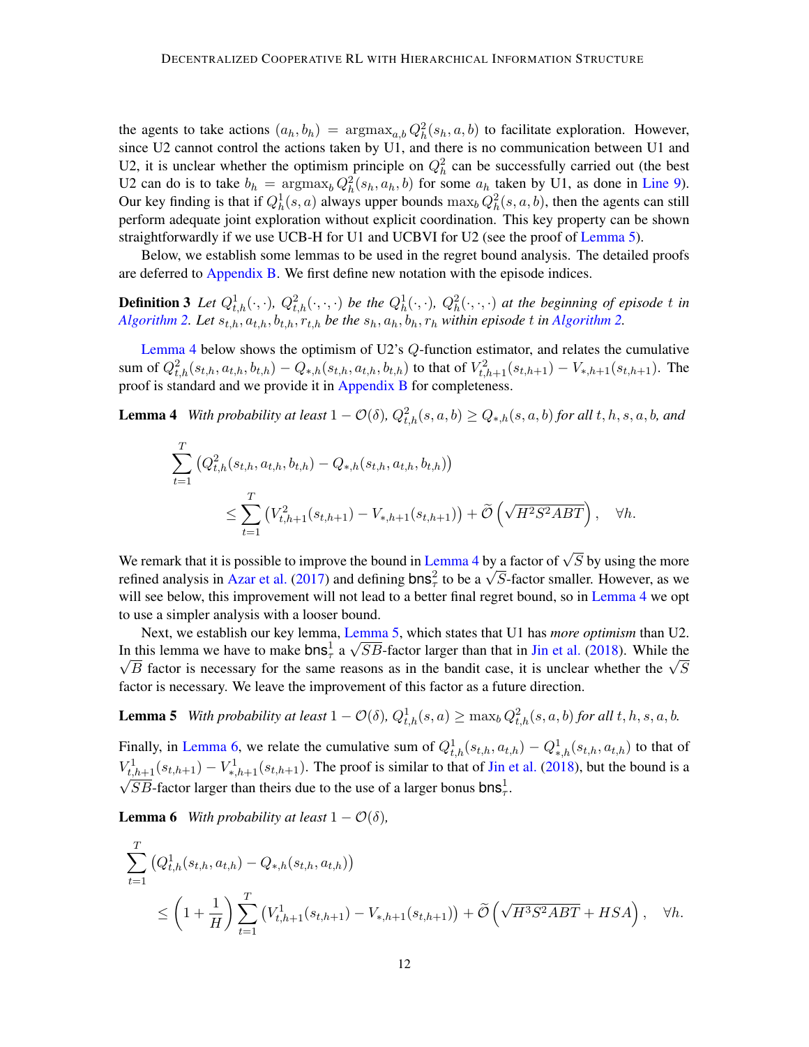the agents to take actions $(a_h, b_h) = \operatorname{argmax}_{a,b} Q_h^2(s_h, a, b)$ to facilitate exploration. However, since U2 cannot control the actions taken by U1, and there is no communication between U1 and U2, it is unclear whether the optimism principle on $Q_h^2$ can be successfully carried out (the best U2 can do is to take $b_h = \operatorname{argmax}_b Q_h^2(s_h, a_h, b)$ for some $a_h$ taken by U1, as done in Line 9). Our key finding is that if $Q_h^1(s, a)$ always upper bounds $\max_b Q_h^2(s, a, b)$, then the agents can still perform adequate joint exploration without explicit coordination. This key property can be shown straightforwardly if we use UCB-H for U1 and UCBVI for U2 (see the proof of Lemma 5).

Below, we establish some lemmas to be used in the regret bound analysis. The detailed proofs are deferred to Appendix B. We first define new notation with the episode indices.

**Definition 3** *Let $Q_{t,h}^1(\cdot, \cdot)$, $Q_{t,h}^2(\cdot, \cdot, \cdot)$ be the $Q_h^1(\cdot, \cdot)$, $Q_h^2(\cdot, \cdot, \cdot)$ at the beginning of episode $t$ in Algorithm 2. Let $s_{t,h}, a_{t,h}, b_{t,h}, r_{t,h}$ be the $s_h, a_h, b_h, r_h$ within episode $t$ in Algorithm 2.*

Lemma 4 below shows the optimism of U2's $Q$-function estimator, and relates the cumulative sum of $Q_{t,h}^2(s_{t,h}, a_{t,h}, b_{t,h}) - Q_{*,h}(s_{t,h}, a_{t,h}, b_{t,h})$ to that of $V_{t,h+1}^2(s_{t,h+1}) - V_{*,h+1}(s_{t,h+1})$. The proof is standard and we provide it in Appendix B for completeness.

**Lemma 4** *With probability at least $1 - \mathcal{O}(\delta)$, $Q_{t,h}^2(s, a, b) \geq Q_{*,h}(s, a, b)$ for all $t, h, s, a, b$, and*

$$\sum_{t=1}^{T} \left(Q_{t,h}^2(s_{t,h}, a_{t,h}, b_{t,h}) - Q_{*,h}(s_{t,h}, a_{t,h}, b_{t,h})\right) \leq \sum_{t=1}^{T} \left(V_{t,h+1}^2(s_{t,h+1}) - V_{*,h+1}(s_{t,h+1})\right) + \widetilde{\mathcal{O}}\left(\sqrt{H^2 S^2 ABT}\right), \quad \forall h.$$

We remark that it is possible to improve the bound in Lemma 4 by a factor of $\sqrt{S}$ by using the more refined analysis in Azar et al. (2017) and defining $\mathsf{bns}_\tau^2$ to be a $\sqrt{S}$-factor smaller. However, as we will see below, this improvement will not lead to a better final regret bound, so in Lemma 4 we opt to use a simpler analysis with a looser bound.

Next, we establish our key lemma, Lemma 5, which states that U1 has *more optimism* than U2. In this lemma we have to make $\mathsf{bns}_\tau^1$ a $\sqrt{SB}$-factor larger than that in Jin et al. (2018). While the $\sqrt{B}$ factor is necessary for the same reasons as in the bandit case, it is unclear whether the $\sqrt{S}$ factor is necessary. We leave the improvement of this factor as a future direction.

**Lemma 5** *With probability at least $1 - \mathcal{O}(\delta)$, $Q_{t,h}^1(s, a) \geq \max_b Q_{t,h}^2(s, a, b)$ for all $t, h, s, a, b$.*

Finally, in Lemma 6, we relate the cumulative sum of $Q_{t,h}^1(s_{t,h}, a_{t,h}) - Q_{*,h}^1(s_{t,h}, a_{t,h})$ to that of $V_{t,h+1}^1(s_{t,h+1}) - V_{*,h+1}^1(s_{t,h+1})$. The proof is similar to that of Jin et al. (2018), but the bound is a $\sqrt{SB}$-factor larger than theirs due to the use of a larger bonus $\mathsf{bns}_\tau^1$.

**Lemma 6** *With probability at least $1 - \mathcal{O}(\delta)$,*

$$\sum_{t=1}^{T} \left(Q_{t,h}^1(s_{t,h}, a_{t,h}) - Q_{*,h}(s_{t,h}, a_{t,h})\right) \leq \left(1 + \frac{1}{H}\right) \sum_{t=1}^{T} \left(V_{t,h+1}^1(s_{t,h+1}) - V_{*,h+1}(s_{t,h+1})\right) + \widetilde{\mathcal{O}}\left(\sqrt{H^3 S^2 ABT} + HSA\right), \quad \forall h.$$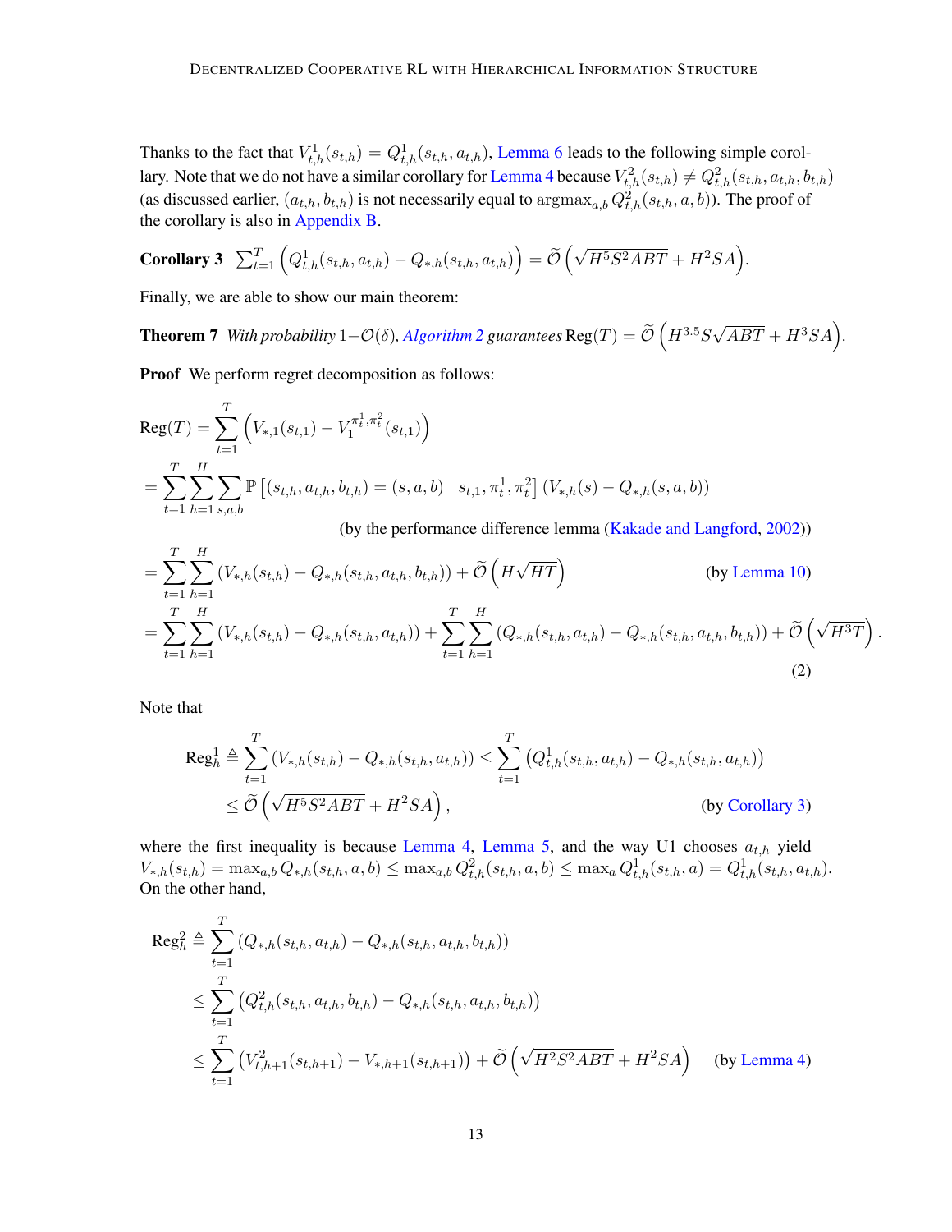Thanks to the fact that $V^1_{t,h}(s_{t,h}) = Q^1_{t,h}(s_{t,h}, a_{t,h})$, Lemma 6 leads to the following simple corollary. Note that we do not have a similar corollary for Lemma 4 because $V^2_{t,h}(s_{t,h}) \neq Q^2_{t,h}(s_{t,h}, a_{t,h}, b_{t,h})$ (as discussed earlier, $(a_{t,h}, b_{t,h})$ is not necessarily equal to $\text{argmax}_{a,b}\, Q^2_{t,h}(s_{t,h}, a, b)$). The proof of the corollary is also in Appendix B.

**Corollary 3** $\sum_{t=1}^{T} \left( Q^1_{t,h}(s_{t,h}, a_{t,h}) - Q_{*,h}(s_{t,h}, a_{t,h}) \right) = \widetilde{\mathcal{O}}\left( \sqrt{H^5 S^2 ABT} + H^2 SA \right)$.

Finally, we are able to show our main theorem:

**Theorem 7** *With probability* $1 - \mathcal{O}(\delta)$*, Algorithm 2 guarantees* $\text{Reg}(T) = \widetilde{\mathcal{O}}\left( H^{3.5} S \sqrt{ABT} + H^3 SA \right)$.

**Proof** We perform regret decomposition as follows:

$$
\begin{aligned}
&\text{Reg}(T) = \sum_{t=1}^{T} \left( V_{*,1}(s_{t,1}) - V_1^{\pi_t^1, \pi_t^2}(s_{t,1}) \right) \\
&= \sum_{t=1}^{T} \sum_{h=1}^{H} \sum_{s,a,b} \mathbb{P}\left[ (s_{t,h}, a_{t,h}, b_{t,h}) = (s, a, b) \mid s_{t,1}, \pi_t^1, \pi_t^2 \right] \left( V_{*,h}(s) - Q_{*,h}(s, a, b) \right) \\
&\qquad\qquad \text{(by the performance difference lemma (Kakade and Langford, 2002))} \\
&= \sum_{t=1}^{T} \sum_{h=1}^{H} \left( V_{*,h}(s_{t,h}) - Q_{*,h}(s_{t,h}, a_{t,h}, b_{t,h}) \right) + \widetilde{\mathcal{O}}\left( H\sqrt{HT} \right) \qquad \text{(by Lemma 10)} \\
&= \sum_{t=1}^{T} \sum_{h=1}^{H} \left( V_{*,h}(s_{t,h}) - Q_{*,h}(s_{t,h}, a_{t,h}) \right) + \sum_{t=1}^{T} \sum_{h=1}^{H} \left( Q_{*,h}(s_{t,h}, a_{t,h}) - Q_{*,h}(s_{t,h}, a_{t,h}, b_{t,h}) \right) + \widetilde{\mathcal{O}}\left( \sqrt{H^3 T} \right).
\end{aligned} \tag{2}
$$

Note that

$$
\begin{aligned}
\text{Reg}_h^1 &\triangleq \sum_{t=1}^{T} \left( V_{*,h}(s_{t,h}) - Q_{*,h}(s_{t,h}, a_{t,h}) \right) \leq \sum_{t=1}^{T} \left( Q^1_{t,h}(s_{t,h}, a_{t,h}) - Q_{*,h}(s_{t,h}, a_{t,h}) \right) \\
&\leq \widetilde{\mathcal{O}}\left( \sqrt{H^5 S^2 ABT} + H^2 SA \right), \qquad \text{(by Corollary 3)}
\end{aligned}
$$

where the first inequality is because Lemma 4, Lemma 5, and the way U1 chooses $a_{t,h}$ yield $V_{*,h}(s_{t,h}) = \max_{a,b} Q_{*,h}(s_{t,h}, a, b) \leq \max_{a,b} Q^2_{t,h}(s_{t,h}, a, b) \leq \max_a Q^1_{t,h}(s_{t,h}, a) = Q^1_{t,h}(s_{t,h}, a_{t,h})$. On the other hand,

$$
\begin{aligned}
\text{Reg}_h^2 &\triangleq \sum_{t=1}^{T} \left( Q_{*,h}(s_{t,h}, a_{t,h}) - Q_{*,h}(s_{t,h}, a_{t,h}, b_{t,h}) \right) \\
&\leq \sum_{t=1}^{T} \left( Q^2_{t,h}(s_{t,h}, a_{t,h}, b_{t,h}) - Q_{*,h}(s_{t,h}, a_{t,h}, b_{t,h}) \right) \\
&\leq \sum_{t=1}^{T} \left( V^2_{t,h+1}(s_{t,h+1}) - V_{*,h+1}(s_{t,h+1}) \right) + \widetilde{\mathcal{O}}\left( \sqrt{H^2 S^2 ABT} + H^2 SA \right) \qquad \text{(by Lemma 4)}
\end{aligned}
$$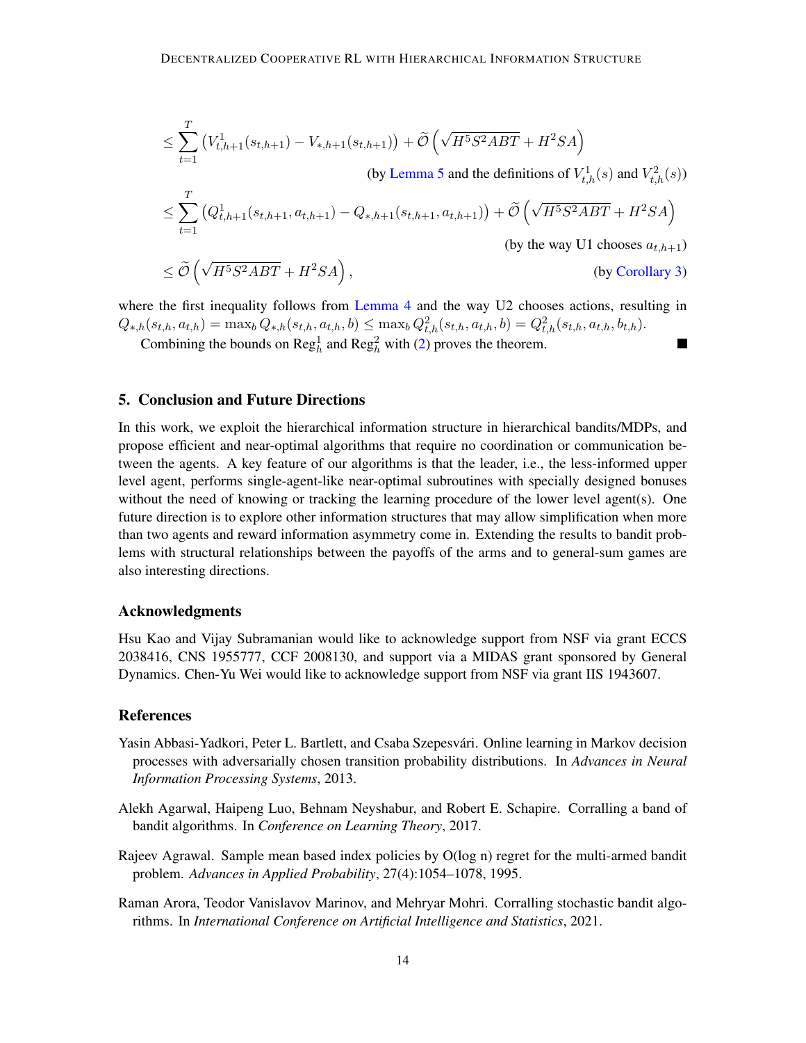$$
\begin{aligned}
&\leq \sum_{t=1}^{T} \left(V^1_{t,h+1}(s_{t,h+1}) - V_{*,h+1}(s_{t,h+1})\right) + \widetilde{\mathcal{O}}\left(\sqrt{H^5 S^2 ABT} + H^2 SA\right) \\
&\qquad\qquad\qquad\qquad \text{(by Lemma 5 and the definitions of } V^1_{t,h}(s) \text{ and } V^2_{t,h}(s)\text{)} \\
&\leq \sum_{t=1}^{T} \left(Q^1_{t,h+1}(s_{t,h+1}, a_{t,h+1}) - Q_{*,h+1}(s_{t,h+1}, a_{t,h+1})\right) + \widetilde{\mathcal{O}}\left(\sqrt{H^5 S^2 ABT} + H^2 SA\right) \\
&\qquad\qquad\qquad\qquad \text{(by the way U1 chooses } a_{t,h+1}\text{)} \\
&\leq \widetilde{\mathcal{O}}\left(\sqrt{H^5 S^2 ABT} + H^2 SA\right), \qquad\qquad \text{(by Corollary 3)}
\end{aligned}
$$

where the first inequality follows from Lemma 4 and the way U2 chooses actions, resulting in $Q_{*,h}(s_{t,h}, a_{t,h}) = \max_b Q_{*,h}(s_{t,h}, a_{t,h}, b) \leq \max_b Q^2_{t,h}(s_{t,h}, a_{t,h}, b) = Q^2_{t,h}(s_{t,h}, a_{t,h}, b_{t,h})$.

Combining the bounds on $\text{Reg}^1_h$ and $\text{Reg}^2_h$ with (2) proves the theorem. ■

## 5. Conclusion and Future Directions

In this work, we exploit the hierarchical information structure in hierarchical bandits/MDPs, and propose efficient and near-optimal algorithms that require no coordination or communication between the agents. A key feature of our algorithms is that the leader, i.e., the less-informed upper level agent, performs single-agent-like near-optimal subroutines with specially designed bonuses without the need of knowing or tracking the learning procedure of the lower level agent(s). One future direction is to explore other information structures that may allow simplification when more than two agents and reward information asymmetry come in. Extending the results to bandit problems with structural relationships between the payoffs of the arms and to general-sum games are also interesting directions.

### Acknowledgments

Hsu Kao and Vijay Subramanian would like to acknowledge support from NSF via grant ECCS 2038416, CNS 1955777, CCF 2008130, and support via a MIDAS grant sponsored by General Dynamics. Chen-Yu Wei would like to acknowledge support from NSF via grant IIS 1943607.

### References

Yasin Abbasi-Yadkori, Peter L. Bartlett, and Csaba Szepesvári. Online learning in Markov decision processes with adversarially chosen transition probability distributions. In *Advances in Neural Information Processing Systems*, 2013.

Alekh Agarwal, Haipeng Luo, Behnam Neyshabur, and Robert E. Schapire. Corralling a band of bandit algorithms. In *Conference on Learning Theory*, 2017.

Rajeev Agrawal. Sample mean based index policies by O(log n) regret for the multi-armed bandit problem. *Advances in Applied Probability*, 27(4):1054–1078, 1995.

Raman Arora, Teodor Vanislavov Marinov, and Mehryar Mohri. Corralling stochastic bandit algorithms. In *International Conference on Artificial Intelligence and Statistics*, 2021.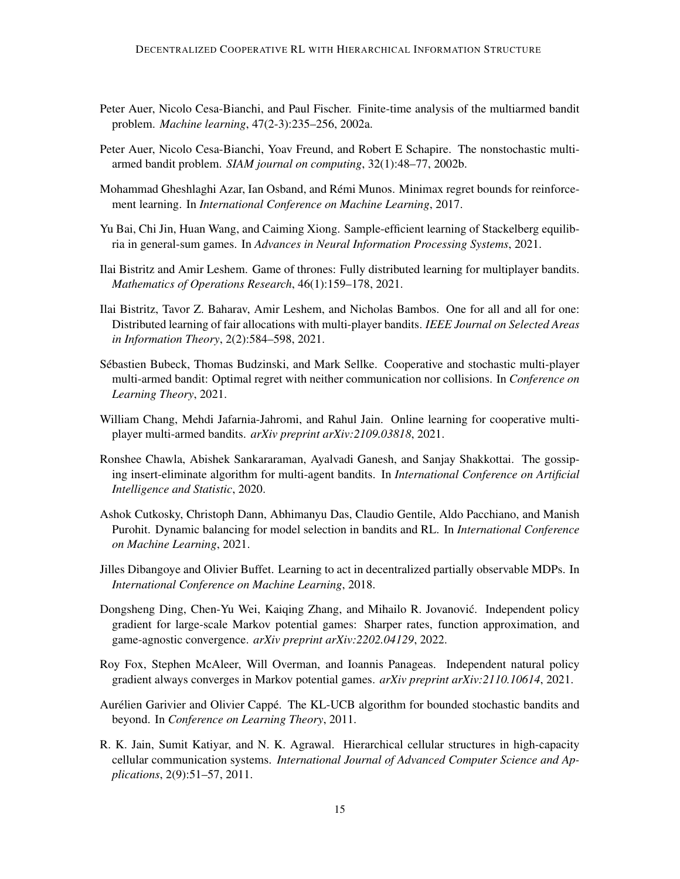Peter Auer, Nicolo Cesa-Bianchi, and Paul Fischer. Finite-time analysis of the multiarmed bandit problem. *Machine learning*, 47(2-3):235–256, 2002a.

Peter Auer, Nicolo Cesa-Bianchi, Yoav Freund, and Robert E Schapire. The nonstochastic multiarmed bandit problem. *SIAM journal on computing*, 32(1):48–77, 2002b.

Mohammad Gheshlaghi Azar, Ian Osband, and Rémi Munos. Minimax regret bounds for reinforcement learning. In *International Conference on Machine Learning*, 2017.

Yu Bai, Chi Jin, Huan Wang, and Caiming Xiong. Sample-efficient learning of Stackelberg equilibria in general-sum games. In *Advances in Neural Information Processing Systems*, 2021.

Ilai Bistritz and Amir Leshem. Game of thrones: Fully distributed learning for multiplayer bandits. *Mathematics of Operations Research*, 46(1):159–178, 2021.

Ilai Bistritz, Tavor Z. Baharav, Amir Leshem, and Nicholas Bambos. One for all and all for one: Distributed learning of fair allocations with multi-player bandits. *IEEE Journal on Selected Areas in Information Theory*, 2(2):584–598, 2021.

Sébastien Bubeck, Thomas Budzinski, and Mark Sellke. Cooperative and stochastic multi-player multi-armed bandit: Optimal regret with neither communication nor collisions. In *Conference on Learning Theory*, 2021.

William Chang, Mehdi Jafarnia-Jahromi, and Rahul Jain. Online learning for cooperative multi-player multi-armed bandits. *arXiv preprint arXiv:2109.03818*, 2021.

Ronshee Chawla, Abishek Sankararaman, Ayalvadi Ganesh, and Sanjay Shakkottai. The gossiping insert-eliminate algorithm for multi-agent bandits. In *International Conference on Artificial Intelligence and Statistic*, 2020.

Ashok Cutkosky, Christoph Dann, Abhimanyu Das, Claudio Gentile, Aldo Pacchiano, and Manish Purohit. Dynamic balancing for model selection in bandits and RL. In *International Conference on Machine Learning*, 2021.

Jilles Dibangoye and Olivier Buffet. Learning to act in decentralized partially observable MDPs. In *International Conference on Machine Learning*, 2018.

Dongsheng Ding, Chen-Yu Wei, Kaiqing Zhang, and Mihailo R. Jovanović. Independent policy gradient for large-scale Markov potential games: Sharper rates, function approximation, and game-agnostic convergence. *arXiv preprint arXiv:2202.04129*, 2022.

Roy Fox, Stephen McAleer, Will Overman, and Ioannis Panageas. Independent natural policy gradient always converges in Markov potential games. *arXiv preprint arXiv:2110.10614*, 2021.

Aurélien Garivier and Olivier Cappé. The KL-UCB algorithm for bounded stochastic bandits and beyond. In *Conference on Learning Theory*, 2011.

R. K. Jain, Sumit Katiyar, and N. K. Agrawal. Hierarchical cellular structures in high-capacity cellular communication systems. *International Journal of Advanced Computer Science and Applications*, 2(9):51–57, 2011.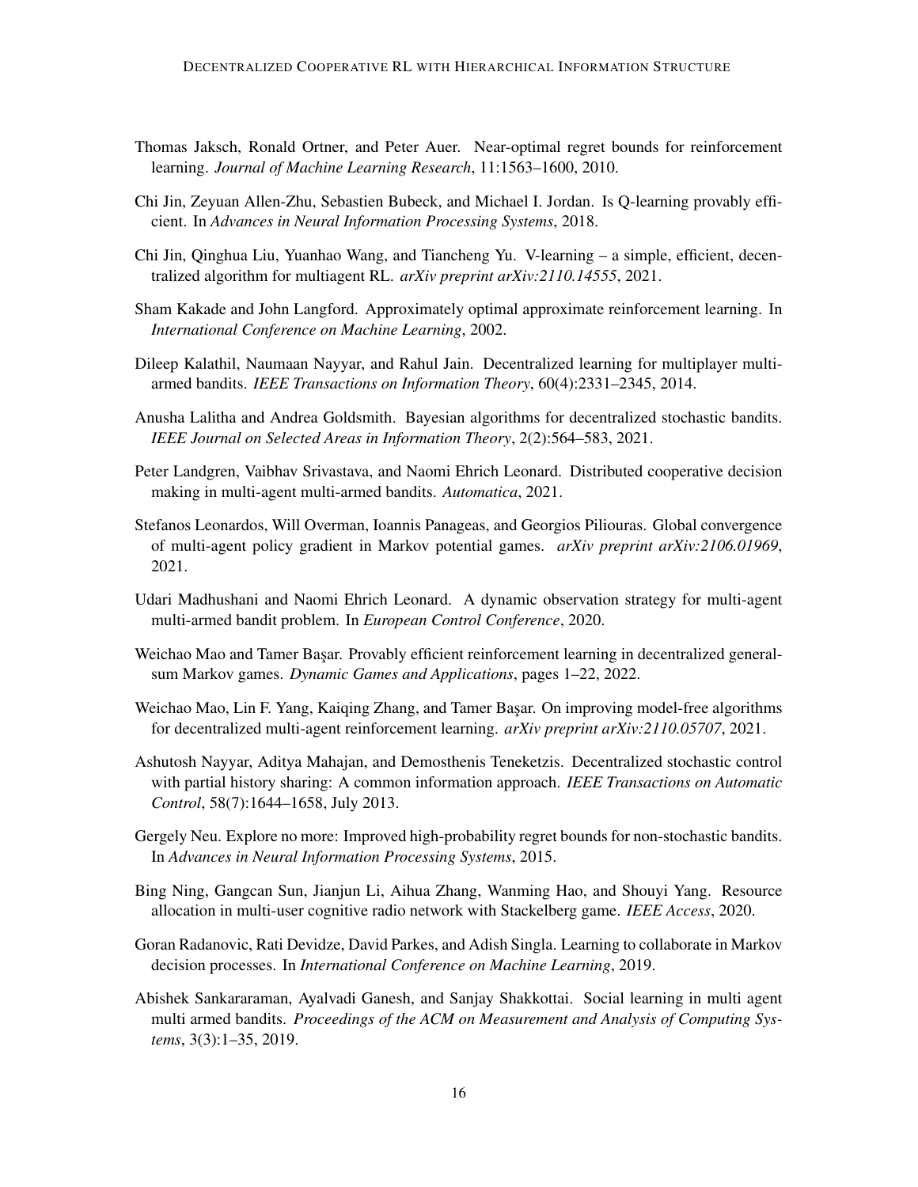Thomas Jaksch, Ronald Ortner, and Peter Auer. Near-optimal regret bounds for reinforcement learning. *Journal of Machine Learning Research*, 11:1563–1600, 2010.

Chi Jin, Zeyuan Allen-Zhu, Sebastien Bubeck, and Michael I. Jordan. Is Q-learning provably efficient. In *Advances in Neural Information Processing Systems*, 2018.

Chi Jin, Qinghua Liu, Yuanhao Wang, and Tiancheng Yu. V-learning – a simple, efficient, decentralized algorithm for multiagent RL. *arXiv preprint arXiv:2110.14555*, 2021.

Sham Kakade and John Langford. Approximately optimal approximate reinforcement learning. In *International Conference on Machine Learning*, 2002.

Dileep Kalathil, Naumaan Nayyar, and Rahul Jain. Decentralized learning for multiplayer multi-armed bandits. *IEEE Transactions on Information Theory*, 60(4):2331–2345, 2014.

Anusha Lalitha and Andrea Goldsmith. Bayesian algorithms for decentralized stochastic bandits. *IEEE Journal on Selected Areas in Information Theory*, 2(2):564–583, 2021.

Peter Landgren, Vaibhav Srivastava, and Naomi Ehrich Leonard. Distributed cooperative decision making in multi-agent multi-armed bandits. *Automatica*, 2021.

Stefanos Leonardos, Will Overman, Ioannis Panageas, and Georgios Piliouras. Global convergence of multi-agent policy gradient in Markov potential games. *arXiv preprint arXiv:2106.01969*, 2021.

Udari Madhushani and Naomi Ehrich Leonard. A dynamic observation strategy for multi-agent multi-armed bandit problem. In *European Control Conference*, 2020.

Weichao Mao and Tamer Başar. Provably efficient reinforcement learning in decentralized general-sum Markov games. *Dynamic Games and Applications*, pages 1–22, 2022.

Weichao Mao, Lin F. Yang, Kaiqing Zhang, and Tamer Başar. On improving model-free algorithms for decentralized multi-agent reinforcement learning. *arXiv preprint arXiv:2110.05707*, 2021.

Ashutosh Nayyar, Aditya Mahajan, and Demosthenis Teneketzis. Decentralized stochastic control with partial history sharing: A common information approach. *IEEE Transactions on Automatic Control*, 58(7):1644–1658, July 2013.

Gergely Neu. Explore no more: Improved high-probability regret bounds for non-stochastic bandits. In *Advances in Neural Information Processing Systems*, 2015.

Bing Ning, Gangcan Sun, Jianjun Li, Aihua Zhang, Wanming Hao, and Shouyi Yang. Resource allocation in multi-user cognitive radio network with Stackelberg game. *IEEE Access*, 2020.

Goran Radanovic, Rati Devidze, David Parkes, and Adish Singla. Learning to collaborate in Markov decision processes. In *International Conference on Machine Learning*, 2019.

Abishek Sankararaman, Ayalvadi Ganesh, and Sanjay Shakkottai. Social learning in multi agent multi armed bandits. *Proceedings of the ACM on Measurement and Analysis of Computing Systems*, 3(3):1–35, 2019.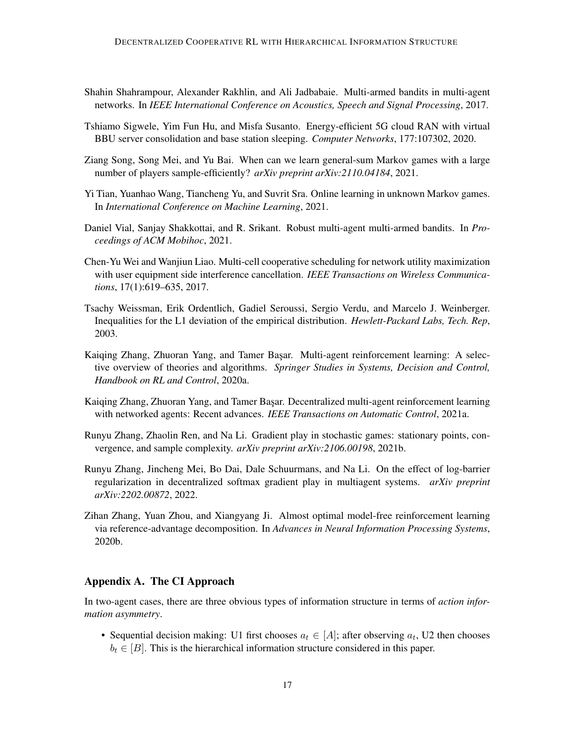Shahin Shahrampour, Alexander Rakhlin, and Ali Jadbabaie. Multi-armed bandits in multi-agent networks. In *IEEE International Conference on Acoustics, Speech and Signal Processing*, 2017.

Tshiamo Sigwele, Yim Fun Hu, and Misfa Susanto. Energy-efficient 5G cloud RAN with virtual BBU server consolidation and base station sleeping. *Computer Networks*, 177:107302, 2020.

Ziang Song, Song Mei, and Yu Bai. When can we learn general-sum Markov games with a large number of players sample-efficiently? *arXiv preprint arXiv:2110.04184*, 2021.

Yi Tian, Yuanhao Wang, Tiancheng Yu, and Suvrit Sra. Online learning in unknown Markov games. In *International Conference on Machine Learning*, 2021.

Daniel Vial, Sanjay Shakkottai, and R. Srikant. Robust multi-agent multi-armed bandits. In *Proceedings of ACM Mobihoc*, 2021.

Chen-Yu Wei and Wanjiun Liao. Multi-cell cooperative scheduling for network utility maximization with user equipment side interference cancellation. *IEEE Transactions on Wireless Communications*, 17(1):619–635, 2017.

Tsachy Weissman, Erik Ordentlich, Gadiel Seroussi, Sergio Verdu, and Marcelo J. Weinberger. Inequalities for the L1 deviation of the empirical distribution. *Hewlett-Packard Labs, Tech. Rep*, 2003.

Kaiqing Zhang, Zhuoran Yang, and Tamer Başar. Multi-agent reinforcement learning: A selective overview of theories and algorithms. *Springer Studies in Systems, Decision and Control, Handbook on RL and Control*, 2020a.

Kaiqing Zhang, Zhuoran Yang, and Tamer Başar. Decentralized multi-agent reinforcement learning with networked agents: Recent advances. *IEEE Transactions on Automatic Control*, 2021a.

Runyu Zhang, Zhaolin Ren, and Na Li. Gradient play in stochastic games: stationary points, convergence, and sample complexity. *arXiv preprint arXiv:2106.00198*, 2021b.

Runyu Zhang, Jincheng Mei, Bo Dai, Dale Schuurmans, and Na Li. On the effect of log-barrier regularization in decentralized softmax gradient play in multiagent systems. *arXiv preprint arXiv:2202.00872*, 2022.

Zihan Zhang, Yuan Zhou, and Xiangyang Ji. Almost optimal model-free reinforcement learning via reference-advantage decomposition. In *Advances in Neural Information Processing Systems*, 2020b.

## Appendix A. The CI Approach

In two-agent cases, there are three obvious types of information structure in terms of *action information asymmetry*.

- Sequential decision making: U1 first chooses $a_t \in [A]$; after observing $a_t$, U2 then chooses $b_t \in [B]$. This is the hierarchical information structure considered in this paper.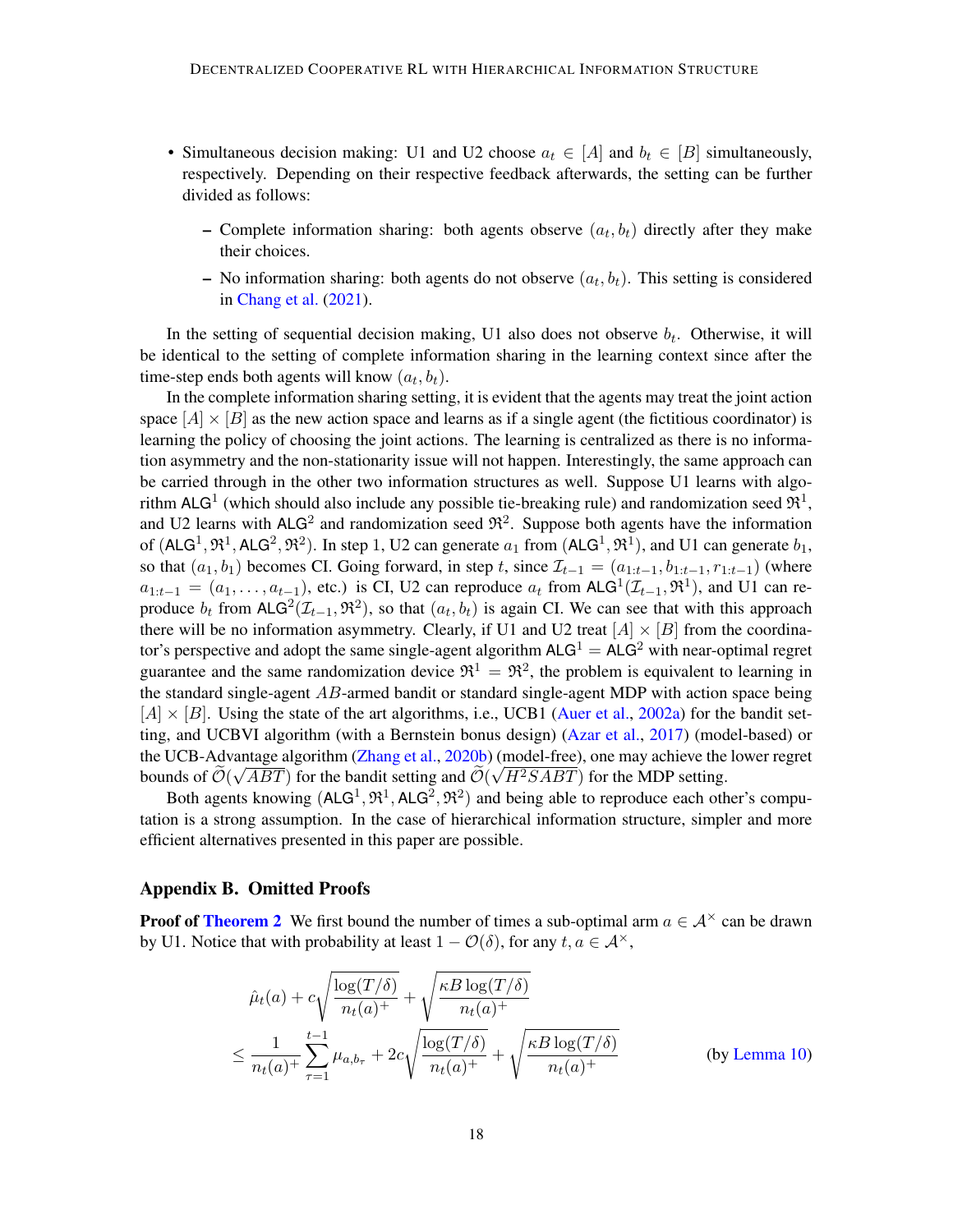- Simultaneous decision making: U1 and U2 choose $a_t \in [A]$ and $b_t \in [B]$ simultaneously, respectively. Depending on their respective feedback afterwards, the setting can be further divided as follows:
  - Complete information sharing: both agents observe $(a_t, b_t)$ directly after they make their choices.
  - No information sharing: both agents do not observe $(a_t, b_t)$. This setting is considered in Chang et al. (2021).

In the setting of sequential decision making, U1 also does not observe $b_t$. Otherwise, it will be identical to the setting of complete information sharing in the learning context since after the time-step ends both agents will know $(a_t, b_t)$.

In the complete information sharing setting, it is evident that the agents may treat the joint action space $[A] \times [B]$ as the new action space and learns as if a single agent (the fictitious coordinator) is learning the policy of choosing the joint actions. The learning is centralized as there is no information asymmetry and the non-stationarity issue will not happen. Interestingly, the same approach can be carried through in the other two information structures as well. Suppose U1 learns with algorithm $\mathsf{ALG}^1$ (which should also include any possible tie-breaking rule) and randomization seed $\mathfrak{R}^1$, and U2 learns with $\mathsf{ALG}^2$ and randomization seed $\mathfrak{R}^2$. Suppose both agents have the information of $(\mathsf{ALG}^1, \mathfrak{R}^1, \mathsf{ALG}^2, \mathfrak{R}^2)$. In step 1, U2 can generate $a_1$ from $(\mathsf{ALG}^1, \mathfrak{R}^1)$, and U1 can generate $b_1$, so that $(a_1, b_1)$ becomes CI. Going forward, in step $t$, since $\mathcal{I}_{t-1} = (a_{1:t-1}, b_{1:t-1}, r_{1:t-1})$ (where $a_{1:t-1} = (a_1, \dots, a_{t-1})$, etc.) is CI, U2 can reproduce $a_t$ from $\mathsf{ALG}^1(\mathcal{I}_{t-1}, \mathfrak{R}^1)$, and U1 can reproduce $b_t$ from $\mathsf{ALG}^2(\mathcal{I}_{t-1}, \mathfrak{R}^2)$, so that $(a_t, b_t)$ is again CI. We can see that with this approach there will be no information asymmetry. Clearly, if U1 and U2 treat $[A] \times [B]$ from the coordinator's perspective and adopt the same single-agent algorithm $\mathsf{ALG}^1 = \mathsf{ALG}^2$ with near-optimal regret guarantee and the same randomization device $\mathfrak{R}^1 = \mathfrak{R}^2$, the problem is equivalent to learning in the standard single-agent $AB$-armed bandit or standard single-agent MDP with action space being $[A] \times [B]$. Using the state of the art algorithms, i.e., UCB1 (Auer et al., 2002a) for the bandit setting, and UCBVI algorithm (with a Bernstein bonus design) (Azar et al., 2017) (model-based) or the UCB-Advantage algorithm (Zhang et al., 2020b) (model-free), one may achieve the lower regret bounds of $\widetilde{\mathcal{O}}(\sqrt{ABT})$ for the bandit setting and $\widetilde{\mathcal{O}}(\sqrt{H^2SABT})$ for the MDP setting.

Both agents knowing $(\mathsf{ALG}^1, \mathfrak{R}^1, \mathsf{ALG}^2, \mathfrak{R}^2)$ and being able to reproduce each other's computation is a strong assumption. In the case of hierarchical information structure, simpler and more efficient alternatives presented in this paper are possible.

## Appendix B. Omitted Proofs

**Proof of Theorem 2** We first bound the number of times a sub-optimal arm $a \in \mathcal{A}^\times$ can be drawn by U1. Notice that with probability at least $1 - \mathcal{O}(\delta)$, for any $t, a \in \mathcal{A}^\times$,

$$
\begin{aligned}
&\hat{\mu}_t(a) + c\sqrt{\frac{\log(T/\delta)}{n_t(a)^+}} + \sqrt{\frac{\kappa B \log(T/\delta)}{n_t(a)^+}} \\
\leq\ & \frac{1}{n_t(a)^+}\sum_{\tau=1}^{t-1} \mu_{a,b_\tau} + 2c\sqrt{\frac{\log(T/\delta)}{n_t(a)^+}} + \sqrt{\frac{\kappa B \log(T/\delta)}{n_t(a)^+}} \qquad \text{(by Lemma 10)}
\end{aligned}
$$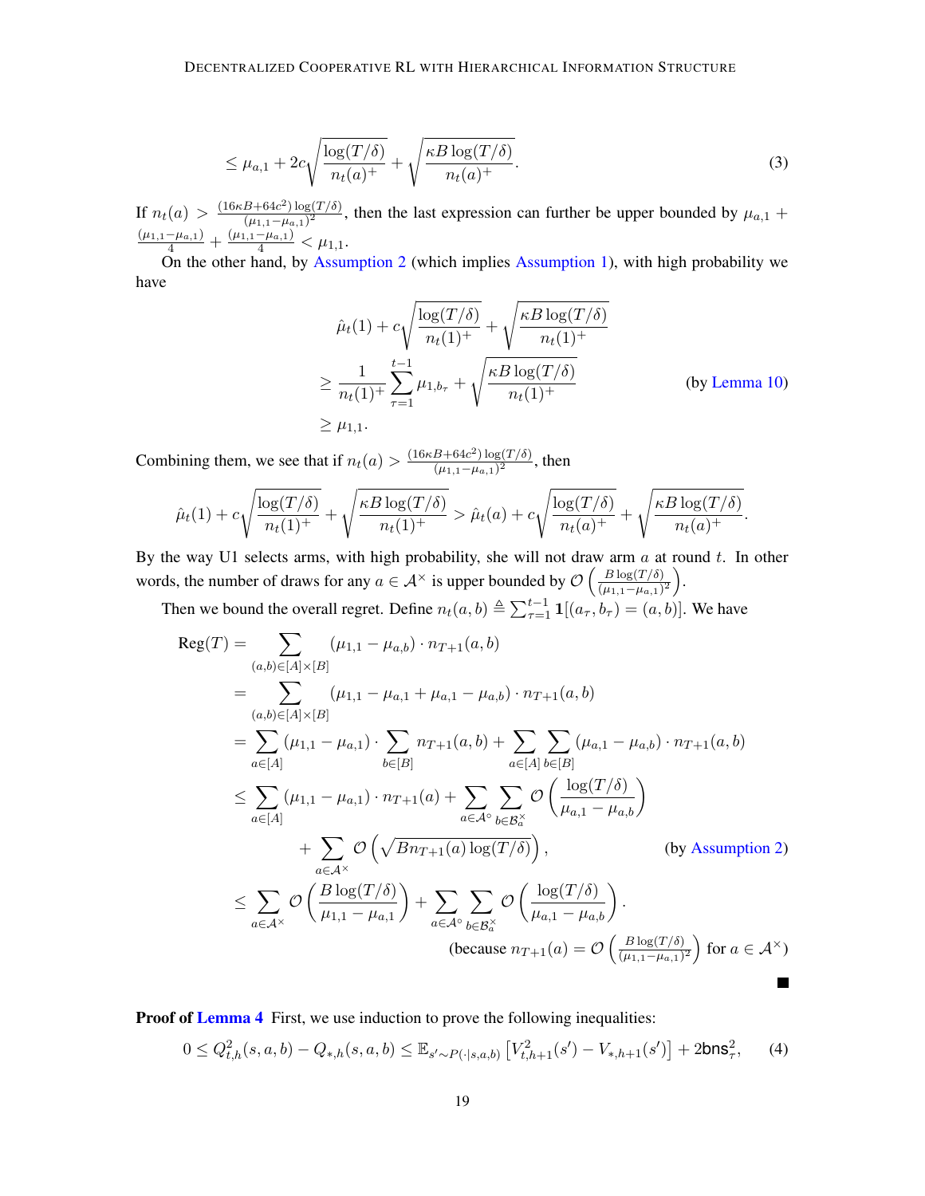$$\leq \mu_{a,1} + 2c\sqrt{\frac{\log(T/\delta)}{n_t(a)^+}} + \sqrt{\frac{\kappa B \log(T/\delta)}{n_t(a)^+}}. \tag{3}$$

If $n_t(a) > \frac{(16\kappa B + 64c^2)\log(T/\delta)}{(\mu_{1,1}-\mu_{a,1})^2}$, then the last expression can further be upper bounded by $\mu_{a,1} + \frac{(\mu_{1,1}-\mu_{a,1})}{4} + \frac{(\mu_{1,1}-\mu_{a,1})}{4} < \mu_{1,1}$.

On the other hand, by Assumption 2 (which implies Assumption 1), with high probability we have

$$\begin{aligned}
&\hat{\mu}_t(1) + c\sqrt{\frac{\log(T/\delta)}{n_t(1)^+}} + \sqrt{\frac{\kappa B \log(T/\delta)}{n_t(1)^+}} \\
&\geq \frac{1}{n_t(1)^+}\sum_{\tau=1}^{t-1} \mu_{1,b_\tau} + \sqrt{\frac{\kappa B \log(T/\delta)}{n_t(1)^+}} \qquad \text{(by Lemma 10)} \\
&\geq \mu_{1,1}.
\end{aligned}$$

Combining them, we see that if $n_t(a) > \frac{(16\kappa B + 64c^2)\log(T/\delta)}{(\mu_{1,1}-\mu_{a,1})^2}$, then

$$\hat{\mu}_t(1) + c\sqrt{\frac{\log(T/\delta)}{n_t(1)^+}} + \sqrt{\frac{\kappa B \log(T/\delta)}{n_t(1)^+}} > \hat{\mu}_t(a) + c\sqrt{\frac{\log(T/\delta)}{n_t(a)^+}} + \sqrt{\frac{\kappa B \log(T/\delta)}{n_t(a)^+}}.$$

By the way U1 selects arms, with high probability, she will not draw arm $a$ at round $t$. In other words, the number of draws for any $a \in \mathcal{A}^\times$ is upper bounded by $\mathcal{O}\left(\frac{B\log(T/\delta)}{(\mu_{1,1}-\mu_{a,1})^2}\right)$.

Then we bound the overall regret. Define $n_t(a,b) \triangleq \sum_{\tau=1}^{t-1} \mathbf{1}[(a_\tau, b_\tau) = (a,b)]$. We have

$$\begin{aligned}
\text{Reg}(T) &= \sum_{(a,b)\in[A]\times[B]} (\mu_{1,1} - \mu_{a,b}) \cdot n_{T+1}(a,b) \\
&= \sum_{(a,b)\in[A]\times[B]} (\mu_{1,1} - \mu_{a,1} + \mu_{a,1} - \mu_{a,b}) \cdot n_{T+1}(a,b) \\
&= \sum_{a\in[A]} (\mu_{1,1} - \mu_{a,1}) \cdot \sum_{b\in[B]} n_{T+1}(a,b) + \sum_{a\in[A]}\sum_{b\in[B]} (\mu_{a,1} - \mu_{a,b}) \cdot n_{T+1}(a,b) \\
&\leq \sum_{a\in[A]} (\mu_{1,1} - \mu_{a,1}) \cdot n_{T+1}(a) + \sum_{a\in\mathcal{A}^\circ}\sum_{b\in\mathcal{B}_a^\times} \mathcal{O}\left(\frac{\log(T/\delta)}{\mu_{a,1}-\mu_{a,b}}\right) \\
&\quad + \sum_{a\in\mathcal{A}^\times} \mathcal{O}\left(\sqrt{Bn_{T+1}(a)\log(T/\delta)}\right), \qquad \text{(by Assumption 2)} \\
&\leq \sum_{a\in\mathcal{A}^\times} \mathcal{O}\left(\frac{B\log(T/\delta)}{\mu_{1,1}-\mu_{a,1}}\right) + \sum_{a\in\mathcal{A}^\circ}\sum_{b\in\mathcal{B}_a^\times} \mathcal{O}\left(\frac{\log(T/\delta)}{\mu_{a,1}-\mu_{a,b}}\right). \\
&\qquad \text{(because } n_{T+1}(a) = \mathcal{O}\left(\frac{B\log(T/\delta)}{(\mu_{1,1}-\mu_{a,1})^2}\right) \text{ for } a \in \mathcal{A}^\times\text{)}
\end{aligned}$$

■

**Proof of Lemma 4** First, we use induction to prove the following inequalities:

$$0 \leq Q_{t,h}^2(s,a,b) - Q_{*,h}(s,a,b) \leq \mathbb{E}_{s'\sim P(\cdot|s,a,b)}\left[V_{t,h+1}^2(s') - V_{*,h+1}(s')\right] + 2\mathsf{bns}_\tau^2, \tag{4}$$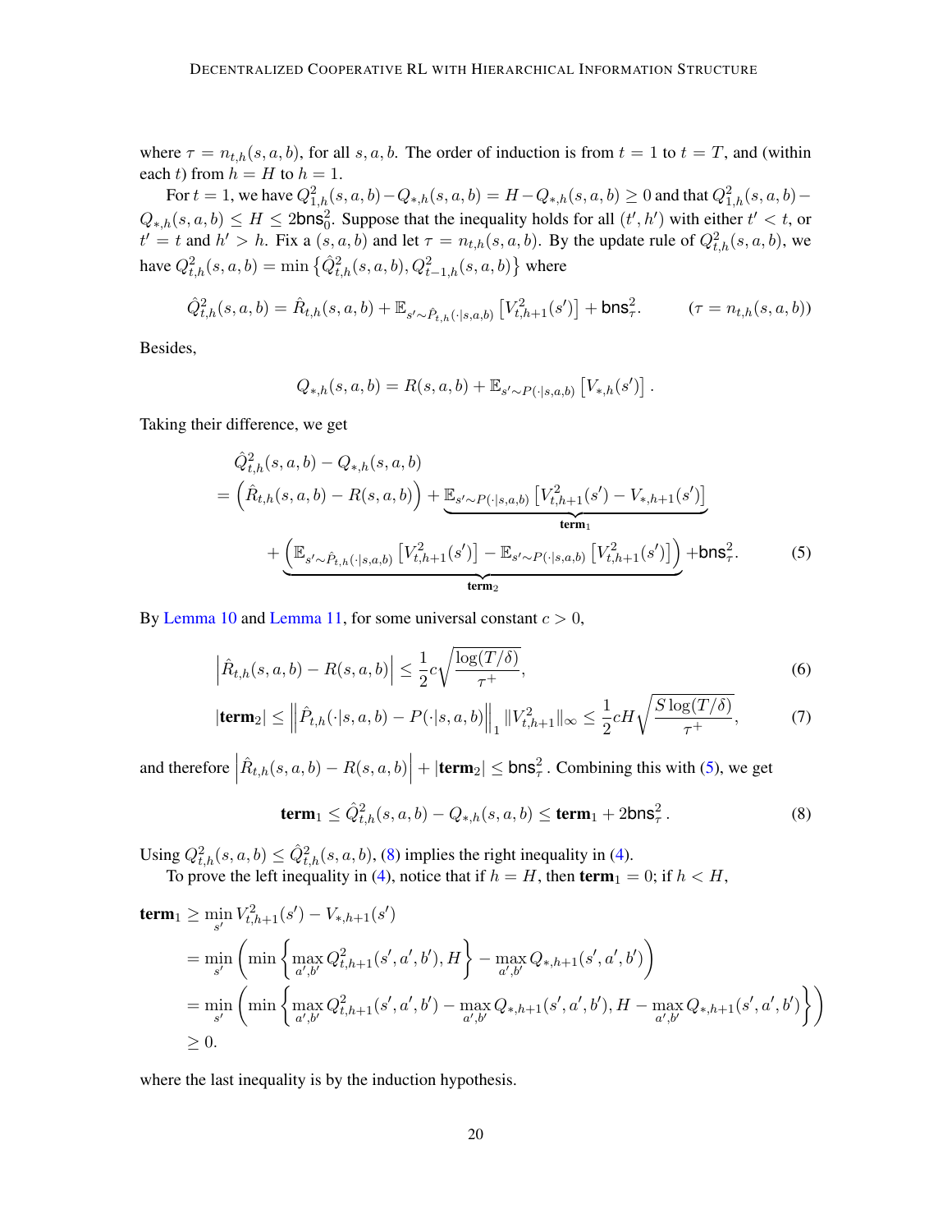where $\tau = n_{t,h}(s,a,b)$, for all $s, a, b$. The order of induction is from $t = 1$ to $t = T$, and (within each $t$) from $h = H$ to $h = 1$.

For $t = 1$, we have $Q^2_{1,h}(s,a,b) - Q_{*,h}(s,a,b) = H - Q_{*,h}(s,a,b) \geq 0$ and that $Q^2_{1,h}(s,a,b) - Q_{*,h}(s,a,b) \leq H \leq 2\mathsf{bns}^2_0$. Suppose that the inequality holds for all $(t', h')$ with either $t' < t$, or $t' = t$ and $h' > h$. Fix a $(s,a,b)$ and let $\tau = n_{t,h}(s,a,b)$. By the update rule of $Q^2_{t,h}(s,a,b)$, we have $Q^2_{t,h}(s,a,b) = \min\left\{\hat{Q}^2_{t,h}(s,a,b), Q^2_{t-1,h}(s,a,b)\right\}$ where

$$\hat{Q}^2_{t,h}(s,a,b) = \hat{R}_{t,h}(s,a,b) + \mathbb{E}_{s' \sim \hat{P}_{t,h}(\cdot|s,a,b)}\left[V^2_{t,h+1}(s')\right] + \mathsf{bns}^2_\tau. \qquad (\tau = n_{t,h}(s,a,b))$$

Besides,

$$Q_{*,h}(s,a,b) = R(s,a,b) + \mathbb{E}_{s' \sim P(\cdot|s,a,b)}\left[V_{*,h}(s')\right].$$

Taking their difference, we get

$$\begin{aligned}
&\hat{Q}^2_{t,h}(s,a,b) - Q_{*,h}(s,a,b) \\
&= \left(\hat{R}_{t,h}(s,a,b) - R(s,a,b)\right) + \underbrace{\mathbb{E}_{s' \sim P(\cdot|s,a,b)}\left[V^2_{t,h+1}(s') - V_{*,h+1}(s')\right]}_{\textbf{term}_1} \\
&\quad + \underbrace{\left(\mathbb{E}_{s' \sim \hat{P}_{t,h}(\cdot|s,a,b)}\left[V^2_{t,h+1}(s')\right] - \mathbb{E}_{s' \sim P(\cdot|s,a,b)}\left[V^2_{t,h+1}(s')\right]\right)}_{\textbf{term}_2} + \mathsf{bns}^2_\tau.
\end{aligned} \tag{5}$$

By Lemma 10 and Lemma 11, for some universal constant $c > 0$,

$$\left|\hat{R}_{t,h}(s,a,b) - R(s,a,b)\right| \leq \frac{1}{2}c\sqrt{\frac{\log(T/\delta)}{\tau^+}}, \tag{6}$$

$$|\textbf{term}_2| \leq \left\|\hat{P}_{t,h}(\cdot|s,a,b) - P(\cdot|s,a,b)\right\|_1 \|V^2_{t,h+1}\|_\infty \leq \frac{1}{2}cH\sqrt{\frac{S\log(T/\delta)}{\tau^+}}, \tag{7}$$

and therefore $\left|\hat{R}_{t,h}(s,a,b) - R(s,a,b)\right| + |\textbf{term}_2| \leq \mathsf{bns}^2_\tau$. Combining this with (5), we get

$$\textbf{term}_1 \leq \hat{Q}^2_{t,h}(s,a,b) - Q_{*,h}(s,a,b) \leq \textbf{term}_1 + 2\mathsf{bns}^2_\tau. \tag{8}$$

Using $Q^2_{t,h}(s,a,b) \leq \hat{Q}^2_{t,h}(s,a,b)$, (8) implies the right inequality in (4).

To prove the left inequality in (4), notice that if $h = H$, then $\textbf{term}_1 = 0$; if $h < H$,

$$\begin{aligned}
\textbf{term}_1 &\geq \min_{s'} V^2_{t,h+1}(s') - V_{*,h+1}(s') \\
&= \min_{s'}\left(\min\left\{\max_{a',b'} Q^2_{t,h+1}(s',a',b'), H\right\} - \max_{a',b'} Q_{*,h+1}(s',a',b')\right) \\
&= \min_{s'}\left(\min\left\{\max_{a',b'} Q^2_{t,h+1}(s',a',b') - \max_{a',b'} Q_{*,h+1}(s',a',b'), H - \max_{a',b'} Q_{*,h+1}(s',a',b')\right\}\right) \\
&\geq 0.
\end{aligned}$$

where the last inequality is by the induction hypothesis.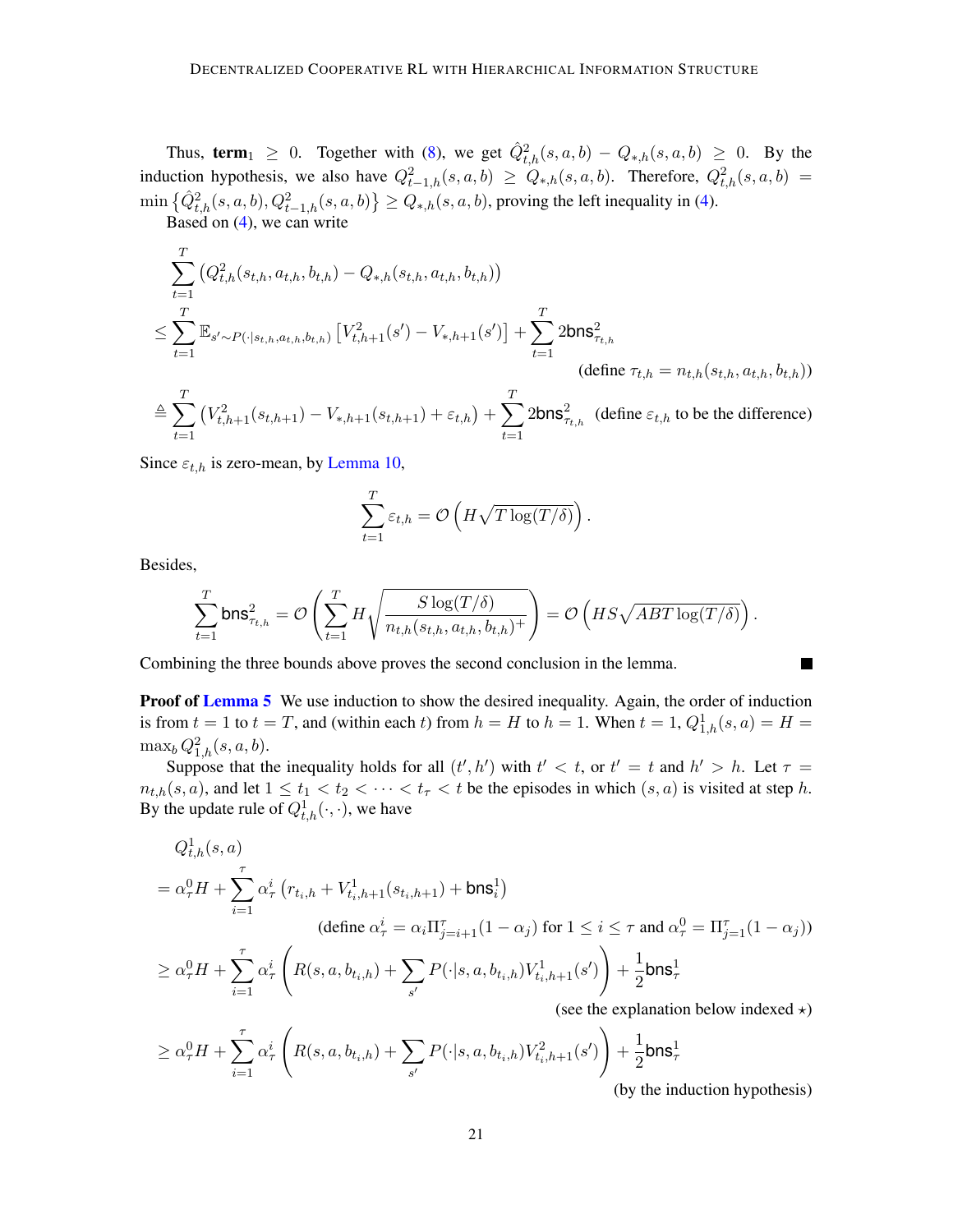Thus, $\textbf{term}_1 \geq 0$. Together with (8), we get $\hat{Q}^2_{t,h}(s,a,b) - Q_{*,h}(s,a,b) \geq 0$. By the induction hypothesis, we also have $Q^2_{t-1,h}(s,a,b) \geq Q_{*,h}(s,a,b)$. Therefore, $Q^2_{t,h}(s,a,b) = \min\left\{\hat{Q}^2_{t,h}(s,a,b), Q^2_{t-1,h}(s,a,b)\right\} \geq Q_{*,h}(s,a,b)$, proving the left inequality in (4).

Based on (4), we can write

$$
\begin{aligned}
&\sum_{t=1}^{T}\left(Q^2_{t,h}(s_{t,h},a_{t,h},b_{t,h}) - Q_{*,h}(s_{t,h},a_{t,h},b_{t,h})\right) \\
&\leq \sum_{t=1}^{T}\mathbb{E}_{s'\sim P(\cdot|s_{t,h},a_{t,h},b_{t,h})}\left[V^2_{t,h+1}(s') - V_{*,h+1}(s')\right] + \sum_{t=1}^{T} 2\mathsf{bns}^2_{\tau_{t,h}} \\
&\hspace{20em}\text{(define } \tau_{t,h} = n_{t,h}(s_{t,h},a_{t,h},b_{t,h})\text{)} \\
&\triangleq \sum_{t=1}^{T}\left(V^2_{t,h+1}(s_{t,h+1}) - V_{*,h+1}(s_{t,h+1}) + \varepsilon_{t,h}\right) + \sum_{t=1}^{T} 2\mathsf{bns}^2_{\tau_{t,h}} \quad \text{(define } \varepsilon_{t,h} \text{ to be the difference)}
\end{aligned}
$$

Since $\varepsilon_{t,h}$ is zero-mean, by Lemma 10,

$$
\sum_{t=1}^{T}\varepsilon_{t,h} = \mathcal{O}\left(H\sqrt{T\log(T/\delta)}\right).
$$

Besides,

$$
\sum_{t=1}^{T}\mathsf{bns}^2_{\tau_{t,h}} = \mathcal{O}\left(\sum_{t=1}^{T} H\sqrt{\frac{S\log(T/\delta)}{n_{t,h}(s_{t,h},a_{t,h},b_{t,h})^+}}\right) = \mathcal{O}\left(HS\sqrt{ABT\log(T/\delta)}\right).
$$

Combining the three bounds above proves the second conclusion in the lemma. ∎

**Proof of Lemma 5** We use induction to show the desired inequality. Again, the order of induction is from $t=1$ to $t=T$, and (within each $t$) from $h=H$ to $h=1$. When $t=1$, $Q^1_{1,h}(s,a) = H = \max_b Q^2_{1,h}(s,a,b)$.

Suppose that the inequality holds for all $(t',h')$ with $t' < t$, or $t' = t$ and $h' > h$. Let $\tau = n_{t,h}(s,a)$, and let $1 \leq t_1 < t_2 < \cdots < t_\tau < t$ be the episodes in which $(s,a)$ is visited at step $h$. By the update rule of $Q^1_{t,h}(\cdot,\cdot)$, we have

$$
\begin{aligned}
&Q^1_{t,h}(s,a) \\
&= \alpha^0_\tau H + \sum_{i=1}^{\tau}\alpha^i_\tau\left(r_{t_i,h} + V^1_{t_i,h+1}(s_{t_i,h+1}) + \mathsf{bns}^1_i\right) \\
&\hspace{10em}\text{(define } \alpha^i_\tau = \alpha_i\Pi_{j=i+1}^{\tau}(1-\alpha_j) \text{ for } 1\leq i\leq\tau \text{ and } \alpha^0_\tau = \Pi_{j=1}^{\tau}(1-\alpha_j)\text{)} \\
&\geq \alpha^0_\tau H + \sum_{i=1}^{\tau}\alpha^i_\tau\left(R(s,a,b_{t_i,h}) + \sum_{s'}P(\cdot|s,a,b_{t_i,h})V^1_{t_i,h+1}(s')\right) + \frac{1}{2}\mathsf{bns}^1_\tau \\
&\hspace{20em}\text{(see the explanation below indexed } \star\text{)} \\
&\geq \alpha^0_\tau H + \sum_{i=1}^{\tau}\alpha^i_\tau\left(R(s,a,b_{t_i,h}) + \sum_{s'}P(\cdot|s,a,b_{t_i,h})V^2_{t_i,h+1}(s')\right) + \frac{1}{2}\mathsf{bns}^1_\tau \\
&\hspace{20em}\text{(by the induction hypothesis)}
\end{aligned}
$$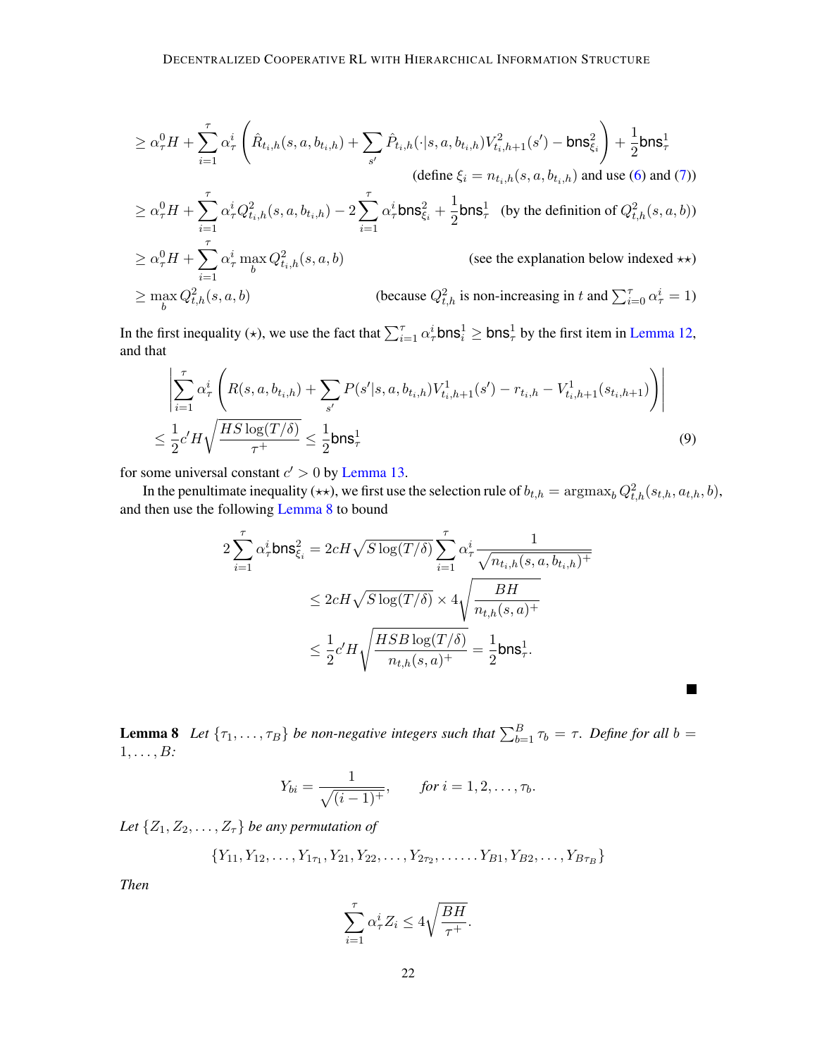$$
\geq \alpha_\tau^0 H + \sum_{i=1}^{\tau} \alpha_\tau^i \left( \hat{R}_{t_i,h}(s,a,b_{t_i,h}) + \sum_{s'} \hat{P}_{t_i,h}(\cdot|s,a,b_{t_i,h}) V^2_{t_i,h+1}(s') - \mathsf{bns}^2_{\xi_i} \right) + \frac{1}{2}\mathsf{bns}^1_\tau
$$

(define $\xi_i = n_{t_i,h}(s,a,b_{t_i,h})$ and use (6) and (7))

$$
\geq \alpha_\tau^0 H + \sum_{i=1}^{\tau} \alpha_\tau^i Q^2_{t_i,h}(s,a,b_{t_i,h}) - 2\sum_{i=1}^{\tau} \alpha_\tau^i \mathsf{bns}^2_{\xi_i} + \frac{1}{2}\mathsf{bns}^1_\tau \quad \text{(by the definition of } Q^2_{t,h}(s,a,b))
$$

$$
\geq \alpha_\tau^0 H + \sum_{i=1}^{\tau} \alpha_\tau^i \max_b Q^2_{t_i,h}(s,a,b) \quad \text{(see the explanation below indexed } \star\star)
$$

$$
\geq \max_b Q^2_{t,h}(s,a,b) \quad \text{(because } Q^2_{t,h} \text{ is non-increasing in } t \text{ and } \textstyle\sum_{i=0}^{\tau} \alpha_\tau^i = 1)
$$

In the first inequality ($\star$), we use the fact that $\sum_{i=1}^{\tau} \alpha_\tau^i \mathsf{bns}^1_i \geq \mathsf{bns}^1_\tau$ by the first item in Lemma 12, and that

$$
\left| \sum_{i=1}^{\tau} \alpha_\tau^i \left( R(s,a,b_{t_i,h}) + \sum_{s'} P(s'|s,a,b_{t_i,h}) V^1_{t_i,h+1}(s') - r_{t_i,h} - V^1_{t_i,h+1}(s_{t_i,h+1}) \right) \right|
$$
$$
\leq \frac{1}{2} c' H \sqrt{\frac{HS\log(T/\delta)}{\tau^+}} \leq \frac{1}{2}\mathsf{bns}^1_\tau \tag{9}
$$

for some universal constant $c' > 0$ by Lemma 13.

In the penultimate inequality ($\star\star$), we first use the selection rule of $b_{t,h} = \operatorname{argmax}_b Q^2_{t,h}(s_{t,h}, a_{t,h}, b)$, and then use the following Lemma 8 to bound

$$
2\sum_{i=1}^{\tau} \alpha_\tau^i \mathsf{bns}^2_{\xi_i} = 2cH\sqrt{S\log(T/\delta)} \sum_{i=1}^{\tau} \alpha_\tau^i \frac{1}{\sqrt{n_{t_i,h}(s,a,b_{t_i,h})^+}}
$$
$$
\leq 2cH\sqrt{S\log(T/\delta)} \times 4\sqrt{\frac{BH}{n_{t,h}(s,a)^+}}
$$
$$
\leq \frac{1}{2}c'H\sqrt{\frac{HSB\log(T/\delta)}{n_{t,h}(s,a)^+}} = \frac{1}{2}\mathsf{bns}^1_\tau.
$$

■

**Lemma 8** *Let $\{\tau_1, \ldots, \tau_B\}$ be non-negative integers such that $\sum_{b=1}^{B} \tau_b = \tau$. Define for all $b = 1, \ldots, B$:*

$$
Y_{bi} = \frac{1}{\sqrt{(i-1)^+}}, \qquad \textit{for } i = 1, 2, \ldots, \tau_b.
$$

*Let $\{Z_1, Z_2, \ldots, Z_\tau\}$ be any permutation of*

$$
\{Y_{11}, Y_{12}, \ldots, Y_{1\tau_1}, Y_{21}, Y_{22}, \ldots, Y_{2\tau_2}, \ldots\ldots Y_{B1}, Y_{B2}, \ldots, Y_{B\tau_B}\}
$$

*Then*

$$
\sum_{i=1}^{\tau} \alpha_\tau^i Z_i \leq 4\sqrt{\frac{BH}{\tau^+}}.
$$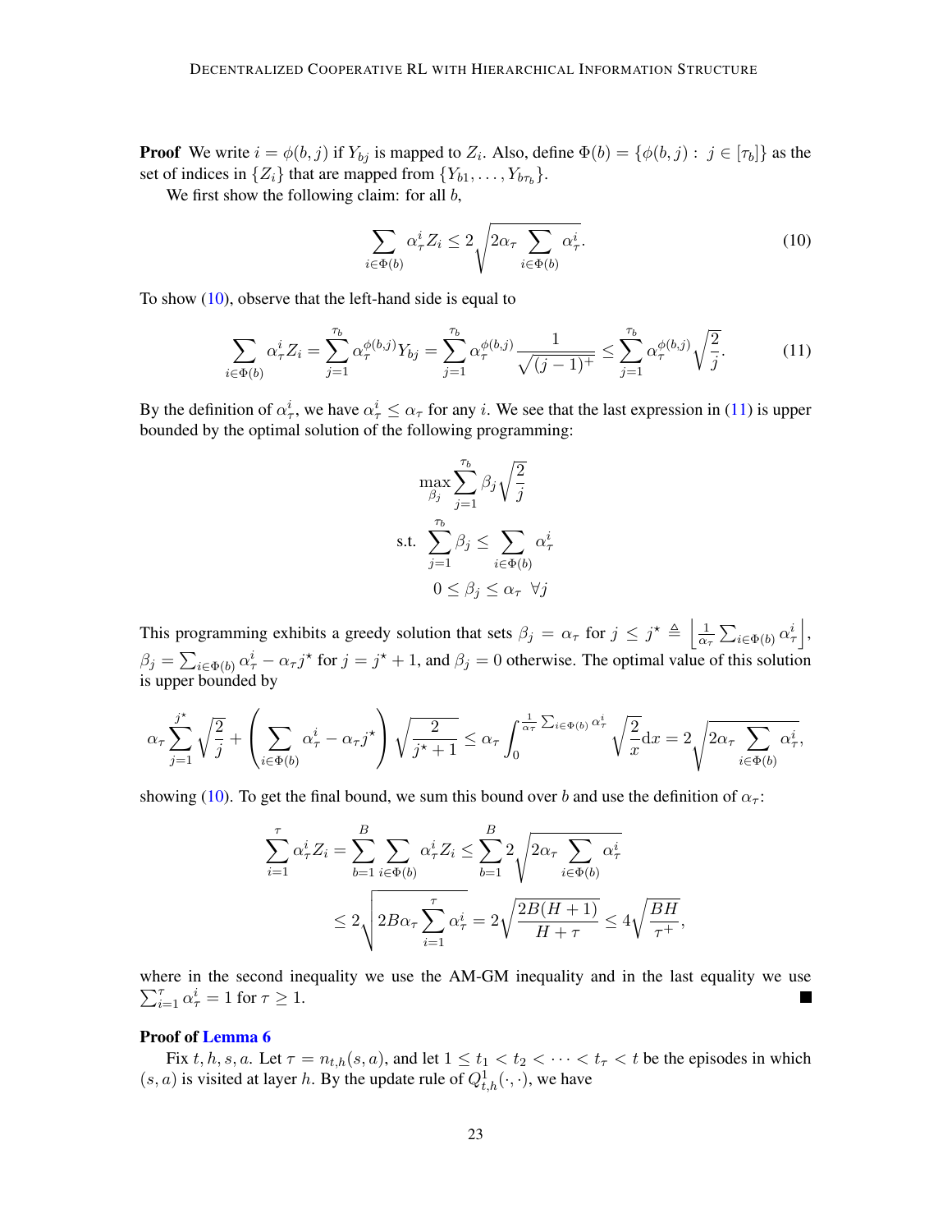**Proof** We write $i = \phi(b, j)$ if $Y_{bj}$ is mapped to $Z_i$. Also, define $\Phi(b) = \{\phi(b, j) : j \in [\tau_b]\}$ as the set of indices in $\{Z_i\}$ that are mapped from $\{Y_{b1}, \ldots, Y_{b\tau_b}\}$.

We first show the following claim: for all $b$,

$$\sum_{i \in \Phi(b)} \alpha_\tau^i Z_i \leq 2\sqrt{2\alpha_\tau \sum_{i \in \Phi(b)} \alpha_\tau^i}. \tag{10}$$

To show (10), observe that the left-hand side is equal to

$$\sum_{i \in \Phi(b)} \alpha_\tau^i Z_i = \sum_{j=1}^{\tau_b} \alpha_\tau^{\phi(b,j)} Y_{bj} = \sum_{j=1}^{\tau_b} \alpha_\tau^{\phi(b,j)} \frac{1}{\sqrt{(j-1)^+}} \leq \sum_{j=1}^{\tau_b} \alpha_\tau^{\phi(b,j)} \sqrt{\frac{2}{j}}. \tag{11}$$

By the definition of $\alpha_\tau^i$, we have $\alpha_\tau^i \leq \alpha_\tau$ for any $i$. We see that the last expression in (11) is upper bounded by the optimal solution of the following programming:

$$\begin{aligned}
\max_{\beta_j} & \sum_{j=1}^{\tau_b} \beta_j \sqrt{\frac{2}{j}} \\
\text{s.t.} & \sum_{j=1}^{\tau_b} \beta_j \leq \sum_{i \in \Phi(b)} \alpha_\tau^i \\
& 0 \leq \beta_j \leq \alpha_\tau \ \ \forall j
\end{aligned}$$

This programming exhibits a greedy solution that sets $\beta_j = \alpha_\tau$ for $j \leq j^\star \triangleq \left\lfloor \frac{1}{\alpha_\tau} \sum_{i \in \Phi(b)} \alpha_\tau^i \right\rfloor$, $\beta_j = \sum_{i \in \Phi(b)} \alpha_\tau^i - \alpha_\tau j^\star$ for $j = j^\star + 1$, and $\beta_j = 0$ otherwise. The optimal value of this solution is upper bounded by

$$\alpha_\tau \sum_{j=1}^{j^\star} \sqrt{\frac{2}{j}} + \left( \sum_{i \in \Phi(b)} \alpha_\tau^i - \alpha_\tau j^\star \right) \sqrt{\frac{2}{j^\star + 1}} \leq \alpha_\tau \int_0^{\frac{1}{\alpha_\tau} \sum_{i \in \Phi(b)} \alpha_\tau^i} \sqrt{\frac{2}{x}} \mathrm{d}x = 2\sqrt{2\alpha_\tau \sum_{i \in \Phi(b)} \alpha_\tau^i},$$

showing (10). To get the final bound, we sum this bound over $b$ and use the definition of $\alpha_\tau$:

$$\begin{aligned}
\sum_{i=1}^{\tau} \alpha_\tau^i Z_i = \sum_{b=1}^{B} \sum_{i \in \Phi(b)} \alpha_\tau^i Z_i &\leq \sum_{b=1}^{B} 2\sqrt{2\alpha_\tau \sum_{i \in \Phi(b)} \alpha_\tau^i} \\
&\leq 2\sqrt{2B\alpha_\tau \sum_{i=1}^{\tau} \alpha_\tau^i} = 2\sqrt{\frac{2B(H+1)}{H+\tau}} \leq 4\sqrt{\frac{BH}{\tau^+}},
\end{aligned}$$

where in the second inequality we use the AM-GM inequality and in the last equality we use $\sum_{i=1}^{\tau} \alpha_\tau^i = 1$ for $\tau \geq 1$. ■

**Proof of Lemma 6**

Fix $t, h, s, a$. Let $\tau = n_{t,h}(s, a)$, and let $1 \leq t_1 < t_2 < \cdots < t_\tau < t$ be the episodes in which $(s, a)$ is visited at layer $h$. By the update rule of $Q_{t,h}^1(\cdot, \cdot)$, we have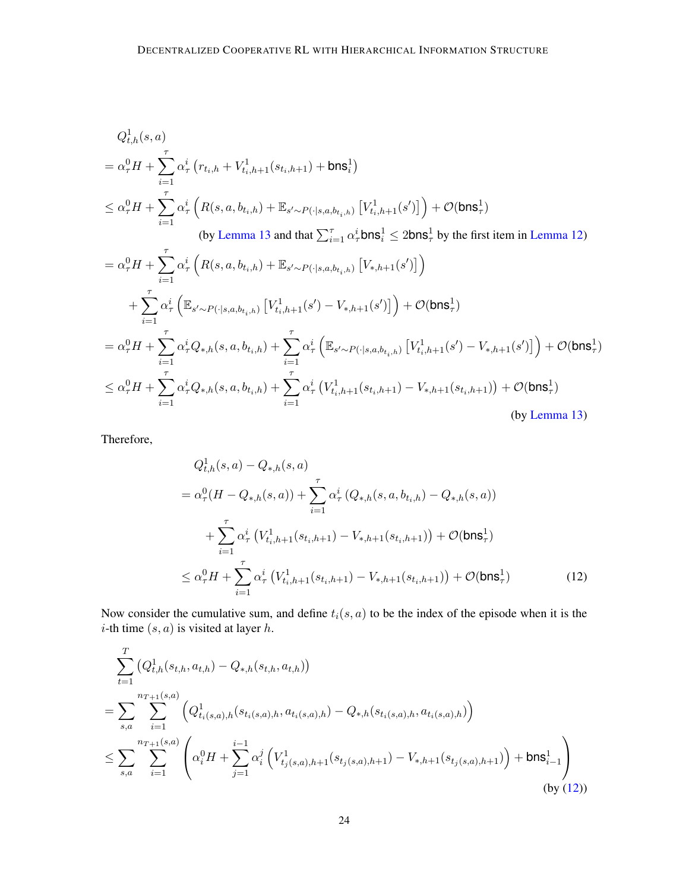$$
\begin{aligned}
&Q^1_{t,h}(s,a) \\
&= \alpha^0_\tau H + \sum_{i=1}^{\tau} \alpha^i_\tau \left( r_{t_i,h} + V^1_{t_i,h+1}(s_{t_i,h+1}) + \mathsf{bns}^1_i \right) \\
&\leq \alpha^0_\tau H + \sum_{i=1}^{\tau} \alpha^i_\tau \left( R(s,a,b_{t_i,h}) + \mathbb{E}_{s' \sim P(\cdot|s,a,b_{t_i,h})} \left[ V^1_{t_i,h+1}(s') \right] \right) + \mathcal{O}(\mathsf{bns}^1_\tau) \\
&\qquad\qquad \text{(by Lemma 13 and that } \textstyle\sum_{i=1}^{\tau} \alpha^i_\tau \mathsf{bns}^1_i \leq 2\mathsf{bns}^1_\tau \text{ by the first item in Lemma 12)} \\
&= \alpha^0_\tau H + \sum_{i=1}^{\tau} \alpha^i_\tau \left( R(s,a,b_{t_i,h}) + \mathbb{E}_{s' \sim P(\cdot|s,a,b_{t_i,h})} \left[ V_{*,h+1}(s') \right] \right) \\
&\qquad + \sum_{i=1}^{\tau} \alpha^i_\tau \left( \mathbb{E}_{s' \sim P(\cdot|s,a,b_{t_i,h})} \left[ V^1_{t_i,h+1}(s') - V_{*,h+1}(s') \right] \right) + \mathcal{O}(\mathsf{bns}^1_\tau) \\
&= \alpha^0_\tau H + \sum_{i=1}^{\tau} \alpha^i_\tau Q_{*,h}(s,a,b_{t_i,h}) + \sum_{i=1}^{\tau} \alpha^i_\tau \left( \mathbb{E}_{s' \sim P(\cdot|s,a,b_{t_i,h})} \left[ V^1_{t_i,h+1}(s') - V_{*,h+1}(s') \right] \right) + \mathcal{O}(\mathsf{bns}^1_\tau) \\
&\leq \alpha^0_\tau H + \sum_{i=1}^{\tau} \alpha^i_\tau Q_{*,h}(s,a,b_{t_i,h}) + \sum_{i=1}^{\tau} \alpha^i_\tau \left( V^1_{t_i,h+1}(s_{t_i,h+1}) - V_{*,h+1}(s_{t_i,h+1}) \right) + \mathcal{O}(\mathsf{bns}^1_\tau) \\
&\qquad\qquad \text{(by Lemma 13)}
\end{aligned}
$$

Therefore,

$$
\begin{aligned}
&Q^1_{t,h}(s,a) - Q_{*,h}(s,a) \\
&= \alpha^0_\tau (H - Q_{*,h}(s,a)) + \sum_{i=1}^{\tau} \alpha^i_\tau \left( Q_{*,h}(s,a,b_{t_i,h}) - Q_{*,h}(s,a) \right) \\
&\qquad + \sum_{i=1}^{\tau} \alpha^i_\tau \left( V^1_{t_i,h+1}(s_{t_i,h+1}) - V_{*,h+1}(s_{t_i,h+1}) \right) + \mathcal{O}(\mathsf{bns}^1_\tau) \\
&\leq \alpha^0_\tau H + \sum_{i=1}^{\tau} \alpha^i_\tau \left( V^1_{t_i,h+1}(s_{t_i,h+1}) - V_{*,h+1}(s_{t_i,h+1}) \right) + \mathcal{O}(\mathsf{bns}^1_\tau) \qquad (12)
\end{aligned}
$$

Now consider the cumulative sum, and define $t_i(s,a)$ to be the index of the episode when it is the $i$-th time $(s,a)$ is visited at layer $h$.

$$
\begin{aligned}
&\sum_{t=1}^{T} \left( Q^1_{t,h}(s_{t,h}, a_{t,h}) - Q_{*,h}(s_{t,h}, a_{t,h}) \right) \\
&= \sum_{s,a} \sum_{i=1}^{n_{T+1}(s,a)} \left( Q^1_{t_i(s,a),h}(s_{t_i(s,a),h}, a_{t_i(s,a),h}) - Q_{*,h}(s_{t_i(s,a),h}, a_{t_i(s,a),h}) \right) \\
&\leq \sum_{s,a} \sum_{i=1}^{n_{T+1}(s,a)} \left( \alpha^0_i H + \sum_{j=1}^{i-1} \alpha^j_i \left( V^1_{t_j(s,a),h+1}(s_{t_j(s,a),h+1}) - V_{*,h+1}(s_{t_j(s,a),h+1}) \right) + \mathsf{bns}^1_{i-1} \right) \\
&\qquad\qquad \text{(by (12))}
\end{aligned}
$$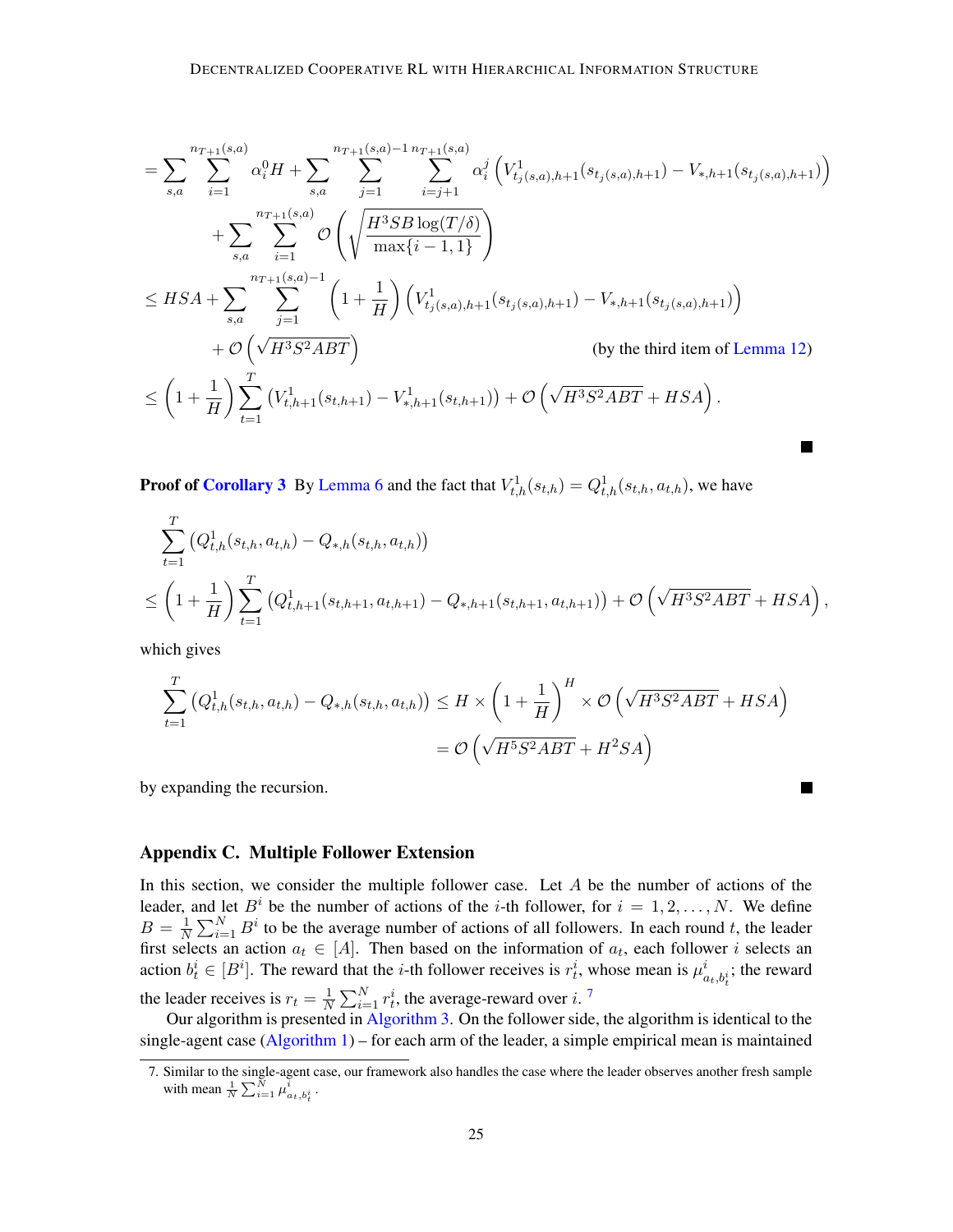$$
\begin{aligned}
&= \sum_{s,a} \sum_{i=1}^{n_{T+1}(s,a)} \alpha_i^0 H + \sum_{s,a} \sum_{j=1}^{n_{T+1}(s,a)-1} \sum_{i=j+1}^{n_{T+1}(s,a)} \alpha_i^j \left( V^1_{t_j(s,a),h+1}(s_{t_j(s,a),h+1}) - V_{*,h+1}(s_{t_j(s,a),h+1}) \right) \\
&\quad + \sum_{s,a} \sum_{i=1}^{n_{T+1}(s,a)} \mathcal{O}\left( \sqrt{\frac{H^3 SB \log(T/\delta)}{\max\{i-1,1\}}} \right) \\
&\le HSA + \sum_{s,a} \sum_{j=1}^{n_{T+1}(s,a)-1} \left(1 + \frac{1}{H}\right) \left( V^1_{t_j(s,a),h+1}(s_{t_j(s,a),h+1}) - V_{*,h+1}(s_{t_j(s,a),h+1}) \right) \\
&\quad + \mathcal{O}\left(\sqrt{H^3 S^2 ABT}\right) \qquad \text{(by the third item of Lemma 12)} \\
&\le \left(1 + \frac{1}{H}\right) \sum_{t=1}^{T} \left( V^1_{t,h+1}(s_{t,h+1}) - V^1_{*,h+1}(s_{t,h+1}) \right) + \mathcal{O}\left( \sqrt{H^3 S^2 ABT} + HSA \right).
\end{aligned}
$$

■

**Proof of Corollary 3** By Lemma 6 and the fact that $V^1_{t,h}(s_{t,h}) = Q^1_{t,h}(s_{t,h}, a_{t,h})$, we have

$$
\begin{aligned}
&\sum_{t=1}^{T} \left( Q^1_{t,h}(s_{t,h}, a_{t,h}) - Q_{*,h}(s_{t,h}, a_{t,h}) \right) \\
&\le \left(1 + \frac{1}{H}\right) \sum_{t=1}^{T} \left( Q^1_{t,h+1}(s_{t,h+1}, a_{t,h+1}) - Q_{*,h+1}(s_{t,h+1}, a_{t,h+1}) \right) + \mathcal{O}\left( \sqrt{H^3 S^2 ABT} + HSA \right),
\end{aligned}
$$

which gives

$$
\begin{aligned}
\sum_{t=1}^{T} \left( Q^1_{t,h}(s_{t,h}, a_{t,h}) - Q_{*,h}(s_{t,h}, a_{t,h}) \right) &\le H \times \left(1 + \frac{1}{H}\right)^H \times \mathcal{O}\left( \sqrt{H^3 S^2 ABT} + HSA \right) \\
&= \mathcal{O}\left( \sqrt{H^5 S^2 ABT} + H^2 SA \right)
\end{aligned}
$$

by expanding the recursion. ■

## Appendix C. Multiple Follower Extension

In this section, we consider the multiple follower case. Let $A$ be the number of actions of the leader, and let $B^i$ be the number of actions of the $i$-th follower, for $i = 1, 2, \ldots, N$. We define $B = \frac{1}{N} \sum_{i=1}^{N} B^i$ to be the average number of actions of all followers. In each round $t$, the leader first selects an action $a_t \in [A]$. Then based on the information of $a_t$, each follower $i$ selects an action $b_t^i \in [B^i]$. The reward that the $i$-th follower receives is $r_t^i$, whose mean is $\mu^i_{a_t, b_t^i}$; the reward the leader receives is $r_t = \frac{1}{N} \sum_{i=1}^{N} r_t^i$, the average-reward over $i$. [7]

Our algorithm is presented in Algorithm 3. On the follower side, the algorithm is identical to the single-agent case (Algorithm 1) – for each arm of the leader, a simple empirical mean is maintained

7. Similar to the single-agent case, our framework also handles the case where the leader observes another fresh sample with mean $\frac{1}{N} \sum_{i=1}^{N} \mu^i_{a_t, b_t^i}$.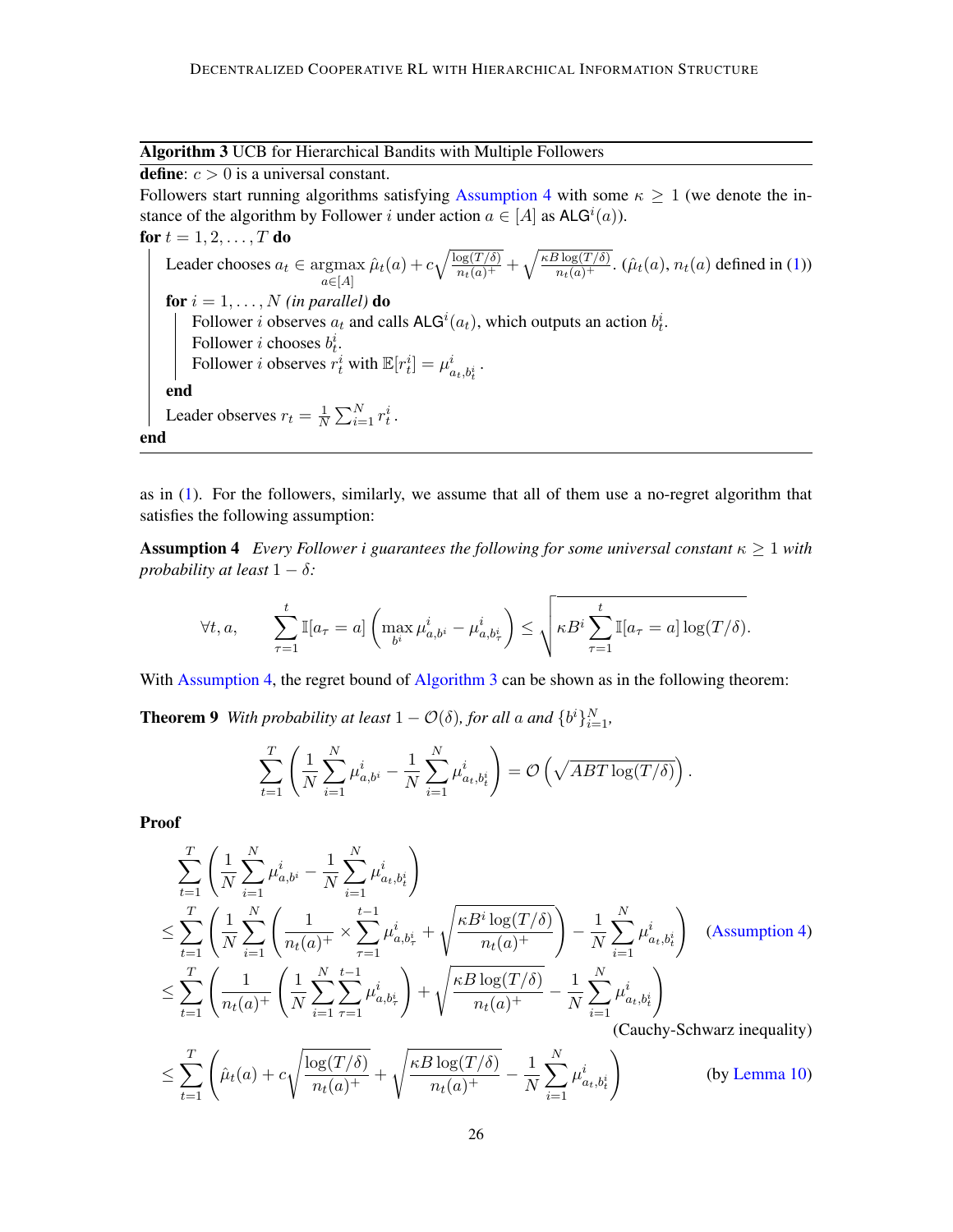**Algorithm 3** UCB for Hierarchical Bandits with Multiple Followers

**define**: $c > 0$ is a universal constant.

Followers start running algorithms satisfying Assumption 4 with some $\kappa \geq 1$ (we denote the instance of the algorithm by Follower $i$ under action $a \in [A]$ as $\mathsf{ALG}^i(a)$).

**for** $t = 1, 2, \ldots, T$ **do**

  Leader chooses $a_t \in \underset{a \in [A]}{\operatorname{argmax}}\, \hat{\mu}_t(a) + c\sqrt{\frac{\log(T/\delta)}{n_t(a)^+}} + \sqrt{\frac{\kappa B \log(T/\delta)}{n_t(a)^+}}$. ($\hat{\mu}_t(a)$, $n_t(a)$ defined in (1))

  **for** $i = 1, \ldots, N$ *(in parallel)* **do**

    Follower $i$ observes $a_t$ and calls $\mathsf{ALG}^i(a_t)$, which outputs an action $b_t^i$.

    Follower $i$ chooses $b_t^i$.

    Follower $i$ observes $r_t^i$ with $\mathbb{E}[r_t^i] = \mu^i_{a_t, b_t^i}$.

  **end**

  Leader observes $r_t = \frac{1}{N}\sum_{i=1}^N r_t^i$.

**end**

as in (1). For the followers, similarly, we assume that all of them use a no-regret algorithm that satisfies the following assumption:

**Assumption 4** *Every Follower i guarantees the following for some universal constant $\kappa \geq 1$ with probability at least $1 - \delta$:*

$$\forall t, a, \qquad \sum_{\tau=1}^{t} \mathbb{I}[a_\tau = a]\left(\max_{b^i} \mu^i_{a,b^i} - \mu^i_{a,b^i_\tau}\right) \leq \sqrt{\kappa B^i \sum_{\tau=1}^{t} \mathbb{I}[a_\tau = a] \log(T/\delta)}.$$

With Assumption 4, the regret bound of Algorithm 3 can be shown as in the following theorem:

**Theorem 9** *With probability at least $1 - \mathcal{O}(\delta)$, for all $a$ and $\{b^i\}_{i=1}^N$,*

$$\sum_{t=1}^{T}\left(\frac{1}{N}\sum_{i=1}^{N}\mu^i_{a,b^i} - \frac{1}{N}\sum_{i=1}^{N}\mu^i_{a_t,b^i_t}\right) = \mathcal{O}\left(\sqrt{ABT\log(T/\delta)}\right).$$

**Proof**

$$
\begin{aligned}
&\sum_{t=1}^{T}\left(\frac{1}{N}\sum_{i=1}^{N}\mu^i_{a,b^i} - \frac{1}{N}\sum_{i=1}^{N}\mu^i_{a_t,b^i_t}\right) \\
&\leq \sum_{t=1}^{T}\left(\frac{1}{N}\sum_{i=1}^{N}\left(\frac{1}{n_t(a)^+} \times \sum_{\tau=1}^{t-1}\mu^i_{a,b^i_\tau} + \sqrt{\frac{\kappa B^i \log(T/\delta)}{n_t(a)^+}}\right) - \frac{1}{N}\sum_{i=1}^{N}\mu^i_{a_t,b^i_t}\right) \qquad \text{(Assumption 4)} \\
&\leq \sum_{t=1}^{T}\left(\frac{1}{n_t(a)^+}\left(\frac{1}{N}\sum_{i=1}^{N}\sum_{\tau=1}^{t-1}\mu^i_{a,b^i_\tau}\right) + \sqrt{\frac{\kappa B \log(T/\delta)}{n_t(a)^+}} - \frac{1}{N}\sum_{i=1}^{N}\mu^i_{a_t,b^i_t}\right) \\
&\qquad \text{(Cauchy-Schwarz inequality)} \\
&\leq \sum_{t=1}^{T}\left(\hat{\mu}_t(a) + c\sqrt{\frac{\log(T/\delta)}{n_t(a)^+}} + \sqrt{\frac{\kappa B \log(T/\delta)}{n_t(a)^+}} - \frac{1}{N}\sum_{i=1}^{N}\mu^i_{a_t,b^i_t}\right) \qquad \text{(by Lemma 10)}
\end{aligned}
$$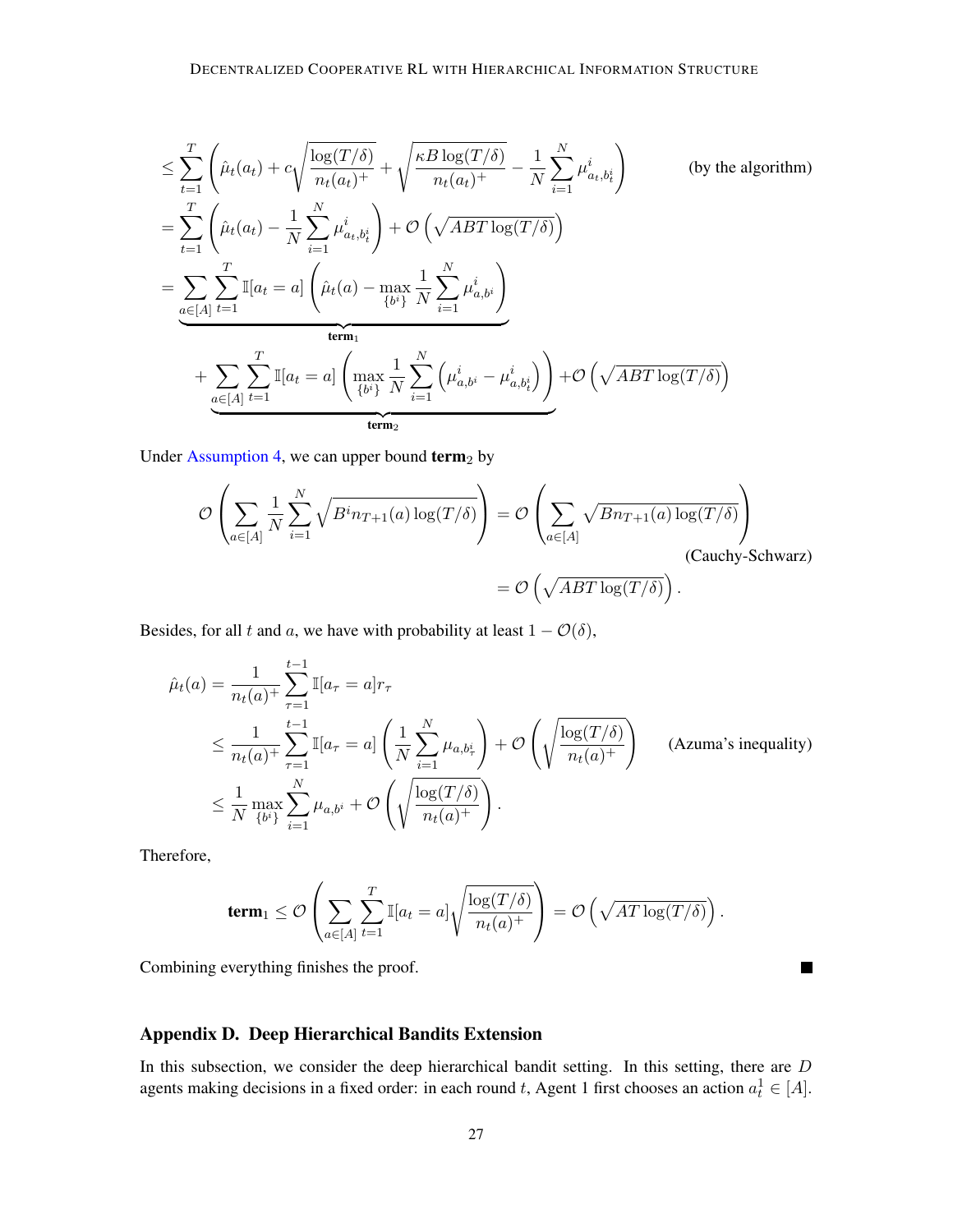$$
\begin{aligned}
&\leq \sum_{t=1}^{T} \left( \hat{\mu}_t(a_t) + c\sqrt{\frac{\log(T/\delta)}{n_t(a_t)^+}} + \sqrt{\frac{\kappa B \log(T/\delta)}{n_t(a_t)^+}} - \frac{1}{N}\sum_{i=1}^{N} \mu^i_{a_t, b^i_t} \right) && \text{(by the algorithm)} \\
&= \sum_{t=1}^{T} \left( \hat{\mu}_t(a_t) - \frac{1}{N}\sum_{i=1}^{N} \mu^i_{a_t, b^i_t} \right) + \mathcal{O}\left( \sqrt{ABT \log(T/\delta)} \right) \\
&= \underbrace{\sum_{a \in [A]} \sum_{t=1}^{T} \mathbb{I}[a_t = a] \left( \hat{\mu}_t(a) - \max_{\{b^i\}} \frac{1}{N} \sum_{i=1}^{N} \mu^i_{a, b^i} \right)}_{\textbf{term}_1} \\
&\quad + \underbrace{\sum_{a \in [A]} \sum_{t=1}^{T} \mathbb{I}[a_t = a] \left( \max_{\{b^i\}} \frac{1}{N} \sum_{i=1}^{N} \left( \mu^i_{a, b^i} - \mu^i_{a, b^i_t} \right) \right)}_{\textbf{term}_2} + \mathcal{O}\left( \sqrt{ABT \log(T/\delta)} \right)
\end{aligned}
$$

Under Assumption 4, we can upper bound **term**$_2$ by

$$
\begin{aligned}
\mathcal{O}\left( \sum_{a \in [A]} \frac{1}{N} \sum_{i=1}^{N} \sqrt{B^i n_{T+1}(a) \log(T/\delta)} \right) &= \mathcal{O}\left( \sum_{a \in [A]} \sqrt{B n_{T+1}(a) \log(T/\delta)} \right) && \text{(Cauchy-Schwarz)} \\
&= \mathcal{O}\left( \sqrt{ABT \log(T/\delta)} \right).
\end{aligned}
$$

Besides, for all $t$ and $a$, we have with probability at least $1 - \mathcal{O}(\delta)$,

$$
\begin{aligned}
\hat{\mu}_t(a) &= \frac{1}{n_t(a)^+} \sum_{\tau=1}^{t-1} \mathbb{I}[a_\tau = a] r_\tau \\
&\leq \frac{1}{n_t(a)^+} \sum_{\tau=1}^{t-1} \mathbb{I}[a_\tau = a] \left( \frac{1}{N} \sum_{i=1}^{N} \mu_{a, b^i_\tau} \right) + \mathcal{O}\left( \sqrt{\frac{\log(T/\delta)}{n_t(a)^+}} \right) && \text{(Azuma's inequality)} \\
&\leq \frac{1}{N} \max_{\{b^i\}} \sum_{i=1}^{N} \mu_{a, b^i} + \mathcal{O}\left( \sqrt{\frac{\log(T/\delta)}{n_t(a)^+}} \right).
\end{aligned}
$$

Therefore,

$$
\textbf{term}_1 \leq \mathcal{O}\left( \sum_{a \in [A]} \sum_{t=1}^{T} \mathbb{I}[a_t = a] \sqrt{\frac{\log(T/\delta)}{n_t(a)^+}} \right) = \mathcal{O}\left( \sqrt{AT \log(T/\delta)} \right).
$$

Combining everything finishes the proof. ■

## Appendix D. Deep Hierarchical Bandits Extension

In this subsection, we consider the deep hierarchical bandit setting. In this setting, there are $D$ agents making decisions in a fixed order: in each round $t$, Agent 1 first chooses an action $a^1_t \in [A]$.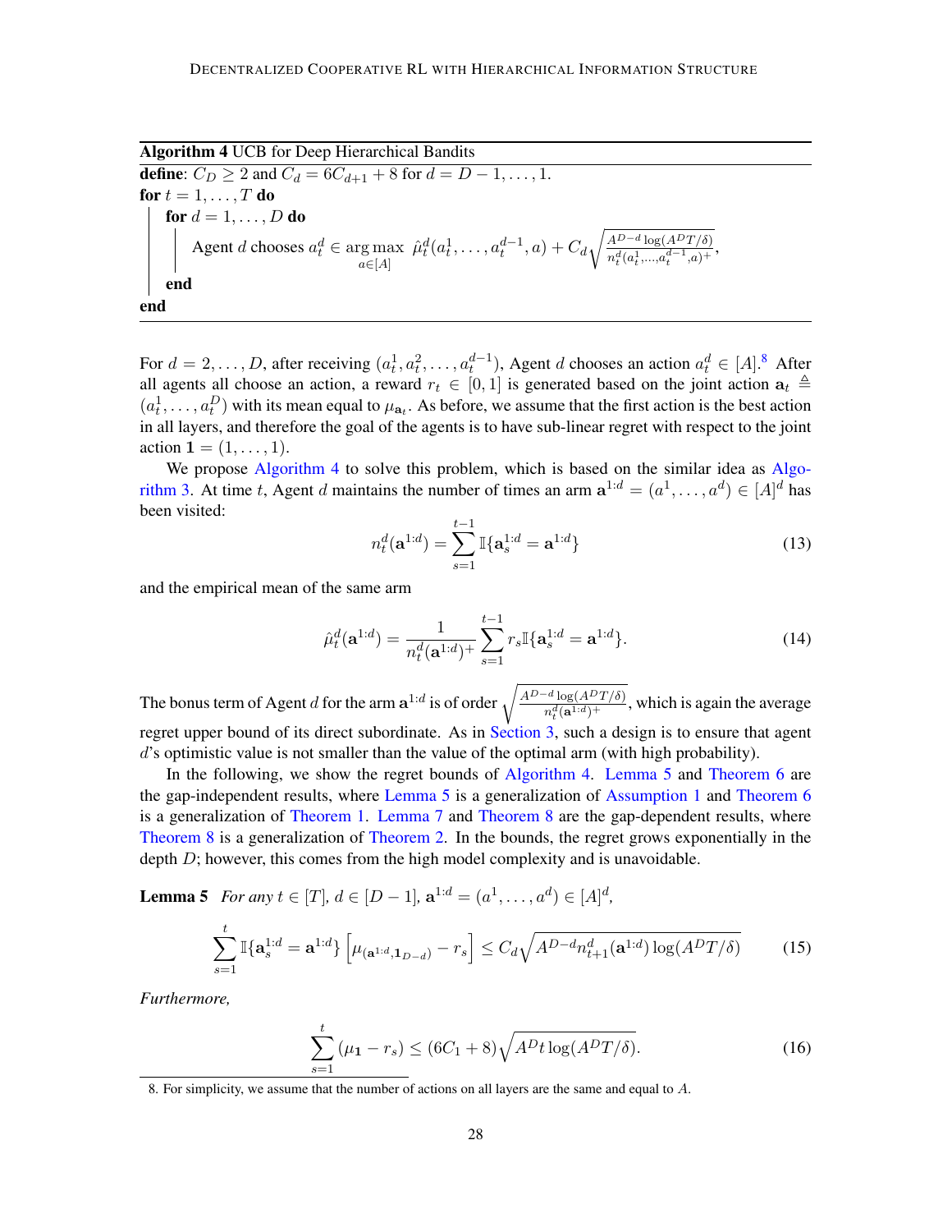**Algorithm 4** UCB for Deep Hierarchical Bandits

**define**: $C_D \geq 2$ and $C_d = 6C_{d+1} + 8$ for $d = D-1, \ldots, 1$.
**for** $t = 1, \ldots, T$ **do**
  **for** $d = 1, \ldots, D$ **do**
    Agent $d$ chooses $a_t^d \in \arg\max_{a \in [A]} \hat{\mu}_t^d(a_t^1, \ldots, a_t^{d-1}, a) + C_d \sqrt{\frac{A^{D-d} \log(A^D T/\delta)}{n_t^d(a_t^1, \ldots, a_t^{d-1}, a)^+}}$,
  **end**
**end**

For $d = 2, \ldots, D$, after receiving $(a_t^1, a_t^2, \ldots, a_t^{d-1})$, Agent $d$ chooses an action $a_t^d \in [A]$.[8] After all agents all choose an action, a reward $r_t \in [0,1]$ is generated based on the joint action $\mathbf{a}_t \triangleq (a_t^1, \ldots, a_t^D)$ with its mean equal to $\mu_{\mathbf{a}_t}$. As before, we assume that the first action is the best action in all layers, and therefore the goal of the agents is to have sub-linear regret with respect to the joint action $\mathbf{1} = (1, \ldots, 1)$.

We propose Algorithm 4 to solve this problem, which is based on the similar idea as Algorithm 3. At time $t$, Agent $d$ maintains the number of times an arm $\mathbf{a}^{1:d} = (a^1, \ldots, a^d) \in [A]^d$ has been visited:

$$n_t^d(\mathbf{a}^{1:d}) = \sum_{s=1}^{t-1} \mathbb{I}\{\mathbf{a}_s^{1:d} = \mathbf{a}^{1:d}\} \tag{13}$$

and the empirical mean of the same arm

$$\hat{\mu}_t^d(\mathbf{a}^{1:d}) = \frac{1}{n_t^d(\mathbf{a}^{1:d})^+} \sum_{s=1}^{t-1} r_s \mathbb{I}\{\mathbf{a}_s^{1:d} = \mathbf{a}^{1:d}\}. \tag{14}$$

The bonus term of Agent $d$ for the arm $\mathbf{a}^{1:d}$ is of order $\sqrt{\frac{A^{D-d}\log(A^D T/\delta)}{n_t^d(\mathbf{a}^{1:d})^+}}$, which is again the average regret upper bound of its direct subordinate. As in Section 3, such a design is to ensure that agent $d$'s optimistic value is not smaller than the value of the optimal arm (with high probability).

In the following, we show the regret bounds of Algorithm 4. Lemma 5 and Theorem 6 are the gap-independent results, where Lemma 5 is a generalization of Assumption 1 and Theorem 6 is a generalization of Theorem 1. Lemma 7 and Theorem 8 are the gap-dependent results, where Theorem 8 is a generalization of Theorem 2. In the bounds, the regret grows exponentially in the depth $D$; however, this comes from the high model complexity and is unavoidable.

**Lemma 5** *For any $t \in [T]$, $d \in [D-1]$, $\mathbf{a}^{1:d} = (a^1, \ldots, a^d) \in [A]^d$,*

$$\sum_{s=1}^{t} \mathbb{I}\{\mathbf{a}_s^{1:d} = \mathbf{a}^{1:d}\} \left[\mu_{(\mathbf{a}^{1:d}, \mathbf{1}_{D-d})} - r_s\right] \leq C_d \sqrt{A^{D-d} n_{t+1}^d(\mathbf{a}^{1:d}) \log(A^D T/\delta)} \tag{15}$$

*Furthermore,*

$$\sum_{s=1}^{t} (\mu_{\mathbf{1}} - r_s) \leq (6C_1 + 8)\sqrt{A^D t \log(A^D T/\delta)}. \tag{16}$$

8. For simplicity, we assume that the number of actions on all layers are the same and equal to $A$.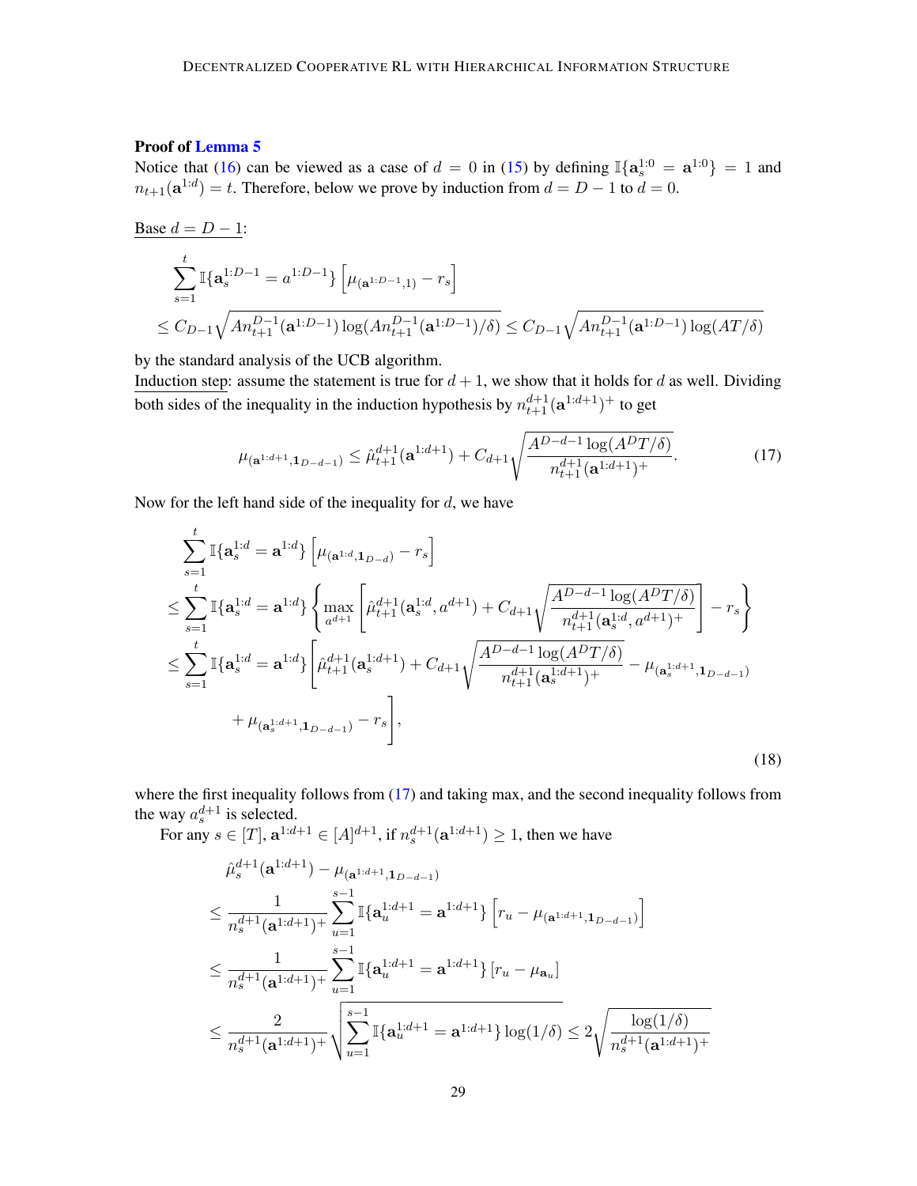**Proof of Lemma 5**

Notice that (16) can be viewed as a case of $d = 0$ in (15) by defining $\mathbb{I}\{\mathbf{a}_s^{1:0} = \mathbf{a}^{1:0}\} = 1$ and $n_{t+1}(\mathbf{a}^{1:d}) = t$. Therefore, below we prove by induction from $d = D-1$ to $d = 0$.

Base $d = D-1$:

$$
\begin{aligned}
&\sum_{s=1}^{t} \mathbb{I}\{\mathbf{a}_s^{1:D-1} = a^{1:D-1}\} \left[\mu_{(\mathbf{a}^{1:D-1},1)} - r_s\right] \\
&\leq C_{D-1}\sqrt{A n_{t+1}^{D-1}(\mathbf{a}^{1:D-1}) \log(A n_{t+1}^{D-1}(\mathbf{a}^{1:D-1})/\delta)} \leq C_{D-1}\sqrt{A n_{t+1}^{D-1}(\mathbf{a}^{1:D-1}) \log(AT/\delta)}
\end{aligned}
$$

by the standard analysis of the UCB algorithm.

Induction step: assume the statement is true for $d+1$, we show that it holds for $d$ as well. Dividing both sides of the inequality in the induction hypothesis by $n_{t+1}^{d+1}(\mathbf{a}^{1:d+1})^+$ to get

$$
\mu_{(\mathbf{a}^{1:d+1},\mathbf{1}_{D-d-1})} \leq \hat{\mu}_{t+1}^{d+1}(\mathbf{a}^{1:d+1}) + C_{d+1}\sqrt{\frac{A^{D-d-1}\log(A^D T/\delta)}{n_{t+1}^{d+1}(\mathbf{a}^{1:d+1})^+}}. \tag{17}
$$

Now for the left hand side of the inequality for $d$, we have

$$
\begin{aligned}
&\sum_{s=1}^{t} \mathbb{I}\{\mathbf{a}_s^{1:d} = \mathbf{a}^{1:d}\} \left[\mu_{(\mathbf{a}^{1:d},\mathbf{1}_{D-d})} - r_s\right] \\
&\leq \sum_{s=1}^{t} \mathbb{I}\{\mathbf{a}_s^{1:d} = \mathbf{a}^{1:d}\} \left\{\max_{a^{d+1}} \left[\hat{\mu}_{t+1}^{d+1}(\mathbf{a}_s^{1:d}, a^{d+1}) + C_{d+1}\sqrt{\frac{A^{D-d-1}\log(A^D T/\delta)}{n_{t+1}^{d+1}(\mathbf{a}_s^{1:d}, a^{d+1})^+}}\right] - r_s\right\} \\
&\leq \sum_{s=1}^{t} \mathbb{I}\{\mathbf{a}_s^{1:d} = \mathbf{a}^{1:d}\} \Bigg[\hat{\mu}_{t+1}^{d+1}(\mathbf{a}_s^{1:d+1}) + C_{d+1}\sqrt{\frac{A^{D-d-1}\log(A^D T/\delta)}{n_{t+1}^{d+1}(\mathbf{a}_s^{1:d+1})^+}} - \mu_{(\mathbf{a}_s^{1:d+1},\mathbf{1}_{D-d-1})} \\
&\qquad + \mu_{(\mathbf{a}_s^{1:d+1},\mathbf{1}_{D-d-1})} - r_s\Bigg],
\end{aligned} \tag{18}
$$

where the first inequality follows from (17) and taking max, and the second inequality follows from the way $a_s^{d+1}$ is selected.

For any $s \in [T]$, $\mathbf{a}^{1:d+1} \in [A]^{d+1}$, if $n_s^{d+1}(\mathbf{a}^{1:d+1}) \geq 1$, then we have

$$
\begin{aligned}
&\hat{\mu}_s^{d+1}(\mathbf{a}^{1:d+1}) - \mu_{(\mathbf{a}^{1:d+1},\mathbf{1}_{D-d-1})} \\
&\leq \frac{1}{n_s^{d+1}(\mathbf{a}^{1:d+1})^+} \sum_{u=1}^{s-1} \mathbb{I}\{\mathbf{a}_u^{1:d+1} = \mathbf{a}^{1:d+1}\} \left[r_u - \mu_{(\mathbf{a}^{1:d+1},\mathbf{1}_{D-d-1})}\right] \\
&\leq \frac{1}{n_s^{d+1}(\mathbf{a}^{1:d+1})^+} \sum_{u=1}^{s-1} \mathbb{I}\{\mathbf{a}_u^{1:d+1} = \mathbf{a}^{1:d+1}\} \left[r_u - \mu_{\mathbf{a}_u}\right] \\
&\leq \frac{2}{n_s^{d+1}(\mathbf{a}^{1:d+1})^+} \sqrt{\sum_{u=1}^{s-1} \mathbb{I}\{\mathbf{a}_u^{1:d+1} = \mathbf{a}^{1:d+1}\} \log(1/\delta)} \leq 2\sqrt{\frac{\log(1/\delta)}{n_s^{d+1}(\mathbf{a}^{1:d+1})^+}}
\end{aligned}
$$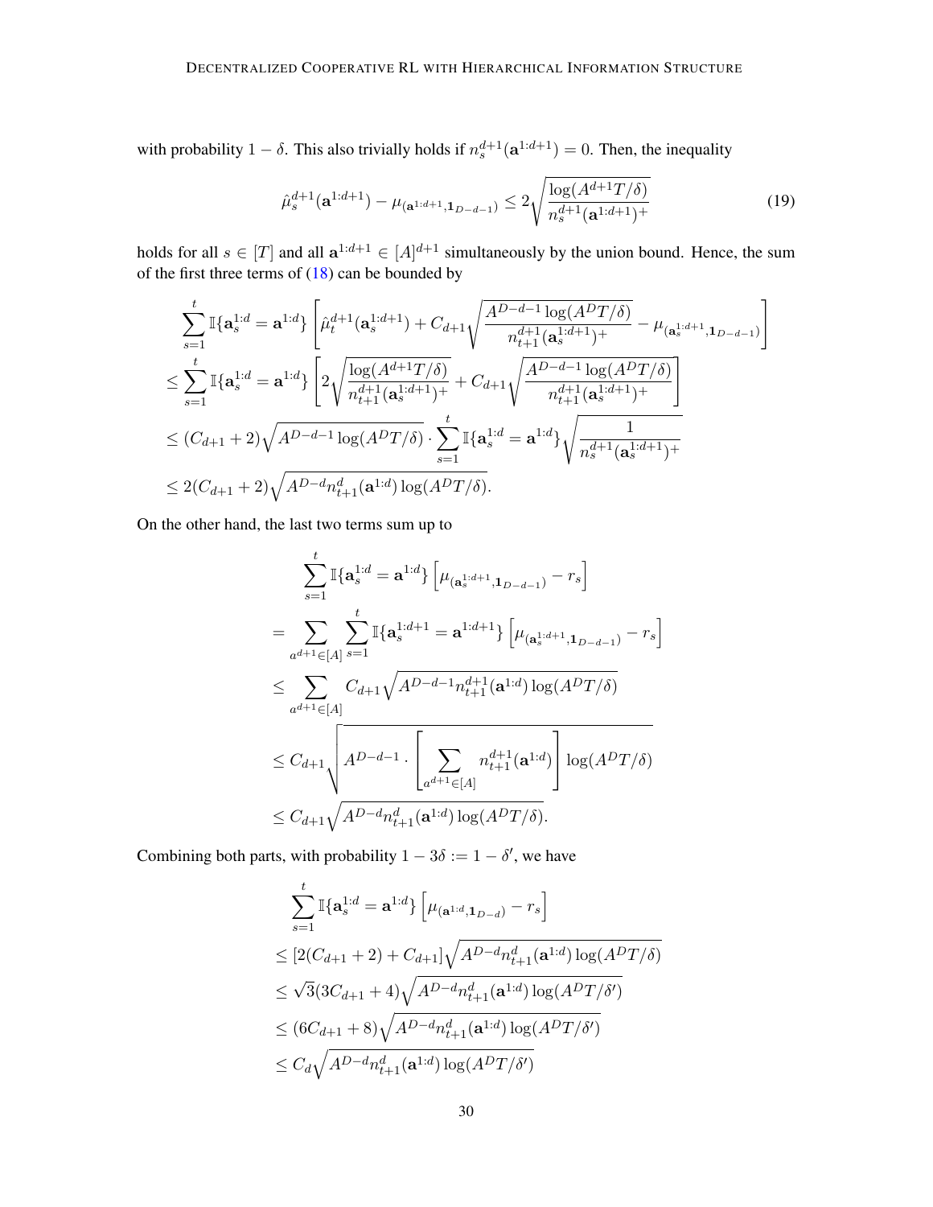with probability $1 - \delta$. This also trivially holds if $n_s^{d+1}(\mathbf{a}^{1:d+1}) = 0$. Then, the inequality

$$\hat{\mu}_s^{d+1}(\mathbf{a}^{1:d+1}) - \mu_{(\mathbf{a}^{1:d+1}, \mathbf{1}_{D-d-1})} \leq 2\sqrt{\frac{\log(A^{d+1}T/\delta)}{n_s^{d+1}(\mathbf{a}^{1:d+1})^+}} \tag{19}$$

holds for all $s \in [T]$ and all $\mathbf{a}^{1:d+1} \in [A]^{d+1}$ simultaneously by the union bound. Hence, the sum of the first three terms of (18) can be bounded by

$$\begin{aligned}
&\sum_{s=1}^{t} \mathbb{I}\{\mathbf{a}_s^{1:d} = \mathbf{a}^{1:d}\} \left[\hat{\mu}_t^{d+1}(\mathbf{a}_s^{1:d+1}) + C_{d+1}\sqrt{\frac{A^{D-d-1}\log(A^D T/\delta)}{n_{t+1}^{d+1}(\mathbf{a}_s^{1:d+1})^+}} - \mu_{(\mathbf{a}_s^{1:d+1}, \mathbf{1}_{D-d-1})}\right] \\
&\leq \sum_{s=1}^{t} \mathbb{I}\{\mathbf{a}_s^{1:d} = \mathbf{a}^{1:d}\} \left[2\sqrt{\frac{\log(A^{d+1}T/\delta)}{n_{t+1}^{d+1}(\mathbf{a}_s^{1:d+1})^+}} + C_{d+1}\sqrt{\frac{A^{D-d-1}\log(A^D T/\delta)}{n_{t+1}^{d+1}(\mathbf{a}_s^{1:d+1})^+}}\right] \\
&\leq (C_{d+1} + 2)\sqrt{A^{D-d-1}\log(A^D T/\delta)} \cdot \sum_{s=1}^{t} \mathbb{I}\{\mathbf{a}_s^{1:d} = \mathbf{a}^{1:d}\}\sqrt{\frac{1}{n_s^{d+1}(\mathbf{a}_s^{1:d+1})^+}} \\
&\leq 2(C_{d+1} + 2)\sqrt{A^{D-d} n_{t+1}^{d}(\mathbf{a}^{1:d})\log(A^D T/\delta)}.
\end{aligned}$$

On the other hand, the last two terms sum up to

$$\begin{aligned}
&\sum_{s=1}^{t} \mathbb{I}\{\mathbf{a}_s^{1:d} = \mathbf{a}^{1:d}\} \left[\mu_{(\mathbf{a}_s^{1:d+1}, \mathbf{1}_{D-d-1})} - r_s\right] \\
&= \sum_{a^{d+1} \in [A]} \sum_{s=1}^{t} \mathbb{I}\{\mathbf{a}_s^{1:d+1} = \mathbf{a}^{1:d+1}\} \left[\mu_{(\mathbf{a}_s^{1:d+1}, \mathbf{1}_{D-d-1})} - r_s\right] \\
&\leq \sum_{a^{d+1} \in [A]} C_{d+1}\sqrt{A^{D-d-1} n_{t+1}^{d+1}(\mathbf{a}^{1:d})\log(A^D T/\delta)} \\
&\leq C_{d+1}\sqrt{A^{D-d-1} \cdot \left[\sum_{a^{d+1} \in [A]} n_{t+1}^{d+1}(\mathbf{a}^{1:d})\right]\log(A^D T/\delta)} \\
&\leq C_{d+1}\sqrt{A^{D-d} n_{t+1}^{d}(\mathbf{a}^{1:d})\log(A^D T/\delta)}.
\end{aligned}$$

Combining both parts, with probability $1 - 3\delta := 1 - \delta'$, we have

$$\begin{aligned}
&\sum_{s=1}^{t} \mathbb{I}\{\mathbf{a}_s^{1:d} = \mathbf{a}^{1:d}\} \left[\mu_{(\mathbf{a}^{1:d}, \mathbf{1}_{D-d})} - r_s\right] \\
&\leq [2(C_{d+1} + 2) + C_{d+1}]\sqrt{A^{D-d} n_{t+1}^{d}(\mathbf{a}^{1:d})\log(A^D T/\delta)} \\
&\leq \sqrt{3}(3C_{d+1} + 4)\sqrt{A^{D-d} n_{t+1}^{d}(\mathbf{a}^{1:d})\log(A^D T/\delta')} \\
&\leq (6C_{d+1} + 8)\sqrt{A^{D-d} n_{t+1}^{d}(\mathbf{a}^{1:d})\log(A^D T/\delta')} \\
&\leq C_d\sqrt{A^{D-d} n_{t+1}^{d}(\mathbf{a}^{1:d})\log(A^D T/\delta')}
\end{aligned}$$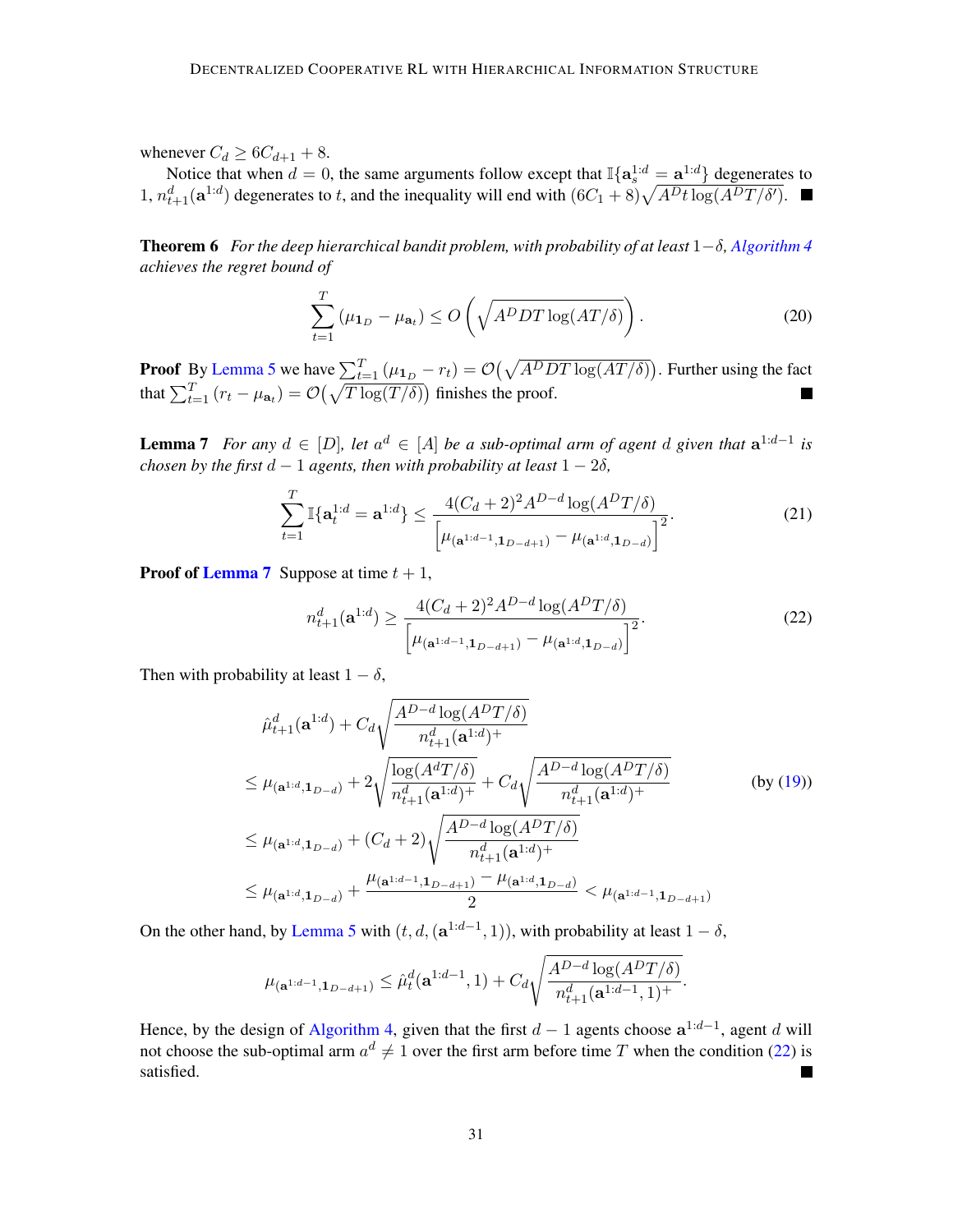whenever $C_d \geq 6C_{d+1} + 8$.

Notice that when $d = 0$, the same arguments follow except that $\mathbb{I}\{\mathbf{a}_s^{1:d} = \mathbf{a}^{1:d}\}$ degenerates to 1, $n_{t+1}^d(\mathbf{a}^{1:d})$ degenerates to $t$, and the inequality will end with $(6C_1 + 8)\sqrt{A^D t \log(A^D T/\delta')}$. ■

**Theorem 6** *For the deep hierarchical bandit problem, with probability of at least $1-\delta$, Algorithm 4 achieves the regret bound of*

$$\sum_{t=1}^{T} (\mu_{\mathbf{1}_D} - \mu_{\mathbf{a}_t}) \leq O\left(\sqrt{A^D D T \log(AT/\delta)}\right). \tag{20}$$

**Proof** By Lemma 5 we have $\sum_{t=1}^{T} (\mu_{\mathbf{1}_D} - r_t) = \mathcal{O}\big(\sqrt{A^D D T \log(AT/\delta)}\big)$. Further using the fact that $\sum_{t=1}^{T} (r_t - \mu_{\mathbf{a}_t}) = \mathcal{O}\big(\sqrt{T \log(T/\delta)}\big)$ finishes the proof. ■

**Lemma 7** *For any $d \in [D]$, let $a^d \in [A]$ be a sub-optimal arm of agent $d$ given that $\mathbf{a}^{1:d-1}$ is chosen by the first $d-1$ agents, then with probability at least $1 - 2\delta$,*

$$\sum_{t=1}^{T} \mathbb{I}\{\mathbf{a}_t^{1:d} = \mathbf{a}^{1:d}\} \leq \frac{4(C_d + 2)^2 A^{D-d} \log(A^D T/\delta)}{\left[\mu_{(\mathbf{a}^{1:d-1}, \mathbf{1}_{D-d+1})} - \mu_{(\mathbf{a}^{1:d}, \mathbf{1}_{D-d})}\right]^2}. \tag{21}$$

**Proof of Lemma 7** Suppose at time $t+1$,

$$n_{t+1}^d(\mathbf{a}^{1:d}) \geq \frac{4(C_d + 2)^2 A^{D-d} \log(A^D T/\delta)}{\left[\mu_{(\mathbf{a}^{1:d-1}, \mathbf{1}_{D-d+1})} - \mu_{(\mathbf{a}^{1:d}, \mathbf{1}_{D-d})}\right]^2}. \tag{22}$$

Then with probability at least $1 - \delta$,

$$\begin{aligned}
&\hat{\mu}_{t+1}^d(\mathbf{a}^{1:d}) + C_d \sqrt{\frac{A^{D-d} \log(A^D T/\delta)}{n_{t+1}^d(\mathbf{a}^{1:d})^+}} \\
&\leq \mu_{(\mathbf{a}^{1:d}, \mathbf{1}_{D-d})} + 2\sqrt{\frac{\log(A^d T/\delta)}{n_{t+1}^d(\mathbf{a}^{1:d})^+}} + C_d \sqrt{\frac{A^{D-d} \log(A^D T/\delta)}{n_{t+1}^d(\mathbf{a}^{1:d})^+}} && \text{(by (19))} \\
&\leq \mu_{(\mathbf{a}^{1:d}, \mathbf{1}_{D-d})} + (C_d + 2)\sqrt{\frac{A^{D-d} \log(A^D T/\delta)}{n_{t+1}^d(\mathbf{a}^{1:d})^+}} \\
&\leq \mu_{(\mathbf{a}^{1:d}, \mathbf{1}_{D-d})} + \frac{\mu_{(\mathbf{a}^{1:d-1}, \mathbf{1}_{D-d+1})} - \mu_{(\mathbf{a}^{1:d}, \mathbf{1}_{D-d})}}{2} < \mu_{(\mathbf{a}^{1:d-1}, \mathbf{1}_{D-d+1})}
\end{aligned}$$

On the other hand, by Lemma 5 with $(t, d, (\mathbf{a}^{1:d-1}, 1))$, with probability at least $1 - \delta$,

$$\mu_{(\mathbf{a}^{1:d-1}, \mathbf{1}_{D-d+1})} \leq \hat{\mu}_t^d(\mathbf{a}^{1:d-1}, 1) + C_d \sqrt{\frac{A^{D-d} \log(A^D T/\delta)}{n_{t+1}^d(\mathbf{a}^{1:d-1}, 1)^+}}.$$

Hence, by the design of Algorithm 4, given that the first $d-1$ agents choose $\mathbf{a}^{1:d-1}$, agent $d$ will not choose the sub-optimal arm $a^d \neq 1$ over the first arm before time $T$ when the condition (22) is satisfied. ■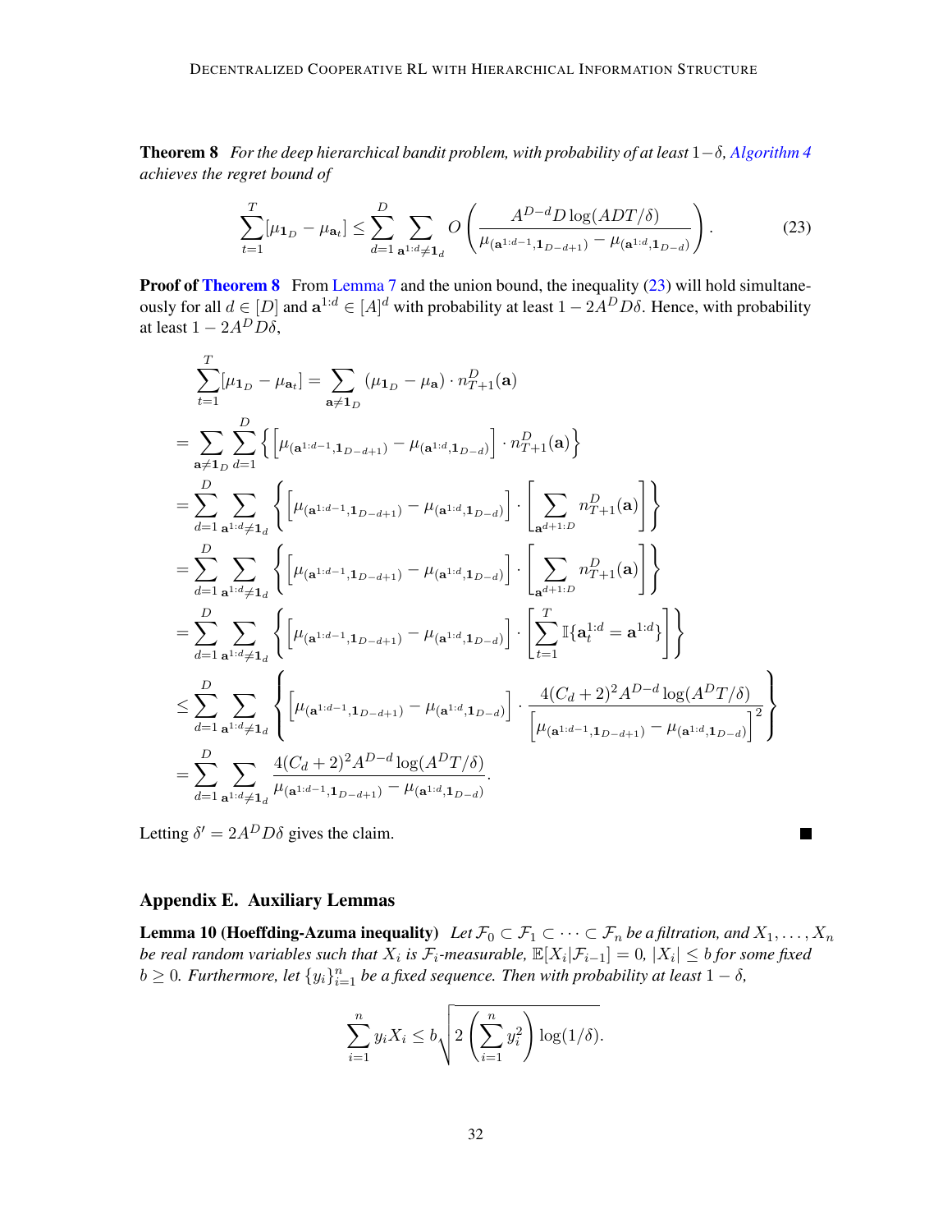**Theorem 8** *For the deep hierarchical bandit problem, with probability of at least $1-\delta$, Algorithm 4 achieves the regret bound of*

$$\sum_{t=1}^{T}[\mu_{\mathbf{1}_D} - \mu_{\mathbf{a}_t}] \leq \sum_{d=1}^{D} \sum_{\mathbf{a}^{1:d} \neq \mathbf{1}_d} O\left(\frac{A^{D-d} D \log(ADT/\delta)}{\mu_{(\mathbf{a}^{1:d-1}, \mathbf{1}_{D-d+1})} - \mu_{(\mathbf{a}^{1:d}, \mathbf{1}_{D-d})}}\right). \tag{23}$$

**Proof of Theorem 8** From Lemma 7 and the union bound, the inequality (23) will hold simultaneously for all $d \in [D]$ and $\mathbf{a}^{1:d} \in [A]^d$ with probability at least $1 - 2A^D D\delta$. Hence, with probability at least $1 - 2A^D D\delta$,

$$\begin{aligned}
&\sum_{t=1}^{T}[\mu_{\mathbf{1}_D} - \mu_{\mathbf{a}_t}] = \sum_{\mathbf{a} \neq \mathbf{1}_D} (\mu_{\mathbf{1}_D} - \mu_{\mathbf{a}}) \cdot n_{T+1}^D(\mathbf{a}) \\
&= \sum_{\mathbf{a} \neq \mathbf{1}_D} \sum_{d=1}^{D} \left\{ \left[\mu_{(\mathbf{a}^{1:d-1}, \mathbf{1}_{D-d+1})} - \mu_{(\mathbf{a}^{1:d}, \mathbf{1}_{D-d})}\right] \cdot n_{T+1}^D(\mathbf{a}) \right\} \\
&= \sum_{d=1}^{D} \sum_{\mathbf{a}^{1:d} \neq \mathbf{1}_d} \left\{ \left[\mu_{(\mathbf{a}^{1:d-1}, \mathbf{1}_{D-d+1})} - \mu_{(\mathbf{a}^{1:d}, \mathbf{1}_{D-d})}\right] \cdot \left[\sum_{\mathbf{a}^{d+1:D}} n_{T+1}^D(\mathbf{a})\right] \right\} \\
&= \sum_{d=1}^{D} \sum_{\mathbf{a}^{1:d} \neq \mathbf{1}_d} \left\{ \left[\mu_{(\mathbf{a}^{1:d-1}, \mathbf{1}_{D-d+1})} - \mu_{(\mathbf{a}^{1:d}, \mathbf{1}_{D-d})}\right] \cdot \left[\sum_{\mathbf{a}^{d+1:D}} n_{T+1}^D(\mathbf{a})\right] \right\} \\
&= \sum_{d=1}^{D} \sum_{\mathbf{a}^{1:d} \neq \mathbf{1}_d} \left\{ \left[\mu_{(\mathbf{a}^{1:d-1}, \mathbf{1}_{D-d+1})} - \mu_{(\mathbf{a}^{1:d}, \mathbf{1}_{D-d})}\right] \cdot \left[\sum_{t=1}^{T} \mathbb{I}\{\mathbf{a}_t^{1:d} = \mathbf{a}^{1:d}\}\right] \right\} \\
&\leq \sum_{d=1}^{D} \sum_{\mathbf{a}^{1:d} \neq \mathbf{1}_d} \left\{ \left[\mu_{(\mathbf{a}^{1:d-1}, \mathbf{1}_{D-d+1})} - \mu_{(\mathbf{a}^{1:d}, \mathbf{1}_{D-d})}\right] \cdot \frac{4(C_d+2)^2 A^{D-d} \log(A^D T/\delta)}{\left[\mu_{(\mathbf{a}^{1:d-1}, \mathbf{1}_{D-d+1})} - \mu_{(\mathbf{a}^{1:d}, \mathbf{1}_{D-d})}\right]^2} \right\} \\
&= \sum_{d=1}^{D} \sum_{\mathbf{a}^{1:d} \neq \mathbf{1}_d} \frac{4(C_d+2)^2 A^{D-d} \log(A^D T/\delta)}{\mu_{(\mathbf{a}^{1:d-1}, \mathbf{1}_{D-d+1})} - \mu_{(\mathbf{a}^{1:d}, \mathbf{1}_{D-d})}}.
\end{aligned}$$

Letting $\delta' = 2A^D D\delta$ gives the claim. ■

## Appendix E. Auxiliary Lemmas

**Lemma 10 (Hoeffding-Azuma inequality)** *Let $\mathcal{F}_0 \subset \mathcal{F}_1 \subset \cdots \subset \mathcal{F}_n$ be a filtration, and $X_1, \ldots, X_n$ be real random variables such that $X_i$ is $\mathcal{F}_i$-measurable, $\mathbb{E}[X_i|\mathcal{F}_{i-1}] = 0$, $|X_i| \leq b$ for some fixed $b \geq 0$. Furthermore, let $\{y_i\}_{i=1}^n$ be a fixed sequence. Then with probability at least $1-\delta$,*

$$\sum_{i=1}^{n} y_i X_i \leq b\sqrt{2\left(\sum_{i=1}^{n} y_i^2\right) \log(1/\delta)}.$$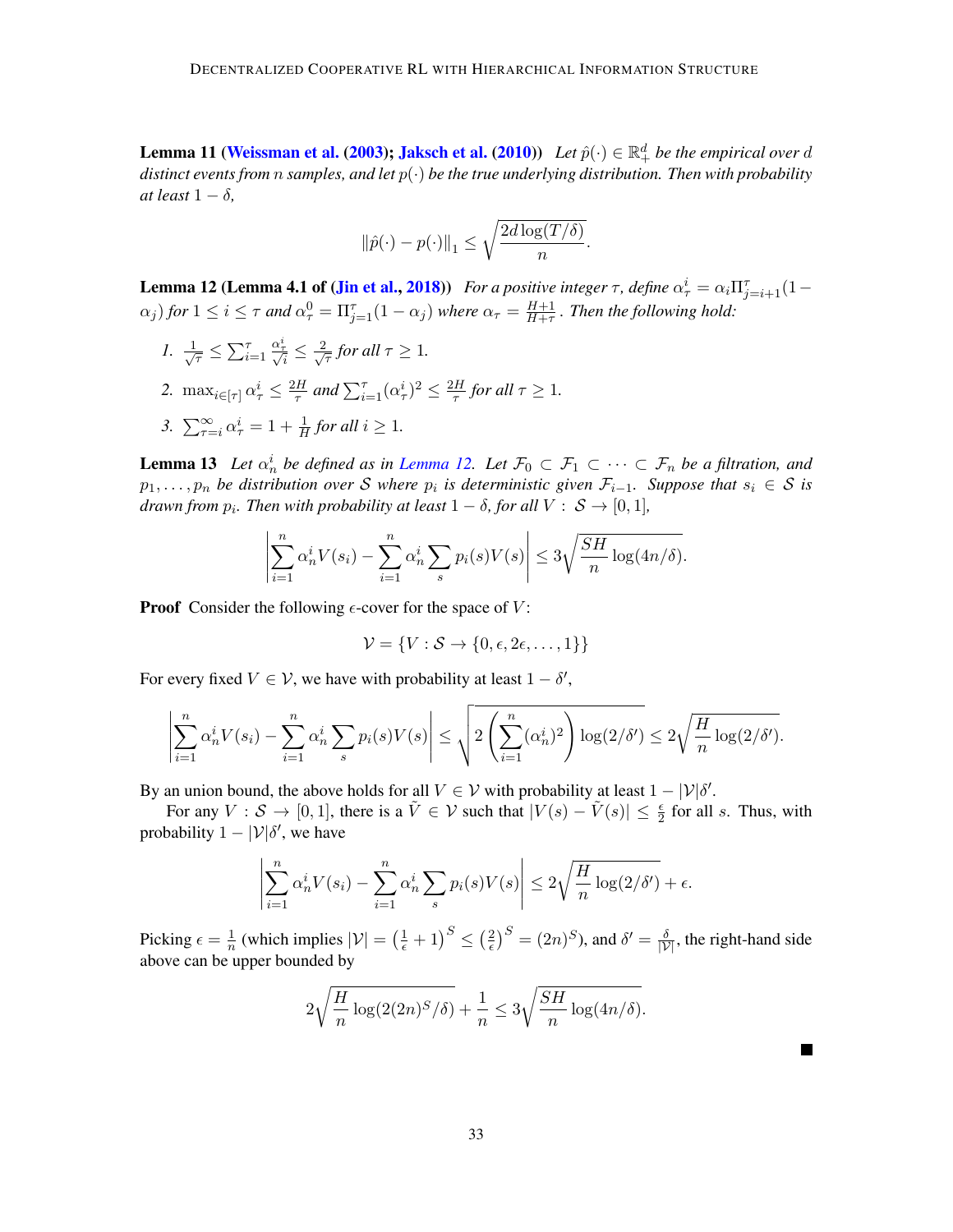**Lemma 11 (Weissman et al. (2003); Jaksch et al. (2010))** *Let $\hat{p}(\cdot) \in \mathbb{R}_+^d$ be the empirical over $d$ distinct events from $n$ samples, and let $p(\cdot)$ be the true underlying distribution. Then with probability at least $1-\delta$,*

$$\left\|\hat{p}(\cdot) - p(\cdot)\right\|_1 \leq \sqrt{\frac{2d\log(T/\delta)}{n}}.$$

**Lemma 12 (Lemma 4.1 of (Jin et al., 2018))** *For a positive integer $\tau$, define $\alpha_\tau^i = \alpha_i \Pi_{j=i+1}^{\tau}(1-\alpha_j)$ for $1 \leq i \leq \tau$ and $\alpha_\tau^0 = \Pi_{j=1}^{\tau}(1-\alpha_j)$ where $\alpha_\tau = \frac{H+1}{H+\tau}$. Then the following hold:*

1. $\frac{1}{\sqrt{\tau}} \leq \sum_{i=1}^{\tau} \frac{\alpha_\tau^i}{\sqrt{i}} \leq \frac{2}{\sqrt{\tau}}$ *for all* $\tau \geq 1$.
2. $\max_{i\in[\tau]} \alpha_\tau^i \leq \frac{2H}{\tau}$ *and* $\sum_{i=1}^{\tau}(\alpha_\tau^i)^2 \leq \frac{2H}{\tau}$ *for all* $\tau \geq 1$.
3. $\sum_{\tau=i}^{\infty} \alpha_\tau^i = 1 + \frac{1}{H}$ *for all* $i \geq 1$.

**Lemma 13** *Let $\alpha_n^i$ be defined as in Lemma 12. Let $\mathcal{F}_0 \subset \mathcal{F}_1 \subset \cdots \subset \mathcal{F}_n$ be a filtration, and $p_1, \ldots, p_n$ be distribution over $\mathcal{S}$ where $p_i$ is deterministic given $\mathcal{F}_{i-1}$. Suppose that $s_i \in \mathcal{S}$ is drawn from $p_i$. Then with probability at least $1-\delta$, for all $V : \mathcal{S} \to [0,1]$,*

$$\left|\sum_{i=1}^{n} \alpha_n^i V(s_i) - \sum_{i=1}^{n} \alpha_n^i \sum_s p_i(s)V(s)\right| \leq 3\sqrt{\frac{SH}{n}\log(4n/\delta)}.$$

**Proof** Consider the following $\epsilon$-cover for the space of $V$:

$$\mathcal{V} = \{V : \mathcal{S} \to \{0, \epsilon, 2\epsilon, \ldots, 1\}\}$$

For every fixed $V \in \mathcal{V}$, we have with probability at least $1-\delta'$,

$$\left|\sum_{i=1}^{n} \alpha_n^i V(s_i) - \sum_{i=1}^{n} \alpha_n^i \sum_s p_i(s)V(s)\right| \leq \sqrt{2\left(\sum_{i=1}^{n}(\alpha_n^i)^2\right)\log(2/\delta')} \leq 2\sqrt{\frac{H}{n}\log(2/\delta')}.$$

By an union bound, the above holds for all $V \in \mathcal{V}$ with probability at least $1 - |\mathcal{V}|\delta'$.

For any $V : \mathcal{S} \to [0,1]$, there is a $\tilde{V} \in \mathcal{V}$ such that $|V(s) - \tilde{V}(s)| \leq \frac{\epsilon}{2}$ for all $s$. Thus, with probability $1 - |\mathcal{V}|\delta'$, we have

$$\left|\sum_{i=1}^{n} \alpha_n^i V(s_i) - \sum_{i=1}^{n} \alpha_n^i \sum_s p_i(s)V(s)\right| \leq 2\sqrt{\frac{H}{n}\log(2/\delta')} + \epsilon.$$

Picking $\epsilon = \frac{1}{n}$ (which implies $|\mathcal{V}| = \left(\frac{1}{\epsilon}+1\right)^S \leq \left(\frac{2}{\epsilon}\right)^S = (2n)^S$), and $\delta' = \frac{\delta}{|\mathcal{V}|}$, the right-hand side above can be upper bounded by

$$2\sqrt{\frac{H}{n}\log(2(2n)^S/\delta)} + \frac{1}{n} \leq 3\sqrt{\frac{SH}{n}\log(4n/\delta)}.$$

■